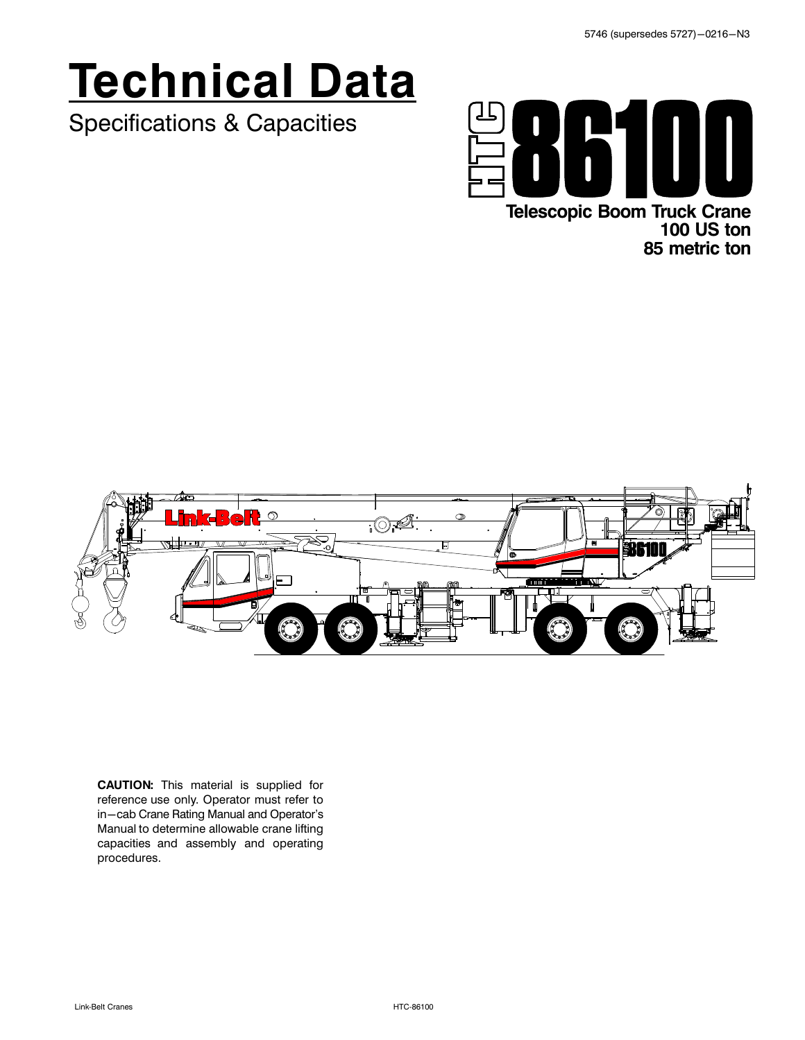5746 (supersedes 5727)—0216—N3

# Technical Data

Specifications & Capacities

# HTC 86100

**Telescopic Boom Truck Crane**
**100 US ton**
**85 metric ton**

**CAUTION:** This material is supplied for reference use only. Operator must refer to in—cab Crane Rating Manual and Operator's Manual to determine allowable crane lifting capacities and assembly and operating procedures.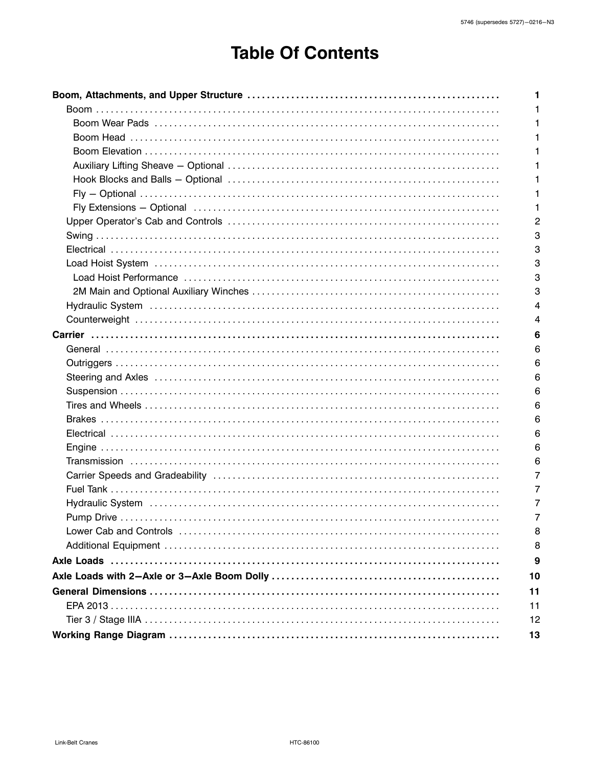# Table Of Contents

| | |
|---|---|
| **Boom, Attachments, and Upper Structure** | **1** |
| Boom | 1 |
| Boom Wear Pads | 1 |
| Boom Head | 1 |
| Boom Elevation | 1 |
| Auxiliary Lifting Sheave — Optional | 1 |
| Hook Blocks and Balls — Optional | 1 |
| Fly — Optional | 1 |
| Fly Extensions — Optional | 1 |
| Upper Operator's Cab and Controls | 2 |
| Swing | 3 |
| Electrical | 3 |
| Load Hoist System | 3 |
| Load Hoist Performance | 3 |
| 2M Main and Optional Auxiliary Winches | 3 |
| Hydraulic System | 4 |
| Counterweight | 4 |
| **Carrier** | **6** |
| General | 6 |
| Outriggers | 6 |
| Steering and Axles | 6 |
| Suspension | 6 |
| Tires and Wheels | 6 |
| Brakes | 6 |
| Electrical | 6 |
| Engine | 6 |
| Transmission | 6 |
| Carrier Speeds and Gradeability | 7 |
| Fuel Tank | 7 |
| Hydraulic System | 7 |
| Pump Drive | 7 |
| Lower Cab and Controls | 8 |
| Additional Equipment | 8 |
| **Axle Loads** | **9** |
| **Axle Loads with 2—Axle or 3—Axle Boom Dolly** | **10** |
| **General Dimensions** | **11** |
| EPA 2013 | 11 |
| Tier 3 / Stage IIIA | 12 |
| **Working Range Diagram** | **13** |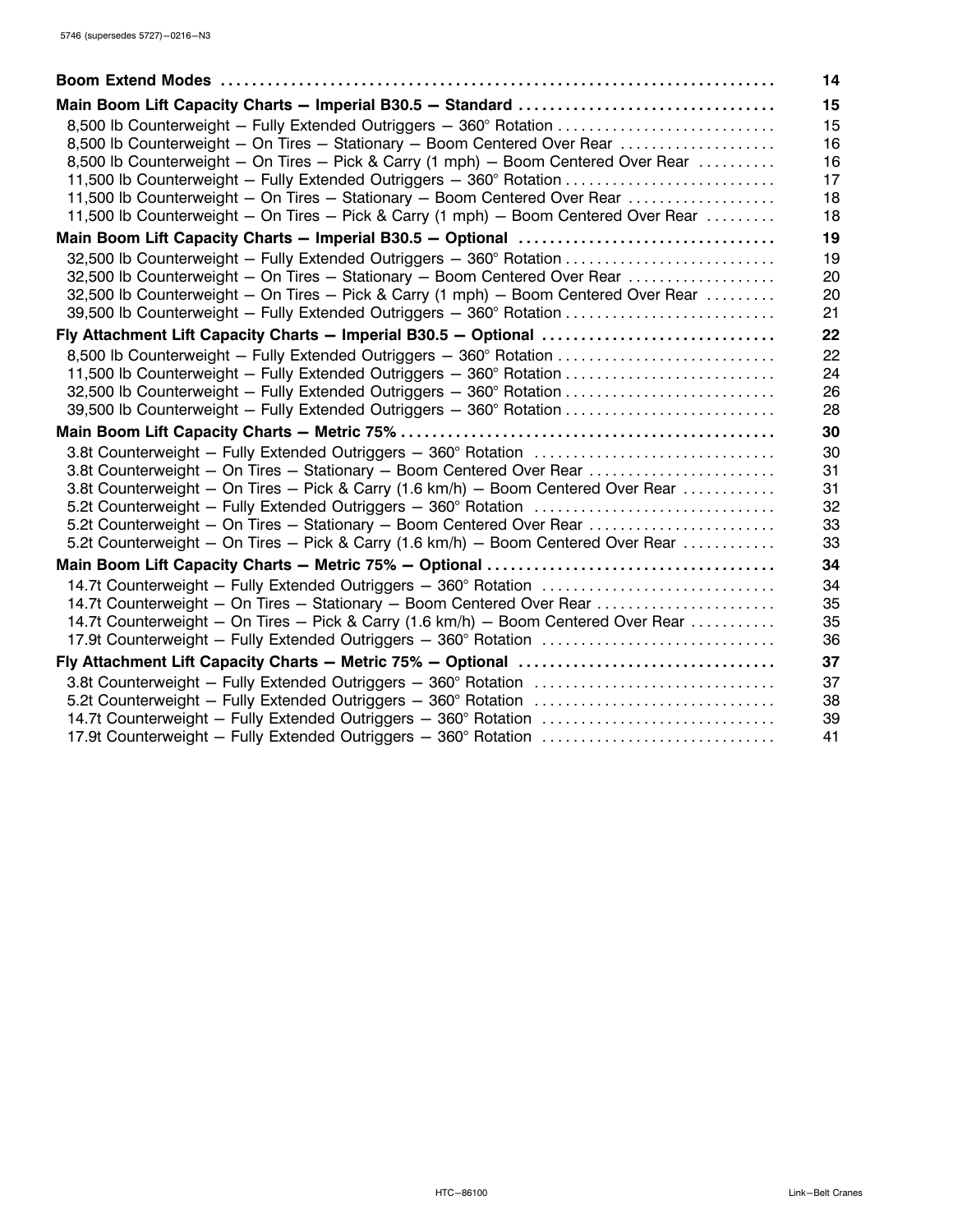| | |
|---|---|
| **Boom Extend Modes** | **14** |
| **Main Boom Lift Capacity Charts — Imperial B30.5 — Standard** | **15** |
| 8,500 lb Counterweight — Fully Extended Outriggers — 360° Rotation | 15 |
| 8,500 lb Counterweight — On Tires — Stationary — Boom Centered Over Rear | 16 |
| 8,500 lb Counterweight — On Tires — Pick & Carry (1 mph) — Boom Centered Over Rear | 16 |
| 11,500 lb Counterweight — Fully Extended Outriggers — 360° Rotation | 17 |
| 11,500 lb Counterweight — On Tires — Stationary — Boom Centered Over Rear | 18 |
| 11,500 lb Counterweight — On Tires — Pick & Carry (1 mph) — Boom Centered Over Rear | 18 |
| **Main Boom Lift Capacity Charts — Imperial B30.5 — Optional** | **19** |
| 32,500 lb Counterweight — Fully Extended Outriggers — 360° Rotation | 19 |
| 32,500 lb Counterweight — On Tires — Stationary — Boom Centered Over Rear | 20 |
| 32,500 lb Counterweight — On Tires — Pick & Carry (1 mph) — Boom Centered Over Rear | 20 |
| 39,500 lb Counterweight — Fully Extended Outriggers — 360° Rotation | 21 |
| **Fly Attachment Lift Capacity Charts — Imperial B30.5 — Optional** | **22** |
| 8,500 lb Counterweight — Fully Extended Outriggers — 360° Rotation | 22 |
| 11,500 lb Counterweight — Fully Extended Outriggers — 360° Rotation | 24 |
| 32,500 lb Counterweight — Fully Extended Outriggers — 360° Rotation | 26 |
| 39,500 lb Counterweight — Fully Extended Outriggers — 360° Rotation | 28 |
| **Main Boom Lift Capacity Charts — Metric 75%** | **30** |
| 3.8t Counterweight — Fully Extended Outriggers — 360° Rotation | 30 |
| 3.8t Counterweight — On Tires — Stationary — Boom Centered Over Rear | 31 |
| 3.8t Counterweight — On Tires — Pick & Carry (1.6 km/h) — Boom Centered Over Rear | 31 |
| 5.2t Counterweight — Fully Extended Outriggers — 360° Rotation | 32 |
| 5.2t Counterweight — On Tires — Stationary — Boom Centered Over Rear | 33 |
| 5.2t Counterweight — On Tires — Pick & Carry (1.6 km/h) — Boom Centered Over Rear | 33 |
| **Main Boom Lift Capacity Charts — Metric 75% — Optional** | **34** |
| 14.7t Counterweight — Fully Extended Outriggers — 360° Rotation | 34 |
| 14.7t Counterweight — On Tires — Stationary — Boom Centered Over Rear | 35 |
| 14.7t Counterweight — On Tires — Pick & Carry (1.6 km/h) — Boom Centered Over Rear | 35 |
| 17.9t Counterweight — Fully Extended Outriggers — 360° Rotation | 36 |
| **Fly Attachment Lift Capacity Charts — Metric 75% — Optional** | **37** |
| 3.8t Counterweight — Fully Extended Outriggers — 360° Rotation | 37 |
| 5.2t Counterweight — Fully Extended Outriggers — 360° Rotation | 38 |
| 14.7t Counterweight — Fully Extended Outriggers — 360° Rotation | 39 |
| 17.9t Counterweight — Fully Extended Outriggers — 360° Rotation | 41 |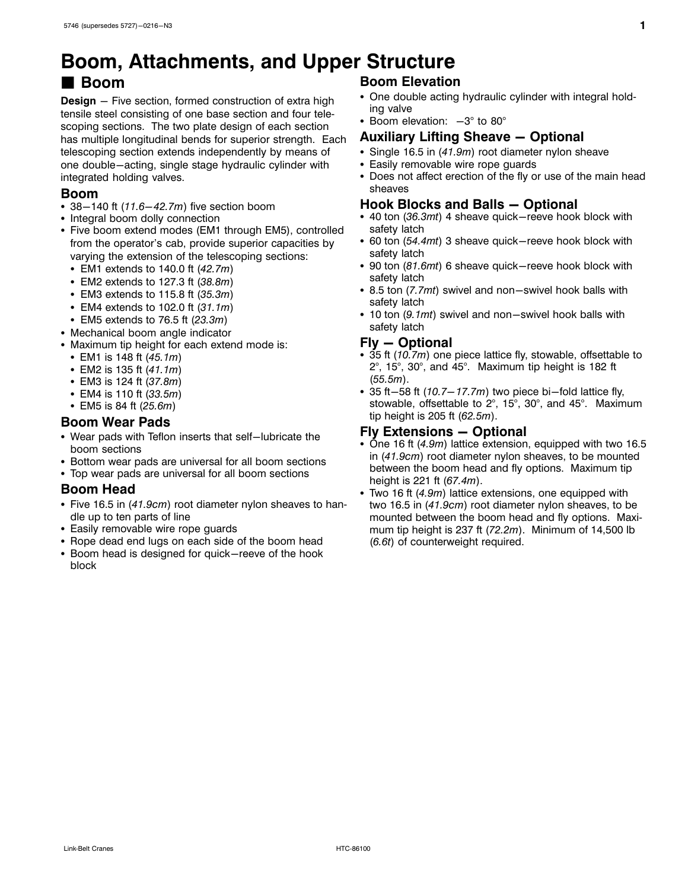# Boom, Attachments, and Upper Structure

## ■ Boom

**Design** — Five section, formed construction of extra high tensile steel consisting of one base section and four telescoping sections. The two plate design of each section has multiple longitudinal bends for superior strength. Each telescoping section extends independently by means of one double—acting, single stage hydraulic cylinder with integrated holding valves.

### Boom

- 38—140 ft (*11.6—42.7m*) five section boom
- Integral boom dolly connection
- Five boom extend modes (EM1 through EM5), controlled from the operator's cab, provide superior capacities by varying the extension of the telescoping sections:
  - EM1 extends to 140.0 ft (*42.7m*)
  - EM2 extends to 127.3 ft (*38.8m*)
  - EM3 extends to 115.8 ft (*35.3m*)
  - EM4 extends to 102.0 ft (*31.1m*)
  - EM5 extends to 76.5 ft (*23.3m*)
- Mechanical boom angle indicator
- Maximum tip height for each extend mode is:
  - EM1 is 148 ft (*45.1m*)
  - EM2 is 135 ft (*41.1m*)
  - EM3 is 124 ft (*37.8m*)
  - EM4 is 110 ft (*33.5m*)
  - EM5 is 84 ft (*25.6m*)

### Boom Wear Pads

- Wear pads with Teflon inserts that self—lubricate the boom sections
- Bottom wear pads are universal for all boom sections
- Top wear pads are universal for all boom sections

### Boom Head

- Five 16.5 in (*41.9cm*) root diameter nylon sheaves to handle up to ten parts of line
- Easily removable wire rope guards
- Rope dead end lugs on each side of the boom head
- Boom head is designed for quick—reeve of the hook block

### Boom Elevation

- One double acting hydraulic cylinder with integral holding valve
- Boom elevation: —3° to 80°

### Auxiliary Lifting Sheave — Optional

- Single 16.5 in (*41.9m*) root diameter nylon sheave
- Easily removable wire rope guards
- Does not affect erection of the fly or use of the main head sheaves

### Hook Blocks and Balls — Optional

- 40 ton (*36.3mt*) 4 sheave quick—reeve hook block with safety latch
- 60 ton (*54.4mt*) 3 sheave quick—reeve hook block with safety latch
- 90 ton (*81.6mt*) 6 sheave quick—reeve hook block with safety latch
- 8.5 ton (*7.7mt*) swivel and non—swivel hook balls with safety latch
- 10 ton (*9.1mt*) swivel and non—swivel hook balls with safety latch

### Fly — Optional

- 35 ft (*10.7m*) one piece lattice fly, stowable, offsettable to 2°, 15°, 30°, and 45°. Maximum tip height is 182 ft (*55.5m*).
- 35 ft—58 ft (*10.7—17.7m*) two piece bi—fold lattice fly, stowable, offsettable to 2°, 15°, 30°, and 45°. Maximum tip height is 205 ft (*62.5m*).

### Fly Extensions — Optional

- One 16 ft (*4.9m*) lattice extension, equipped with two 16.5 in (*41.9cm*) root diameter nylon sheaves, to be mounted between the boom head and fly options. Maximum tip height is 221 ft (*67.4m*).
- Two 16 ft (*4.9m*) lattice extensions, one equipped with two 16.5 in (*41.9cm*) root diameter nylon sheaves, to be mounted between the boom head and fly options. Maximum tip height is 237 ft (*72.2m*). Minimum of 14,500 lb (*6.6t*) of counterweight required.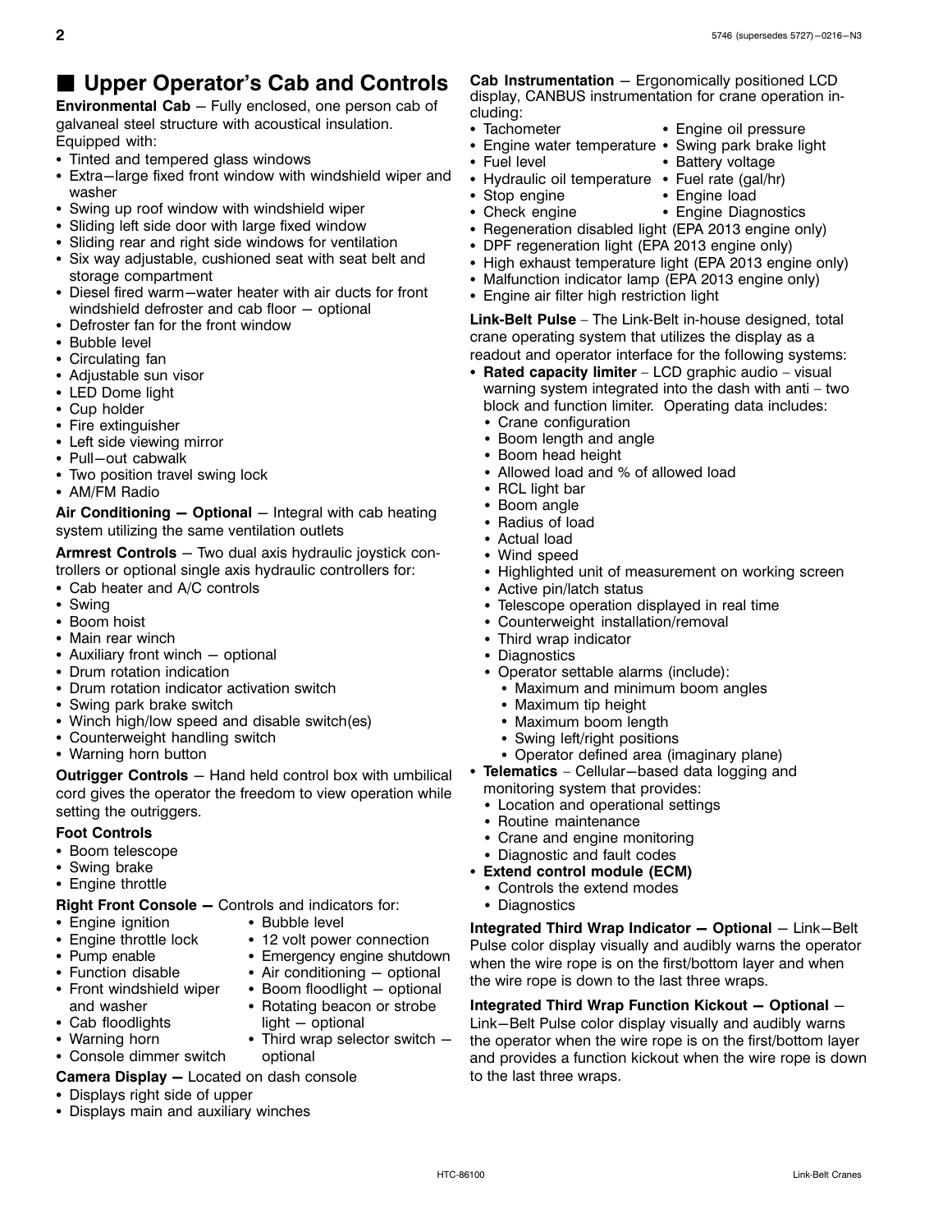## Upper Operator's Cab and Controls

**Environmental Cab** – Fully enclosed, one person cab of galvaneal steel structure with acoustical insulation. Equipped with:

- Tinted and tempered glass windows
- Extra–large fixed front window with windshield wiper and washer
- Swing up roof window with windshield wiper
- Sliding left side door with large fixed window
- Sliding rear and right side windows for ventilation
- Six way adjustable, cushioned seat with seat belt and storage compartment
- Diesel fired warm–water heater with air ducts for front windshield defroster and cab floor – optional
- Defroster fan for the front window
- Bubble level
- Circulating fan
- Adjustable sun visor
- LED Dome light
- Cup holder
- Fire extinguisher
- Left side viewing mirror
- Pull–out cabwalk
- Two position travel swing lock
- AM/FM Radio

**Air Conditioning – Optional** – Integral with cab heating system utilizing the same ventilation outlets

**Armrest Controls** – Two dual axis hydraulic joystick controllers or optional single axis hydraulic controllers for:

- Cab heater and A/C controls
- Swing
- Boom hoist
- Main rear winch
- Auxiliary front winch – optional
- Drum rotation indication
- Drum rotation indicator activation switch
- Swing park brake switch
- Winch high/low speed and disable switch(es)
- Counterweight handling switch
- Warning horn button

**Outrigger Controls** – Hand held control box with umbilical cord gives the operator the freedom to view operation while setting the outriggers.

**Foot Controls**

- Boom telescope
- Swing brake
- Engine throttle

**Right Front Console –** Controls and indicators for:

- Engine ignition
- Engine throttle lock
- Pump enable
- Function disable
- Front windshield wiper and washer
- Cab floodlights
- Warning horn
- Console dimmer switch
- Bubble level
- 12 volt power connection
- Emergency engine shutdown
- Air conditioning – optional
- Boom floodlight – optional
- Rotating beacon or strobe light – optional
- Third wrap selector switch – optional

**Camera Display –** Located on dash console

- Displays right side of upper
- Displays main and auxiliary winches

**Cab Instrumentation** – Ergonomically positioned LCD display, CANBUS instrumentation for crane operation including:

- Tachometer
- Engine water temperature
- Fuel level
- Hydraulic oil temperature
- Stop engine
- Check engine
- Engine oil pressure
- Swing park brake light
- Battery voltage
- Fuel rate (gal/hr)
- Engine load
- Engine Diagnostics
- Regeneration disabled light (EPA 2013 engine only)
- DPF regeneration light (EPA 2013 engine only)
- High exhaust temperature light (EPA 2013 engine only)
- Malfunction indicator lamp (EPA 2013 engine only)
- Engine air filter high restriction light

**Link-Belt Pulse** – The Link-Belt in-house designed, total crane operating system that utilizes the display as a readout and operator interface for the following systems:

- **Rated capacity limiter** – LCD graphic audio – visual warning system integrated into the dash with anti – two block and function limiter. Operating data includes:
  - Crane configuration
  - Boom length and angle
  - Boom head height
  - Allowed load and % of allowed load
  - RCL light bar
  - Boom angle
  - Radius of load
  - Actual load
  - Wind speed
  - Highlighted unit of measurement on working screen
  - Active pin/latch status
  - Telescope operation displayed in real time
  - Counterweight installation/removal
  - Third wrap indicator
  - Diagnostics
  - Operator settable alarms (include):
    - Maximum and minimum boom angles
    - Maximum tip height
    - Maximum boom length
    - Swing left/right positions
    - Operator defined area (imaginary plane)
- **Telematics** – Cellular–based data logging and monitoring system that provides:
  - Location and operational settings
  - Routine maintenance
  - Crane and engine monitoring
  - Diagnostic and fault codes
- **Extend control module (ECM)**
  - Controls the extend modes
  - Diagnostics

**Integrated Third Wrap Indicator – Optional** – Link–Belt Pulse color display visually and audibly warns the operator when the wire rope is on the first/bottom layer and when the wire rope is down to the last three wraps.

**Integrated Third Wrap Function Kickout – Optional** – Link–Belt Pulse color display visually and audibly warns the operator when the wire rope is on the first/bottom layer and provides a function kickout when the wire rope is down to the last three wraps.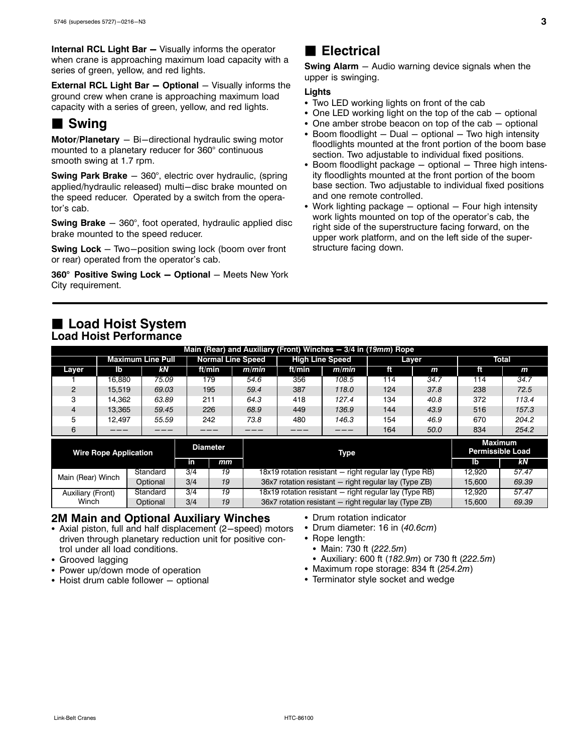**Internal RCL Light Bar —** Visually informs the operator when crane is approaching maximum load capacity with a series of green, yellow, and red lights.

**External RCL Light Bar — Optional** — Visually informs the ground crew when crane is approaching maximum load capacity with a series of green, yellow, and red lights.

## Swing

**Motor/Planetary** — Bi−directional hydraulic swing motor mounted to a planetary reducer for 360° continuous smooth swing at 1.7 rpm.

**Swing Park Brake** — 360°, electric over hydraulic, (spring applied/hydraulic released) multi−disc brake mounted on the speed reducer. Operated by a switch from the operator's cab.

**Swing Brake** — 360°, foot operated, hydraulic applied disc brake mounted to the speed reducer.

**Swing Lock** — Two−position swing lock (boom over front or rear) operated from the operator's cab.

**360° Positive Swing Lock — Optional** — Meets New York City requirement.

## Electrical

**Swing Alarm** — Audio warning device signals when the upper is swinging.

**Lights**

- Two LED working lights on front of the cab
- One LED working light on the top of the cab — optional
- One amber strobe beacon on top of the cab — optional
- Boom floodlight — Dual — optional — Two high intensity floodlights mounted at the front portion of the boom base section. Two adjustable to individual fixed positions.
- Boom floodlight package — optional — Three high intensity floodlights mounted at the front portion of the boom base section. Two adjustable to individual fixed positions and one remote controlled.
- Work lighting package — optional — Four high intensity work lights mounted on top of the operator's cab, the right side of the superstructure facing forward, on the upper work platform, and on the left side of the superstructure facing down.

## Load Hoist System

### Load Hoist Performance

| Main (Rear) and Auxiliary (Front) Winches — 3/4 in (*19mm*) Rope | | | | | | | | | | |
|---|---|---|---|---|---|---|---|---|---|---|
| | Maximum Line Pull | | Normal Line Speed | | High Line Speed | | Layer | | Total | |
| Layer | lb | *kN* | ft/min | *m/min* | ft/min | *m/min* | ft | *m* | ft | *m* |
| 1 | 16,880 | *75.09* | 179 | *54.6* | 356 | *108.5* | 114 | *34.7* | 114 | *34.7* |
| 2 | 15,519 | *69.03* | 195 | *59.4* | 387 | *118.0* | 124 | *37.8* | 238 | *72.5* |
| 3 | 14,362 | *63.89* | 211 | *64.3* | 418 | *127.4* | 134 | *40.8* | 372 | *113.4* |
| 4 | 13,365 | *59.45* | 226 | *68.9* | 449 | *136.9* | 144 | *43.9* | 516 | *157.3* |
| 5 | 12,497 | *55.59* | 242 | *73.8* | 480 | *146.3* | 154 | *46.9* | 670 | *204.2* |
| 6 | ——— | ——— | ——— | ——— | ——— | ——— | 164 | *50.0* | 834 | *254.2* |

| Wire Rope Application | | Diameter | | Type | Maximum Permissible Load | |
|---|---|---|---|---|---|---|
| | | in | *mm* | | lb | *kN* |
| Main (Rear) Winch | Standard | 3/4 | *19* | 18x19 rotation resistant — right regular lay (Type RB) | 12,920 | *57.47* |
| | Optional | 3/4 | *19* | 36x7 rotation resistant — right regular lay (Type ZB) | 15,600 | *69.39* |
| Auxiliary (Front) Winch | Standard | 3/4 | *19* | 18x19 rotation resistant — right regular lay (Type RB) | 12,920 | *57.47* |
| | Optional | 3/4 | *19* | 36x7 rotation resistant — right regular lay (Type ZB) | 15,600 | *69.39* |

### 2M Main and Optional Auxiliary Winches

- Axial piston, full and half displacement (2−speed) motors driven through planetary reduction unit for positive control under all load conditions.
- Grooved lagging
- Power up/down mode of operation
- Hoist drum cable follower — optional
- Drum rotation indicator
- Drum diameter: 16 in (*40.6cm*)
- Rope length:
  - Main: 730 ft (*222.5m*)
  - Auxiliary: 600 ft (*182.9m*) or 730 ft (*222.5m*)
- Maximum rope storage: 834 ft (*254.2m*)
- Terminator style socket and wedge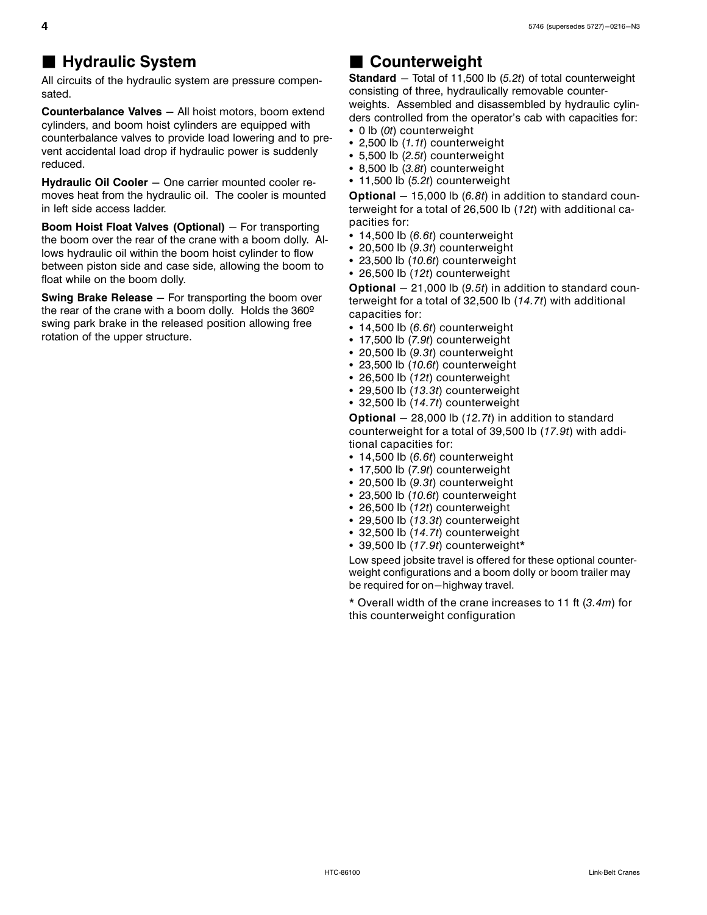## ■ Hydraulic System

All circuits of the hydraulic system are pressure compensated.

**Counterbalance Valves** — All hoist motors, boom extend cylinders, and boom hoist cylinders are equipped with counterbalance valves to provide load lowering and to prevent accidental load drop if hydraulic power is suddenly reduced.

**Hydraulic Oil Cooler** — One carrier mounted cooler removes heat from the hydraulic oil. The cooler is mounted in left side access ladder.

**Boom Hoist Float Valves (Optional)** — For transporting the boom over the rear of the crane with a boom dolly. Allows hydraulic oil within the boom hoist cylinder to flow between piston side and case side, allowing the boom to float while on the boom dolly.

**Swing Brake Release** — For transporting the boom over the rear of the crane with a boom dolly. Holds the 360º swing park brake in the released position allowing free rotation of the upper structure.

## ■ Counterweight

**Standard** — Total of 11,500 lb (*5.2t*) of total counterweight consisting of three, hydraulically removable counterweights. Assembled and disassembled by hydraulic cylinders controlled from the operator's cab with capacities for:

- 0 lb (*0t*) counterweight
- 2,500 lb (*1.1t*) counterweight
- 5,500 lb (*2.5t*) counterweight
- 8,500 lb (*3.8t*) counterweight
- 11,500 lb (*5.2t*) counterweight

**Optional** — 15,000 lb (*6.8t*) in addition to standard counterweight for a total of 26,500 lb (*12t*) with additional capacities for:

- 14,500 lb (*6.6t*) counterweight
- 20,500 lb (*9.3t*) counterweight
- 23,500 lb (*10.6t*) counterweight
- 26,500 lb (*12t*) counterweight

**Optional** — 21,000 lb (*9.5t*) in addition to standard counterweight for a total of 32,500 lb (*14.7t*) with additional capacities for:

- 14,500 lb (*6.6t*) counterweight
- 17,500 lb (*7.9t*) counterweight
- 20,500 lb (*9.3t*) counterweight
- 23,500 lb (*10.6t*) counterweight
- 26,500 lb (*12t*) counterweight
- 29,500 lb (*13.3t*) counterweight
- 32,500 lb (*14.7t*) counterweight

**Optional** — 28,000 lb (*12.7t*) in addition to standard counterweight for a total of 39,500 lb (*17.9t*) with additional capacities for:

- 14,500 lb (*6.6t*) counterweight
- 17,500 lb (*7.9t*) counterweight
- 20,500 lb (*9.3t*) counterweight
- 23,500 lb (*10.6t*) counterweight
- 26,500 lb (*12t*) counterweight
- 29,500 lb (*13.3t*) counterweight
- 32,500 lb (*14.7t*) counterweight
- 39,500 lb (*17.9t*) counterweight*

Low speed jobsite travel is offered for these optional counterweight configurations and a boom dolly or boom trailer may be required for on–highway travel.

* Overall width of the crane increases to 11 ft (*3.4m*) for this counterweight configuration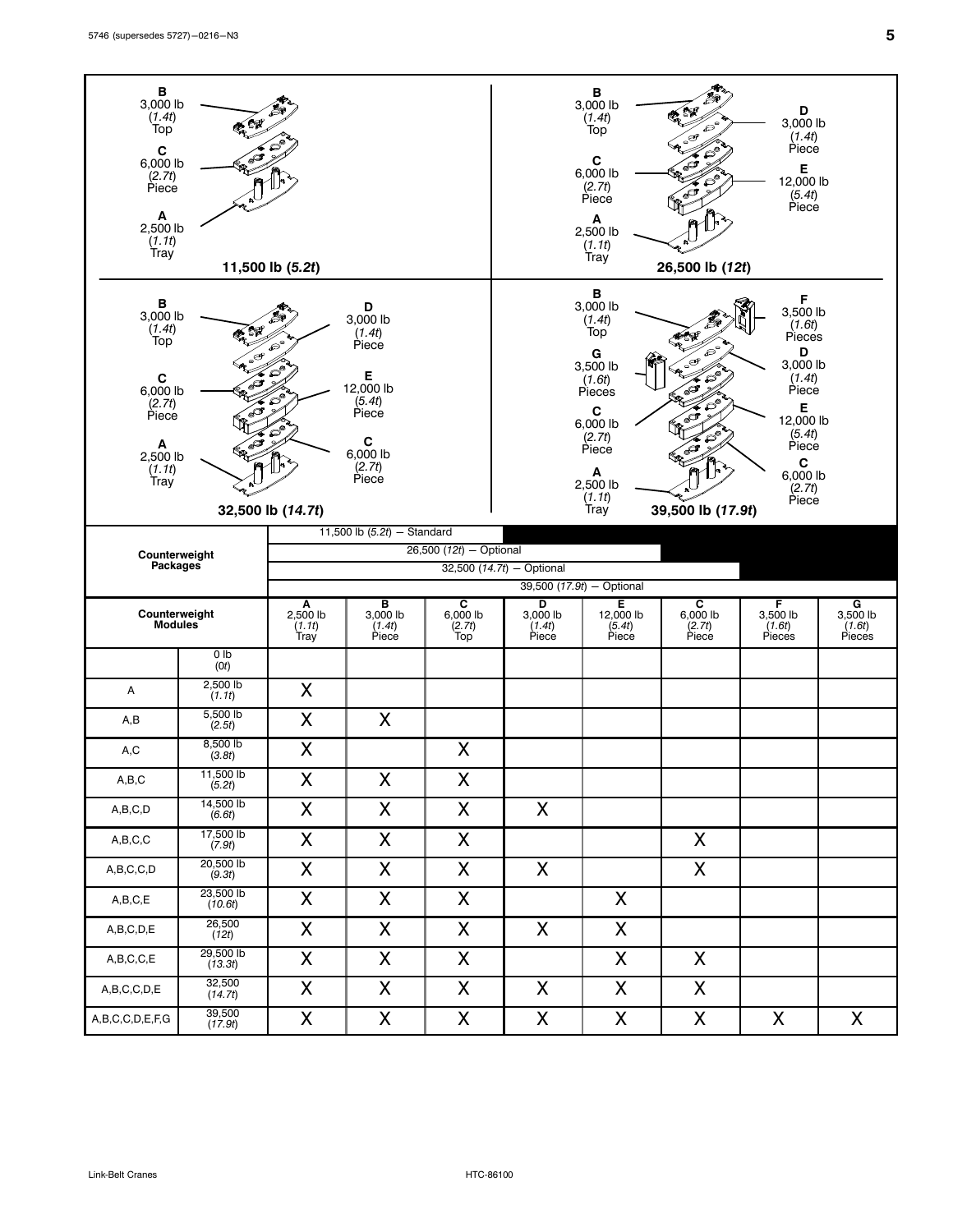**B** 3,000 lb (*1.4t*) Top

**C** 6,000 lb (*2.7t*) Piece

**A** 2,500 lb (*1.1t*) Tray

**11,500 lb (*5.2t*)**

**B** 3,000 lb (*1.4t*) Top

**C** 6,000 lb (*2.7t*) Piece

**A** 2,500 lb (*1.1t*) Tray

**D** 3,000 lb (*1.4t*) Piece

**E** 12,000 lb (*5.4t*) Piece

**26,500 lb (*12t*)**

**B** 3,000 lb (*1.4t*) Top

**C** 6,000 lb (*2.7t*) Piece

**A** 2,500 lb (*1.1t*) Tray

**D** 3,000 lb (*1.4t*) Piece

**E** 12,000 lb (*5.4t*) Piece

**C** 6,000 lb (*2.7t*) Piece

**32,500 lb (*14.7t*)**

**B** 3,000 lb (*1.4t*) Top

**G** 3,500 lb (*1.6t*) Pieces

**C** 6,000 lb (*2.7t*) Piece

**A** 2,500 lb (*1.1t*) Tray

**F** 3,500 lb (*1.6t*) Pieces

**D** 3,000 lb (*1.4t*) Piece

**E** 12,000 lb (*5.4t*) Piece

**C** 6,000 lb (*2.7t*) Piece

**39,500 lb (*17.9t*)**

| Counterweight Packages | | 11,500 lb (*5.2t*) – Standard | | | | | | | |
|---|---|---|---|---|---|---|---|---|---|
| | | 26,500 (*12t*) – Optional | | | | | | | |
| | | 32,500 (*14.7t*) – Optional | | | | | | | |
| | | 39,500 (*17.9t*) – Optional | | | | | | | |
| **Counterweight Modules** | | **A** 2,500 lb (*1.1t*) Tray | **B** 3,000 lb (*1.4t*) Piece | **C** 6,000 lb (*2.7t*) Top | **D** 3,000 lb (*1.4t*) Piece | **E** 12,000 lb (*5.4t*) Piece | **C** 6,000 lb (*2.7t*) Piece | **F** 3,500 lb (*1.6t*) Pieces | **G** 3,500 lb (*1.6t*) Pieces |
| | 0 lb (*0t*) | | | | | | | | |
| A | 2,500 lb (*1.1t*) | X | | | | | | | |
| A,B | 5,500 lb (*2.5t*) | X | X | | | | | | |
| A,C | 8,500 lb (*3.8t*) | X | | X | | | | | |
| A,B,C | 11,500 lb (*5.2t*) | X | X | X | | | | | |
| A,B,C,D | 14,500 lb (*6.6t*) | X | X | X | X | | | | |
| A,B,C,C | 17,500 lb (*7.9t*) | X | X | X | | | X | | |
| A,B,C,C,D | 20,500 lb (*9.3t*) | X | X | X | X | | X | | |
| A,B,C,E | 23,500 lb (*10.6t*) | X | X | X | | X | | | |
| A,B,C,D,E | 26,500 (*12t*) | X | X | X | X | X | | | |
| A,B,C,C,E | 29,500 lb (*13.3t*) | X | X | X | | X | X | | |
| A,B,C,C,D,E | 32,500 (*14.7t*) | X | X | X | X | X | X | | |
| A,B,C,C,D,E,F,G | 39,500 (*17.9t*) | X | X | X | X | X | X | X | X |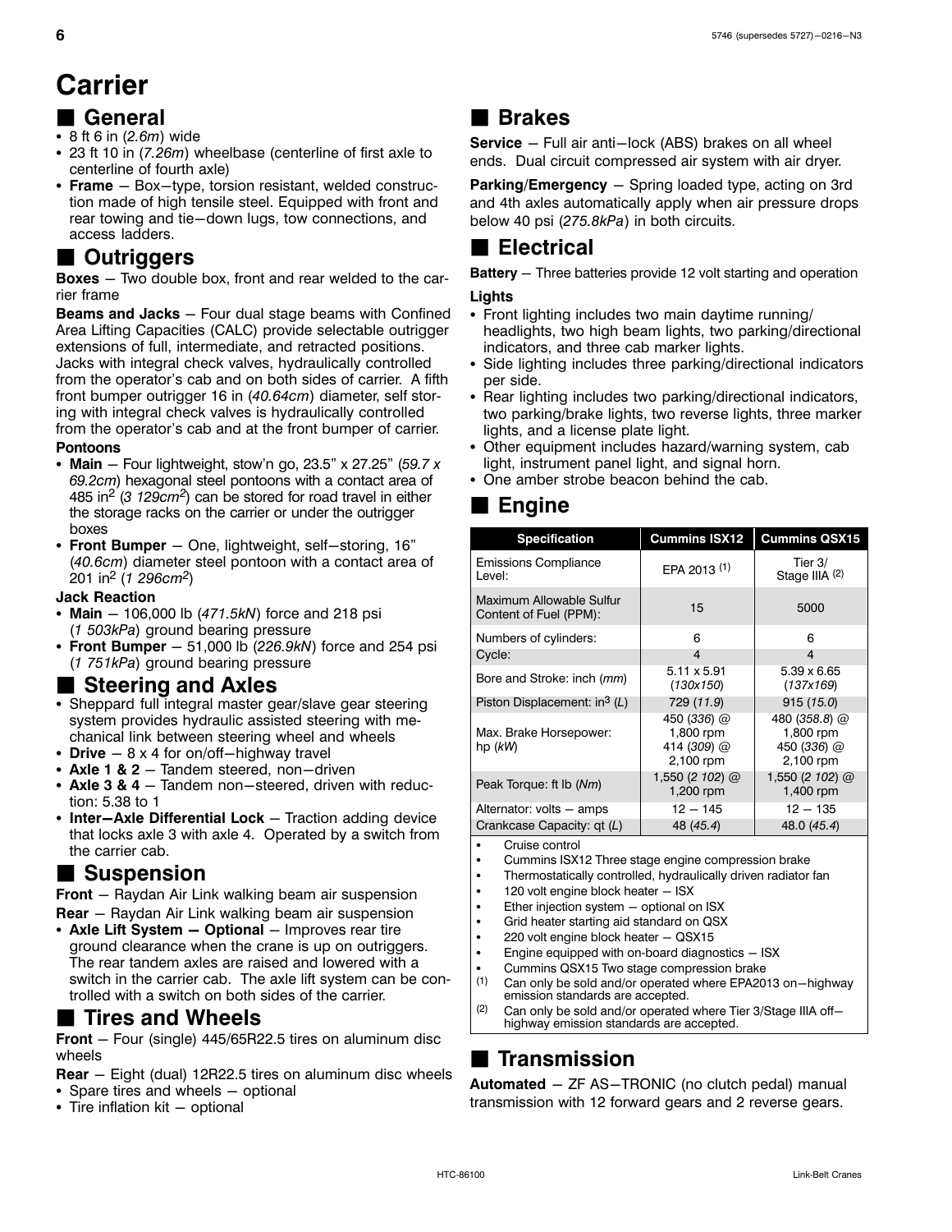# Carrier

## General

- 8 ft 6 in (*2.6m*) wide
- 23 ft 10 in (*7.26m*) wheelbase (centerline of first axle to centerline of fourth axle)
- **Frame** – Box–type, torsion resistant, welded construction made of high tensile steel. Equipped with front and rear towing and tie–down lugs, tow connections, and access ladders.

## Outriggers

**Boxes** – Two double box, front and rear welded to the carrier frame

**Beams and Jacks** – Four dual stage beams with Confined Area Lifting Capacities (CALC) provide selectable outrigger extensions of full, intermediate, and retracted positions. Jacks with integral check valves, hydraulically controlled from the operator's cab and on both sides of carrier. A fifth front bumper outrigger 16 in (*40.64cm*) diameter, self storing with integral check valves is hydraulically controlled from the operator's cab and at the front bumper of carrier.

**Pontoons**

- **Main** – Four lightweight, stow'n go, 23.5" x 27.25" (*59.7 x 69.2cm*) hexagonal steel pontoons with a contact area of 485 in$^2$ (*3 129cm$^2$*) can be stored for road travel in either the storage racks on the carrier or under the outrigger boxes
- **Front Bumper** – One, lightweight, self–storing, 16" (*40.6cm*) diameter steel pontoon with a contact area of 201 in$^2$ (*1 296cm$^2$*)

**Jack Reaction**

- **Main** – 106,000 lb (*471.5kN*) force and 218 psi (*1 503kPa*) ground bearing pressure
- **Front Bumper** – 51,000 lb (*226.9kN*) force and 254 psi (*1 751kPa*) ground bearing pressure

## Steering and Axles

- Sheppard full integral master gear/slave gear steering system provides hydraulic assisted steering with mechanical link between steering wheel and wheels
- **Drive** – 8 x 4 for on/off–highway travel
- **Axle 1 & 2** – Tandem steered, non–driven
- **Axle 3 & 4** – Tandem non–steered, driven with reduction: 5.38 to 1
- **Inter–Axle Differential Lock** – Traction adding device that locks axle 3 with axle 4. Operated by a switch from the carrier cab.

## Suspension

**Front** – Raydan Air Link walking beam air suspension

**Rear** – Raydan Air Link walking beam air suspension

- **Axle Lift System – Optional** – Improves rear tire ground clearance when the crane is up on outriggers. The rear tandem axles are raised and lowered with a switch in the carrier cab. The axle lift system can be controlled with a switch on both sides of the carrier.

## Tires and Wheels

**Front** – Four (single) 445/65R22.5 tires on aluminum disc wheels

**Rear** – Eight (dual) 12R22.5 tires on aluminum disc wheels

- Spare tires and wheels – optional
- Tire inflation kit – optional

## Brakes

**Service** – Full air anti–lock (ABS) brakes on all wheel ends. Dual circuit compressed air system with air dryer.

**Parking/Emergency** – Spring loaded type, acting on 3rd and 4th axles automatically apply when air pressure drops below 40 psi (*275.8kPa*) in both circuits.

## Electrical

**Battery** – Three batteries provide 12 volt starting and operation

**Lights**

- Front lighting includes two main daytime running/headlights, two high beam lights, two parking/directional indicators, and three cab marker lights.
- Side lighting includes three parking/directional indicators per side.
- Rear lighting includes two parking/directional indicators, two parking/brake lights, two reverse lights, three marker lights, and a license plate light.
- Other equipment includes hazard/warning system, cab light, instrument panel light, and signal horn.
- One amber strobe beacon behind the cab.

## Engine

| Specification | Cummins ISX12 | Cummins QSX15 |
|---|---|---|
| Emissions Compliance Level: | EPA 2013 (1) | Tier 3/ Stage IIIA (2) |
| Maximum Allowable Sulfur Content of Fuel (PPM): | 15 | 5000 |
| Numbers of cylinders: | 6 | 6 |
| Cycle: | 4 | 4 |
| Bore and Stroke: inch (*mm*) | 5.11 x 5.91 (*130x150*) | 5.39 x 6.65 (*137x169*) |
| Piston Displacement: in$^3$ (*L*) | 729 (*11.9*) | 915 (*15.0*) |
| Max. Brake Horsepower: hp (*kW*) | 450 (*336*) @ 1,800 rpm 414 (*309*) @ 2,100 rpm | 480 (*358.8*) @ 1,800 rpm 450 (*336*) @ 2,100 rpm |
| Peak Torque: ft lb (*Nm*) | 1,550 (*2 102*) @ 1,200 rpm | 1,550 (*2 102*) @ 1,400 rpm |
| Alternator: volts – amps | 12 – 145 | 12 – 135 |
| Crankcase Capacity: qt (*L*) | 48 (*45.4*) | 48.0 (*45.4*) |

- Cruise control
- Cummins ISX12 Three stage engine compression brake
- Thermostatically controlled, hydraulically driven radiator fan
- 120 volt engine block heater – ISX
- Ether injection system – optional on ISX
- Grid heater starting aid standard on QSX
- 220 volt engine block heater – QSX15
- Engine equipped with on-board diagnostics – ISX
- Cummins QSX15 Two stage compression brake

(1) Can only be sold and/or operated where EPA2013 on–highway emission standards are accepted.

(2) Can only be sold and/or operated where Tier 3/Stage IIIA off–highway emission standards are accepted.

## Transmission

**Automated** – ZF AS–TRONIC (no clutch pedal) manual transmission with 12 forward gears and 2 reverse gears.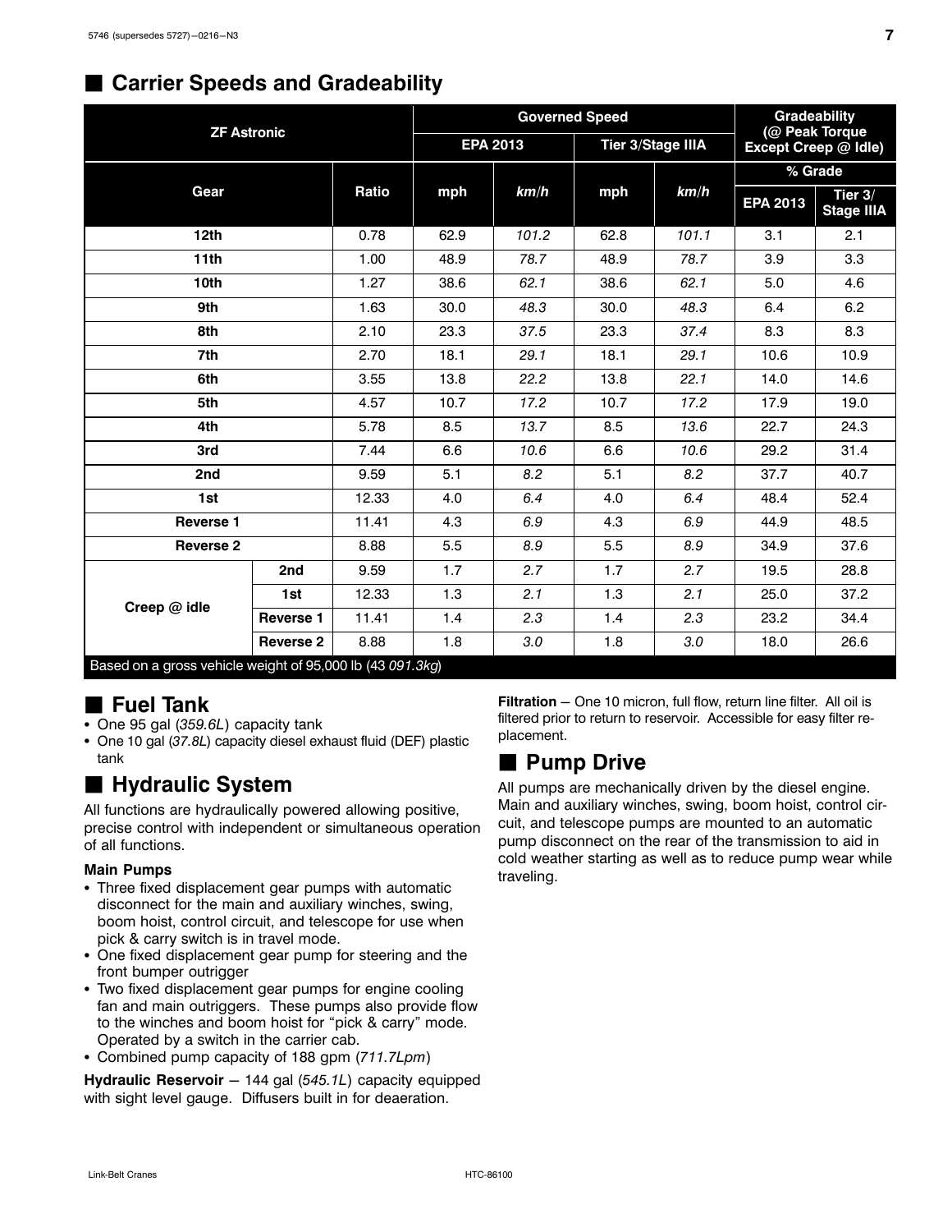## ■ Carrier Speeds and Gradeability

| ZF Astronic | | | Governed Speed | | | | Gradeability (@ Peak Torque Except Creep @ Idle) | |
|---|---|---|---|---|---|---|---|---|
| | | | EPA 2013 | | Tier 3/Stage IIIA | | % Grade | |
| Gear | | Ratio | mph | *km/h* | mph | *km/h* | EPA 2013 | Tier 3/ Stage IIIA |
| 12th | | 0.78 | 62.9 | *101.2* | 62.8 | *101.1* | 3.1 | 2.1 |
| 11th | | 1.00 | 48.9 | *78.7* | 48.9 | *78.7* | 3.9 | 3.3 |
| 10th | | 1.27 | 38.6 | *62.1* | 38.6 | *62.1* | 5.0 | 4.6 |
| 9th | | 1.63 | 30.0 | *48.3* | 30.0 | *48.3* | 6.4 | 6.2 |
| 8th | | 2.10 | 23.3 | *37.5* | 23.3 | *37.4* | 8.3 | 8.3 |
| 7th | | 2.70 | 18.1 | *29.1* | 18.1 | *29.1* | 10.6 | 10.9 |
| 6th | | 3.55 | 13.8 | *22.2* | 13.8 | *22.1* | 14.0 | 14.6 |
| 5th | | 4.57 | 10.7 | *17.2* | 10.7 | *17.2* | 17.9 | 19.0 |
| 4th | | 5.78 | 8.5 | *13.7* | 8.5 | *13.6* | 22.7 | 24.3 |
| 3rd | | 7.44 | 6.6 | *10.6* | 6.6 | *10.6* | 29.2 | 31.4 |
| 2nd | | 9.59 | 5.1 | *8.2* | 5.1 | *8.2* | 37.7 | 40.7 |
| 1st | | 12.33 | 4.0 | *6.4* | 4.0 | *6.4* | 48.4 | 52.4 |
| Reverse 1 | | 11.41 | 4.3 | *6.9* | 4.3 | *6.9* | 44.9 | 48.5 |
| Reverse 2 | | 8.88 | 5.5 | *8.9* | 5.5 | *8.9* | 34.9 | 37.6 |
| Creep @ idle | 2nd | 9.59 | 1.7 | *2.7* | 1.7 | *2.7* | 19.5 | 28.8 |
| | 1st | 12.33 | 1.3 | *2.1* | 1.3 | *2.1* | 25.0 | 37.2 |
| | Reverse 1 | 11.41 | 1.4 | *2.3* | 1.4 | *2.3* | 23.2 | 34.4 |
| | Reverse 2 | 8.88 | 1.8 | *3.0* | 1.8 | *3.0* | 18.0 | 26.6 |

Based on a gross vehicle weight of 95,000 lb (43 *091.3kg*)

## ■ Fuel Tank

- One 95 gal (*359.6L*) capacity tank
- One 10 gal (*37.8L*) capacity diesel exhaust fluid (DEF) plastic tank

## ■ Hydraulic System

All functions are hydraulically powered allowing positive, precise control with independent or simultaneous operation of all functions.

**Main Pumps**

- Three fixed displacement gear pumps with automatic disconnect for the main and auxiliary winches, swing, boom hoist, control circuit, and telescope for use when pick & carry switch is in travel mode.
- One fixed displacement gear pump for steering and the front bumper outrigger
- Two fixed displacement gear pumps for engine cooling fan and main outriggers. These pumps also provide flow to the winches and boom hoist for “pick & carry” mode. Operated by a switch in the carrier cab.
- Combined pump capacity of 188 gpm (*711.7Lpm*)

**Hydraulic Reservoir** – 144 gal (*545.1L*) capacity equipped with sight level gauge. Diffusers built in for deaeration.

**Filtration** – One 10 micron, full flow, return line filter. All oil is filtered prior to return to reservoir. Accessible for easy filter replacement.

## ■ Pump Drive

All pumps are mechanically driven by the diesel engine. Main and auxiliary winches, swing, boom hoist, control circuit, and telescope pumps are mounted to an automatic pump disconnect on the rear of the transmission to aid in cold weather starting as well as to reduce pump wear while traveling.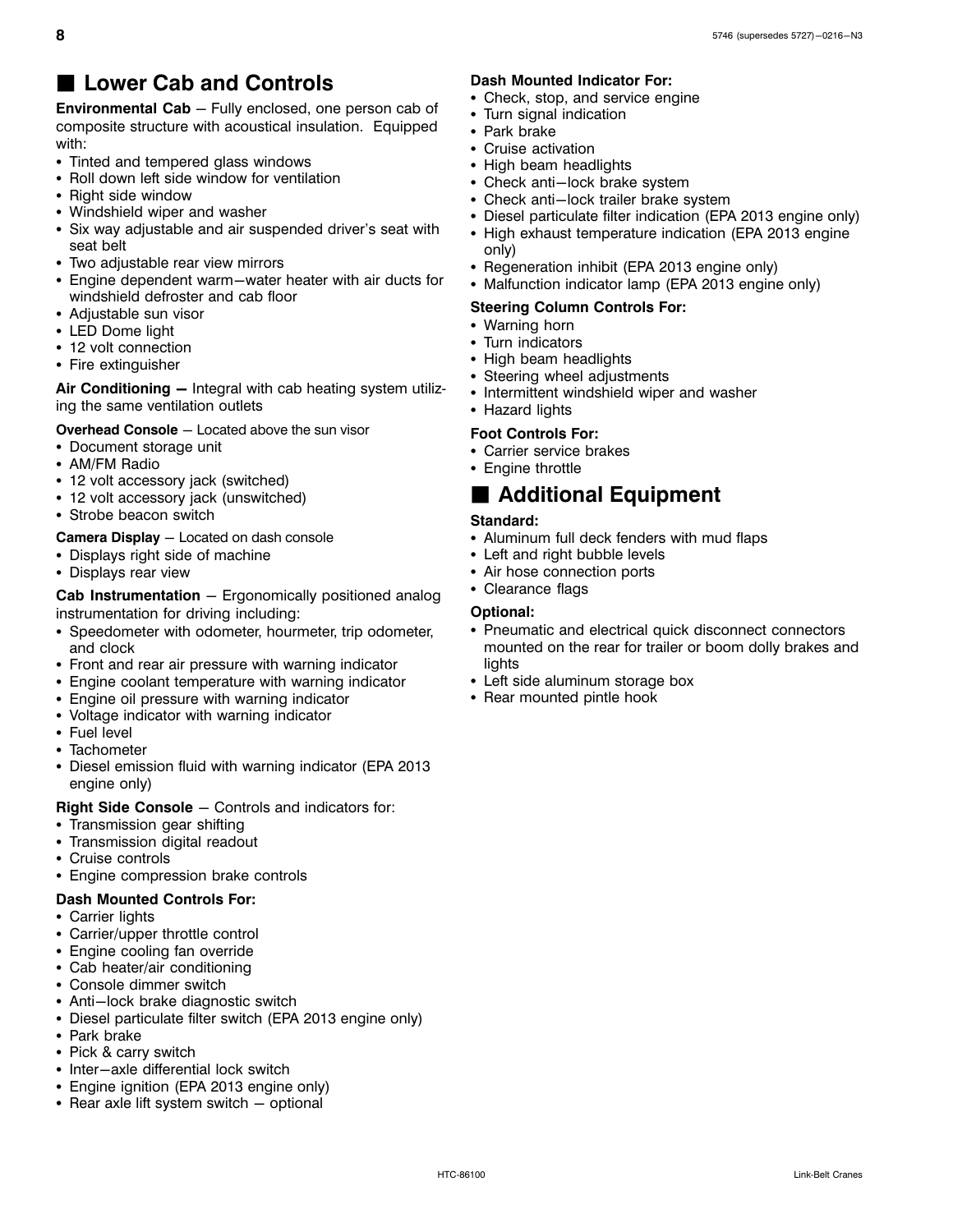## Lower Cab and Controls

**Environmental Cab** – Fully enclosed, one person cab of composite structure with acoustical insulation. Equipped with:

- Tinted and tempered glass windows
- Roll down left side window for ventilation
- Right side window
- Windshield wiper and washer
- Six way adjustable and air suspended driver's seat with seat belt
- Two adjustable rear view mirrors
- Engine dependent warm–water heater with air ducts for windshield defroster and cab floor
- Adjustable sun visor
- LED Dome light
- 12 volt connection
- Fire extinguisher

**Air Conditioning –** Integral with cab heating system utilizing the same ventilation outlets

**Overhead Console** – Located above the sun visor

- Document storage unit
- AM/FM Radio
- 12 volt accessory jack (switched)
- 12 volt accessory jack (unswitched)
- Strobe beacon switch

**Camera Display** – Located on dash console

- Displays right side of machine
- Displays rear view

**Cab Instrumentation** – Ergonomically positioned analog instrumentation for driving including:

- Speedometer with odometer, hourmeter, trip odometer, and clock
- Front and rear air pressure with warning indicator
- Engine coolant temperature with warning indicator
- Engine oil pressure with warning indicator
- Voltage indicator with warning indicator
- Fuel level
- Tachometer
- Diesel emission fluid with warning indicator (EPA 2013 engine only)

**Right Side Console** – Controls and indicators for:

- Transmission gear shifting
- Transmission digital readout
- Cruise controls
- Engine compression brake controls

**Dash Mounted Controls For:**

- Carrier lights
- Carrier/upper throttle control
- Engine cooling fan override
- Cab heater/air conditioning
- Console dimmer switch
- Anti–lock brake diagnostic switch
- Diesel particulate filter switch (EPA 2013 engine only)
- Park brake
- Pick & carry switch
- Inter–axle differential lock switch
- Engine ignition (EPA 2013 engine only)
- Rear axle lift system switch – optional

**Dash Mounted Indicator For:**

- Check, stop, and service engine
- Turn signal indication
- Park brake
- Cruise activation
- High beam headlights
- Check anti–lock brake system
- Check anti–lock trailer brake system
- Diesel particulate filter indication (EPA 2013 engine only)
- High exhaust temperature indication (EPA 2013 engine only)
- Regeneration inhibit (EPA 2013 engine only)
- Malfunction indicator lamp (EPA 2013 engine only)

**Steering Column Controls For:**

- Warning horn
- Turn indicators
- High beam headlights
- Steering wheel adjustments
- Intermittent windshield wiper and washer
- Hazard lights

**Foot Controls For:**

- Carrier service brakes
- Engine throttle

## Additional Equipment

**Standard:**

- Aluminum full deck fenders with mud flaps
- Left and right bubble levels
- Air hose connection ports
- Clearance flags

**Optional:**

- Pneumatic and electrical quick disconnect connectors mounted on the rear for trailer or boom dolly brakes and lights
- Left side aluminum storage box
- Rear mounted pintle hook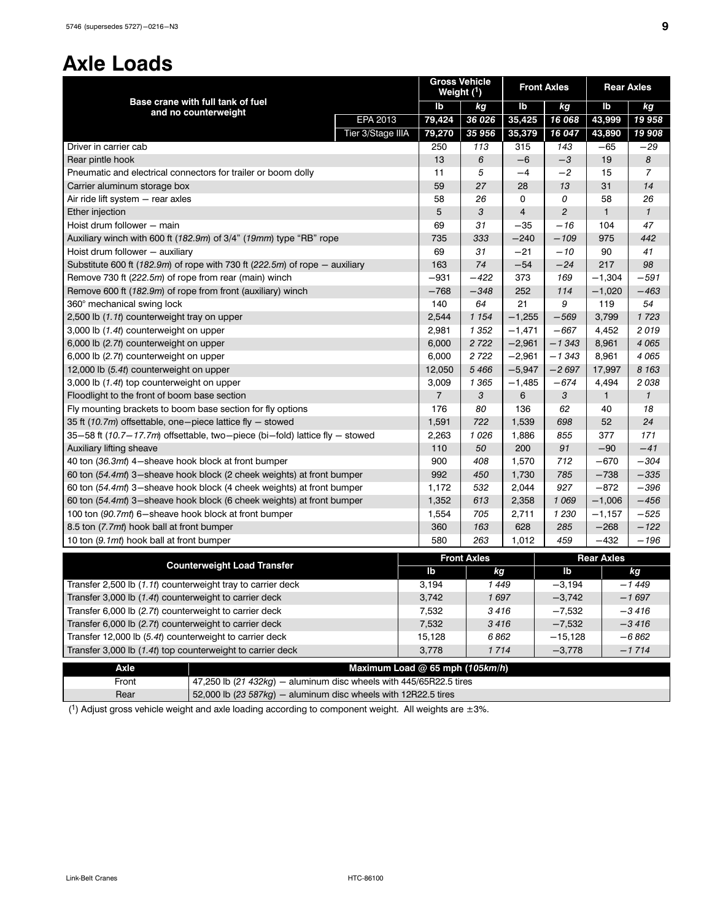# Axle Loads

| Base crane with full tank of fuel and no counterweight | | Gross Vehicle Weight (1) | | Front Axles | | Rear Axles | |
|---|---|---|---|---|---|---|---|
| | | lb | *kg* | lb | *kg* | lb | *kg* |
| | EPA 2013 | 79,424 | *36 026* | 35,425 | *16 068* | 43,999 | *19 958* |
| | Tier 3/Stage IIIA | 79,270 | *35 956* | 35,379 | *16 047* | 43,890 | *19 908* |
| Driver in carrier cab | | 250 | *113* | 315 | *143* | −65 | *−29* |
| Rear pintle hook | | 13 | *6* | −6 | *−3* | 19 | *8* |
| Pneumatic and electrical connectors for trailer or boom dolly | | 11 | *5* | −4 | *−2* | 15 | *7* |
| Carrier aluminum storage box | | 59 | *27* | 28 | *13* | 31 | *14* |
| Air ride lift system − rear axles | | 58 | *26* | 0 | *0* | 58 | *26* |
| Ether injection | | 5 | *3* | 4 | *2* | 1 | *1* |
| Hoist drum follower − main | | 69 | *31* | −35 | *−16* | 104 | *47* |
| Auxiliary winch with 600 ft (*182.9m*) of 3/4" (*19mm*) type "RB" rope | | 735 | *333* | −240 | *−109* | 975 | *442* |
| Hoist drum follower − auxiliary | | 69 | *31* | −21 | *−10* | 90 | *41* |
| Substitute 600 ft (*182.9m*) of rope with 730 ft (*222.5m*) of rope − auxiliary | | 163 | *74* | −54 | *−24* | 217 | *98* |
| Remove 730 ft (*222.5m*) of rope from rear (main) winch | | −931 | *−422* | 373 | *169* | −1,304 | *−591* |
| Remove 600 ft (*182.9m*) of rope from front (auxiliary) winch | | −768 | *−348* | 252 | *114* | −1,020 | *−463* |
| 360° mechanical swing lock | | 140 | *64* | 21 | *9* | 119 | *54* |
| 2,500 lb (*1.1t*) counterweight tray on upper | | 2,544 | *1 154* | −1,255 | *−569* | 3,799 | *1 723* |
| 3,000 lb (*1.4t*) counterweight on upper | | 2,981 | *1 352* | −1,471 | *−667* | 4,452 | *2 019* |
| 6,000 lb (*2.7t*) counterweight on upper | | 6,000 | *2 722* | −2,961 | *−1 343* | 8,961 | *4 065* |
| 6,000 lb (*2.7t*) counterweight on upper | | 6,000 | *2 722* | −2,961 | *−1 343* | 8,961 | *4 065* |
| 12,000 lb (*5.4t*) counterweight on upper | | 12,050 | *5 466* | −5,947 | *−2 697* | 17,997 | *8 163* |
| 3,000 lb (*1.4t*) top counterweight on upper | | 3,009 | *1 365* | −1,485 | *−674* | 4,494 | *2 038* |
| Floodlight to the front of boom base section | | 7 | *3* | 6 | *3* | 1 | *1* |
| Fly mounting brackets to boom base section for fly options | | 176 | *80* | 136 | *62* | 40 | *18* |
| 35 ft (*10.7m*) offsettable, one−piece lattice fly − stowed | | 1,591 | *722* | 1,539 | *698* | 52 | *24* |
| 35−58 ft (*10.7−17.7m*) offsettable, two−piece (bi−fold) lattice fly − stowed | | 2,263 | *1 026* | 1,886 | *855* | 377 | *171* |
| Auxiliary lifting sheave | | 110 | *50* | 200 | *91* | −90 | *−41* |
| 40 ton (*36.3mt*) 4−sheave hook block at front bumper | | 900 | *408* | 1,570 | *712* | −670 | *−304* |
| 60 ton (*54.4mt*) 3−sheave hook block (2 cheek weights) at front bumper | | 992 | *450* | 1,730 | *785* | −738 | *−335* |
| 60 ton (*54.4mt*) 3−sheave hook block (4 cheek weights) at front bumper | | 1,172 | *532* | 2,044 | *927* | −872 | *−396* |
| 60 ton (*54.4mt*) 3−sheave hook block (6 cheek weights) at front bumper | | 1,352 | *613* | 2,358 | *1 069* | −1,006 | *−456* |
| 100 ton (*90.7mt*) 6−sheave hook block at front bumper | | 1,554 | *705* | 2,711 | *1 230* | −1,157 | *−525* |
| 8.5 ton (*7.7mt*) hook ball at front bumper | | 360 | *163* | 628 | *285* | −268 | *−122* |
| 10 ton (*9.1mt*) hook ball at front bumper | | 580 | *263* | 1,012 | *459* | −432 | *−196* |

| Counterweight Load Transfer | Front Axles | | Rear Axles | |
|---|---|---|---|---|
| | lb | *kg* | lb | *kg* |
| Transfer 2,500 lb (*1.1t*) counterweight tray to carrier deck | 3,194 | *1 449* | −3,194 | *−1 449* |
| Transfer 3,000 lb (*1.4t*) counterweight to carrier deck | 3,742 | *1 697* | −3,742 | *−1 697* |
| Transfer 6,000 lb (*2.7t*) counterweight to carrier deck | 7,532 | *3 416* | −7,532 | *−3 416* |
| Transfer 6,000 lb (*2.7t*) counterweight to carrier deck | 7,532 | *3 416* | −7,532 | *−3 416* |
| Transfer 12,000 lb (*5.4t*) counterweight to carrier deck | 15,128 | *6 862* | −15,128 | *−6 862* |
| Transfer 3,000 lb (*1.4t*) top counterweight to carrier deck | 3,778 | *1 714* | −3,778 | *−1 714* |

| Axle | Maximum Load @ 65 mph (*105km/h*) |
|---|---|
| Front | 47,250 lb (*21 432kg*) − aluminum disc wheels with 445/65R22.5 tires |
| Rear | 52,000 lb (*23 587kg*) − aluminum disc wheels with 12R22.5 tires |

(1) Adjust gross vehicle weight and axle loading according to component weight. All weights are ±3%.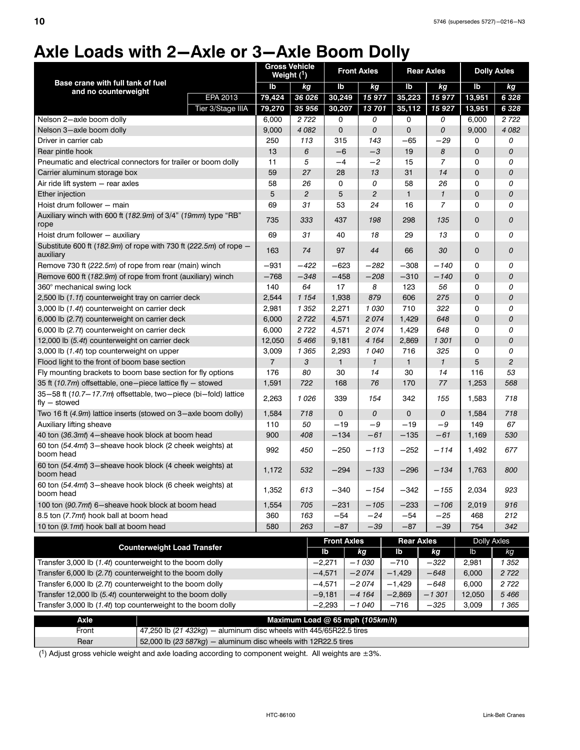# Axle Loads with 2—Axle or 3—Axle Boom Dolly

| Base crane with full tank of fuel and no counterweight | | Gross Vehicle Weight ([1]) | | Front Axles | | Rear Axles | | Dolly Axles | |
|---|---|---|---|---|---|---|---|---|---|
| | | lb | kg | lb | kg | lb | kg | lb | kg |
| | EPA 2013 | 79,424 | 36 026 | 30,249 | 15 977 | 35,223 | 15 977 | 13,951 | 6 328 |
| | Tier 3/Stage IIIA | 79,270 | 35 956 | 30,207 | 13 701 | 35,112 | 15 927 | 13,951 | 6 328 |
| Nelson 2—axle boom dolly | | 6,000 | 2 722 | 0 | 0 | 0 | 0 | 6,000 | 2 722 |
| Nelson 3—axle boom dolly | | 9,000 | 4 082 | 0 | 0 | 0 | 0 | 9,000 | 4 082 |
| Driver in carrier cab | | 250 | 113 | 315 | 143 | −65 | −29 | 0 | 0 |
| Rear pintle hook | | 13 | 6 | −6 | −3 | 19 | 8 | 0 | 0 |
| Pneumatic and electrical connectors for trailer or boom dolly | | 11 | 5 | −4 | −2 | 15 | 7 | 0 | 0 |
| Carrier aluminum storage box | | 59 | 27 | 28 | 13 | 31 | 14 | 0 | 0 |
| Air ride lift system — rear axles | | 58 | 26 | 0 | 0 | 58 | 26 | 0 | 0 |
| Ether injection | | 5 | 2 | 5 | 2 | 1 | 1 | 0 | 0 |
| Hoist drum follower — main | | 69 | 31 | 53 | 24 | 16 | 7 | 0 | 0 |
| Auxiliary winch with 600 ft (*182.9m*) of 3/4" (*19mm*) type "RB" rope | | 735 | 333 | 437 | 198 | 298 | 135 | 0 | 0 |
| Hoist drum follower — auxiliary | | 69 | 31 | 40 | 18 | 29 | 13 | 0 | 0 |
| Substitute 600 ft (*182.9m*) of rope with 730 ft (*222.5m*) of rope — auxiliary | | 163 | 74 | 97 | 44 | 66 | 30 | 0 | 0 |
| Remove 730 ft (*222.5m*) of rope from rear (main) winch | | −931 | −422 | −623 | −282 | −308 | −140 | 0 | 0 |
| Remove 600 ft (*182.9m*) of rope from front (auxiliary) winch | | −768 | −348 | −458 | −208 | −310 | −140 | 0 | 0 |
| 360° mechanical swing lock | | 140 | 64 | 17 | 8 | 123 | 56 | 0 | 0 |
| 2,500 lb (*1.1t*) counterweight tray on carrier deck | | 2,544 | 1 154 | 1,938 | 879 | 606 | 275 | 0 | 0 |
| 3,000 lb (*1.4t*) counterweight on carrier deck | | 2,981 | 1 352 | 2,271 | 1 030 | 710 | 322 | 0 | 0 |
| 6,000 lb (*2.7t*) counterweight on carrier deck | | 6,000 | 2 722 | 4,571 | 2 074 | 1,429 | 648 | 0 | 0 |
| 6,000 lb (*2.7t*) counterweight on carrier deck | | 6,000 | 2 722 | 4,571 | 2 074 | 1,429 | 648 | 0 | 0 |
| 12,000 lb (*5.4t*) counterweight on carrier deck | | 12,050 | 5 466 | 9,181 | 4 164 | 2,869 | 1 301 | 0 | 0 |
| 3,000 lb (*1.4t*) top counterweight on upper | | 3,009 | 1 365 | 2,293 | 1 040 | 716 | 325 | 0 | 0 |
| Flood light to the front of boom base section | | 7 | 3 | 1 | 1 | 1 | 1 | 5 | 2 |
| Fly mounting brackets to boom base section for fly options | | 176 | 80 | 30 | 14 | 30 | 14 | 116 | 53 |
| 35 ft (*10.7m*) offsettable, one—piece lattice fly — stowed | | 1,591 | 722 | 168 | 76 | 170 | 77 | 1,253 | 568 |
| 35—58 ft (*10.7—17.7m*) offsettable, two—piece (bi—fold) lattice fly — stowed | | 2,263 | 1 026 | 339 | 154 | 342 | 155 | 1,583 | 718 |
| Two 16 ft (*4.9m*) lattice inserts (stowed on 3—axle boom dolly) | | 1,584 | 718 | 0 | 0 | 0 | 0 | 1,584 | 718 |
| Auxiliary lifting sheave | | 110 | 50 | −19 | −9 | −19 | −9 | 149 | 67 |
| 40 ton (*36.3mt*) 4—sheave hook block at boom head | | 900 | 408 | −134 | −61 | −135 | −61 | 1,169 | 530 |
| 60 ton (*54.4mt*) 3—sheave hook block (2 cheek weights) at boom head | | 992 | 450 | −250 | −113 | −252 | −114 | 1,492 | 677 |
| 60 ton (*54.4mt*) 3—sheave hook block (4 cheek weights) at boom head | | 1,172 | 532 | −294 | −133 | −296 | −134 | 1,763 | 800 |
| 60 ton (*54.4mt*) 3—sheave hook block (6 cheek weights) at boom head | | 1,352 | 613 | −340 | −154 | −342 | −155 | 2,034 | 923 |
| 100 ton (*90.7mt*) 6—sheave hook block at boom head | | 1,554 | 705 | −231 | −105 | −233 | −106 | 2,019 | 916 |
| 8.5 ton (*7.7mt*) hook ball at boom head | | 360 | 163 | −54 | −24 | −54 | −25 | 468 | 212 |
| 10 ton (*9.1mt*) hook ball at boom head | | 580 | 263 | −87 | −39 | −87 | −39 | 754 | 342 |

| Counterweight Load Transfer | Front Axles | | Rear Axles | | Dolly Axles | |
|---|---|---|---|---|---|---|
| | lb | kg | lb | kg | lb | kg |
| Transfer 3,000 lb (*1.4t*) counterweight to the boom dolly | −2,271 | −1 030 | −710 | −322 | 2,981 | 1 352 |
| Transfer 6,000 lb (*2.7t*) counterweight to the boom dolly | −4,571 | −2 074 | −1,429 | −648 | 6,000 | 2 722 |
| Transfer 6,000 lb (*2.7t*) counterweight to the boom dolly | −4,571 | −2 074 | −1,429 | −648 | 6,000 | 2 722 |
| Transfer 12,000 lb (*5.4t*) counterweight to the boom dolly | −9,181 | −4 164 | −2,869 | −1 301 | 12,050 | 5 466 |
| Transfer 3,000 lb (*1.4t*) top counterweight to the boom dolly | −2,293 | −1 040 | −716 | −325 | 3,009 | 1 365 |

| Axle | Maximum Load @ 65 mph (*105km/h*) |
|---|---|
| Front | 47,250 lb (*21 432kg*) — aluminum disc wheels with 445/65R22.5 tires |
| Rear | 52,000 lb (*23 587kg*) — aluminum disc wheels with 12R22.5 tires |

([1]) Adjust gross vehicle weight and axle loading according to component weight. All weights are ±3%.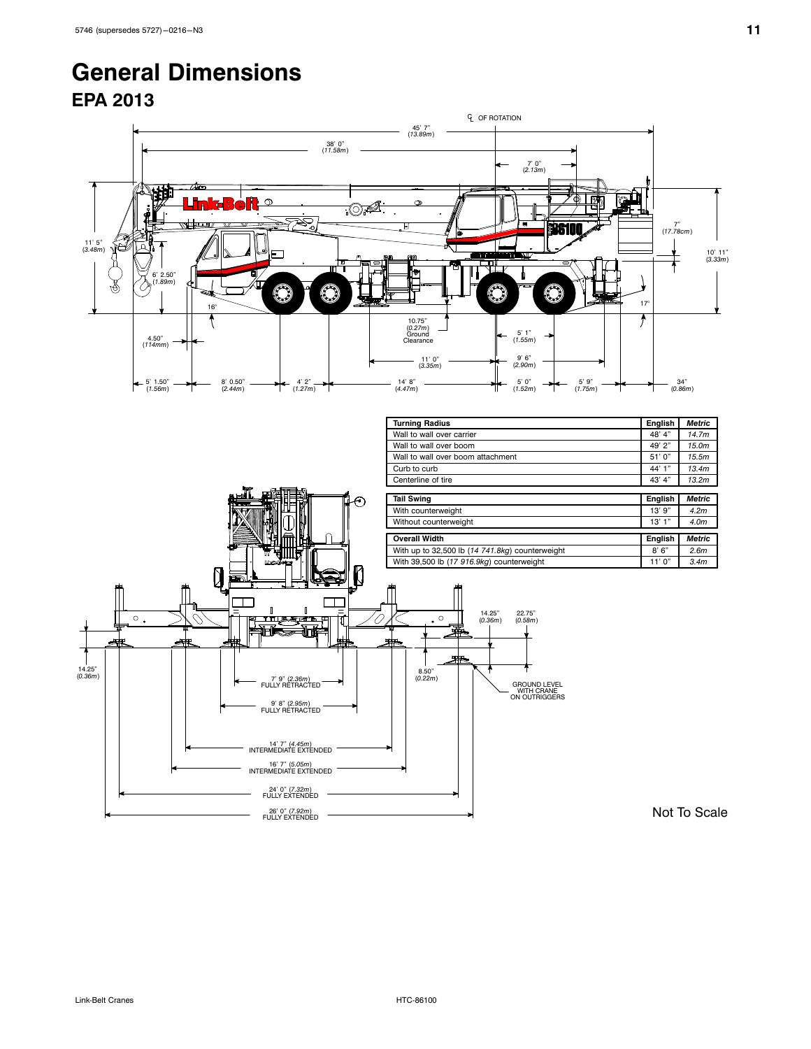# General Dimensions

## EPA 2013

℄ OF ROTATION

45' 7" (13.89m)

38' 0" (11.58m)

7' 0" (2.13m)

11' 5" (3.48m)

6' 2.50" (1.89m)

7" (17.78cm)

10' 11" (3.33m)

16°

17°

4.50" (114mm)

10.75" (0.27m) Ground Clearance

5' 1" (1.55m)

11' 0" (3.35m)

9' 6" (2.90m)

5' 1.50" (1.56m)

8' 0.50" (2.44m)

4' 2" (1.27m)

14' 8" (4.47m)

5' 0" (1.52m)

5' 9" (1.75m)

34" (0.86m)

| Turning Radius | English | Metric |
|---|---|---|
| Wall to wall over carrier | 48' 4" | 14.7m |
| Wall to wall over boom | 49' 2" | 15.0m |
| Wall to wall over boom attachment | 51' 0" | 15.5m |
| Curb to curb | 44' 1" | 13.4m |
| Centerline of tire | 43' 4" | 13.2m |

| Tail Swing | English | Metric |
|---|---|---|
| With counterweight | 13' 9" | 4.2m |
| Without counterweight | 13' 1" | 4.0m |

| Overall Width | English | Metric |
|---|---|---|
| With up to 32,500 lb (14 741.8kg) counterweight | 8' 6" | 2.6m |
| With 39,500 lb (17 916.9kg) counterweight | 11' 0" | 3.4m |

14.25" (0.36m)

22.75" (0.58m)

14.25" (0.36m)

8.50" (0.22m)

GROUND LEVEL WITH CRANE ON OUTRIGGERS

7' 9" (2.36m) FULLY RETRACTED

9' 8" (2.95m) FULLY RETRACTED

14' 7" (4.45m) INTERMEDIATE EXTENDED

16' 7" (5.05m) INTERMEDIATE EXTENDED

24' 0" (7.32m) FULLY EXTENDED

26' 0" (7.92m) FULLY EXTENDED

Not To Scale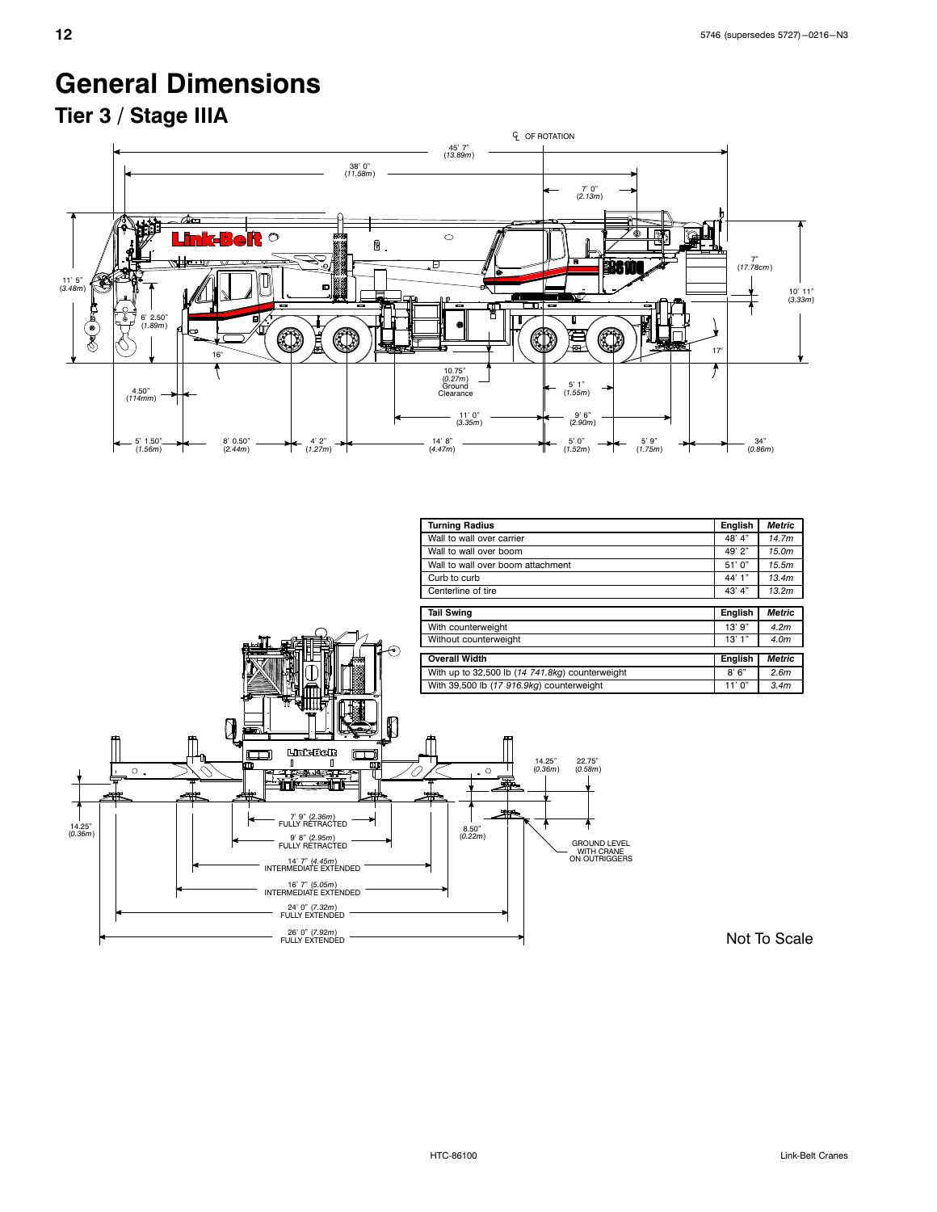# General Dimensions

## Tier 3 / Stage IIIA

℄ OF ROTATION

45' 7" (13.89m)

38' 0" (11.58m)

7' 0" (2.13m)

11' 5" (3.48m)

7" (17.78cm)

10' 11" (3.33m)

6' 2.50" (1.89m)

16°

17°

10.75" (0.27m) Ground Clearance

4.50" (114mm)

5' 1" (1.55m)

11' 0" (3.35m)

9' 6" (2.90m)

5' 1.50" (1.56m)

8' 0.50" (2.44m)

4' 2" (1.27m)

14' 8" (4.47m)

5' 0" (1.52m)

5' 9" (1.75m)

34" (0.86m)

| Turning Radius | English | *Metric* |
|---|---|---|
| Wall to wall over carrier | 48' 4" | *14.7m* |
| Wall to wall over boom | 49' 2" | *15.0m* |
| Wall to wall over boom attachment | 51' 0" | *15.5m* |
| Curb to curb | 44' 1" | *13.4m* |
| Centerline of tire | 43' 4" | *13.2m* |

| Tail Swing | English | *Metric* |
|---|---|---|
| With counterweight | 13' 9" | *4.2m* |
| Without counterweight | 13' 1" | *4.0m* |

| Overall Width | English | *Metric* |
|---|---|---|
| With up to 32,500 lb (*14 741.8kg*) counterweight | 8' 6" | *2.6m* |
| With 39,500 lb (*17 916.9kg*) counterweight | 11' 0" | *3.4m* |

14.25" (0.36m)

22.75" (0.58m)

14.25" (0.36m)

8.50" (0.22m)

GROUND LEVEL WITH CRANE ON OUTRIGGERS

7' 9" (2.36m) FULLY RETRACTED

9' 8" (2.95m) FULLY RETRACTED

14' 7" (4.45m) INTERMEDIATE EXTENDED

16' 7" (5.05m) INTERMEDIATE EXTENDED

24' 0" (7.32m) FULLY EXTENDED

26' 0" (7.92m) FULLY EXTENDED

Not To Scale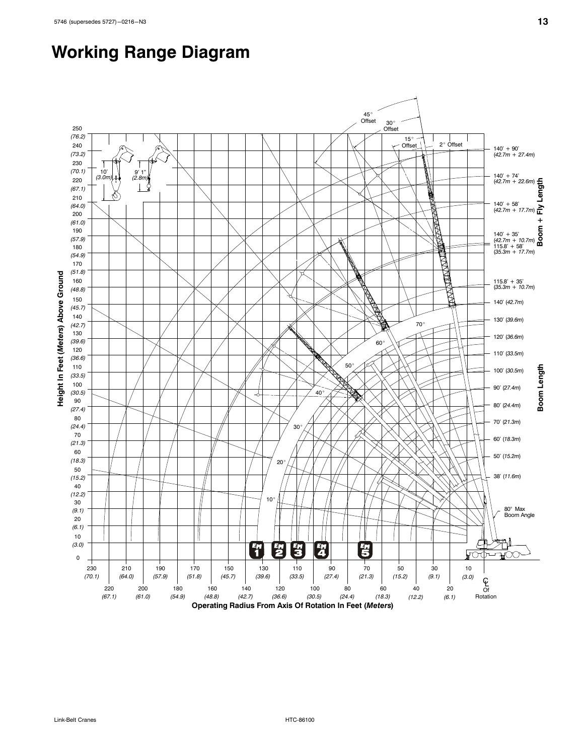# Working Range Diagram

45° Offset
30° Offset
15° Offset
2° Offset

140' + 90' (42.7m + 27.4m)
140' + 74' (42.7m + 22.6m)
140' + 58' (42.7m + 17.7m)
140' + 35' (42.7m + 10.7m)
115.8' + 58' (35.3m + 17.7m)
115.8' + 35' (35.3m + 10.7m)

**Boom + Fly Length**

140' (42.7m)
130' (39.6m)
120' (36.6m)
110' (33.5m)
100' (30.5m)
90' (27.4m)
80' (24.4m)
70' (21.3m)
60' (18.3m)
50' (15.2m)
38' (11.6m)

**Boom Length**

80° Max Boom Angle

70°
60°
50°
40°
30°
20°
10°

10' (3.0m)
9' 1" (2.8m)

EM 1
EM 2
EM 3
EM 4
EM 5

**Height In Feet (*Meters*) Above Ground**

250 (76.2)
240 (73.2)
230 (70.1)
220 (67.1)
210 (64.0)
200 (61.0)
190 (57.9)
180 (54.9)
170 (51.8)
160 (48.8)
150 (45.7)
140 (42.7)
130 (39.6)
120 (36.6)
110 (33.5)
100 (30.5)
90 (27.4)
80 (24.4)
70 (21.3)
60 (18.3)
50 (15.2)
40 (12.2)
30 (9.1)
20 (6.1)
10 (3.0)
0

230 (70.1)
220 (67.1)
210 (64.0)
200 (61.0)
190 (57.9)
180 (54.9)
170 (51.8)
160 (48.8)
150 (45.7)
140 (42.7)
130 (39.6)
120 (36.6)
110 (33.5)
100 (30.5)
90 (27.4)
80 (24.4)
70 (21.3)
60 (18.3)
50 (15.2)
40 (12.2)
30 (9.1)
20 (6.1)
10 (3.0)

℄ Of Rotation

**Operating Radius From Axis Of Rotation In Feet (*Meters*)**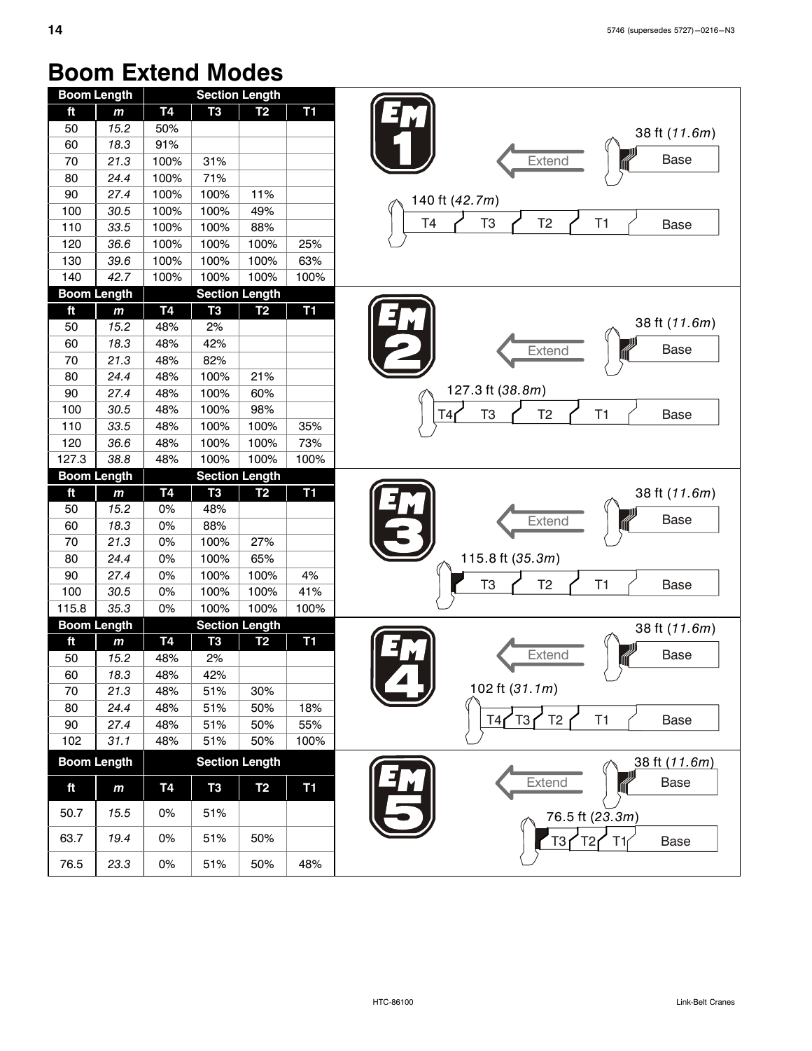# Boom Extend Modes

| Boom Length | | Section Length | | | |
|---|---|---|---|---|---|
| ft | m | T4 | T3 | T2 | T1 |
| 50 | 15.2 | 50% | | | |
| 60 | 18.3 | 91% | | | |
| 70 | 21.3 | 100% | 31% | | |
| 80 | 24.4 | 100% | 71% | | |
| 90 | 27.4 | 100% | 100% | 11% | |
| 100 | 30.5 | 100% | 100% | 49% | |
| 110 | 33.5 | 100% | 100% | 88% | |
| 120 | 36.6 | 100% | 100% | 100% | 25% |
| 130 | 39.6 | 100% | 100% | 100% | 63% |
| 140 | 42.7 | 100% | 100% | 100% | 100% |

EM 1

38 ft (*11.6m*)

Extend

Base

140 ft (*42.7m*)

T4 T3 T2 T1 Base

| Boom Length | | Section Length | | | |
|---|---|---|---|---|---|
| ft | m | T4 | T3 | T2 | T1 |
| 50 | 15.2 | 48% | 2% | | |
| 60 | 18.3 | 48% | 42% | | |
| 70 | 21.3 | 48% | 82% | | |
| 80 | 24.4 | 48% | 100% | 21% | |
| 90 | 27.4 | 48% | 100% | 60% | |
| 100 | 30.5 | 48% | 100% | 98% | |
| 110 | 33.5 | 48% | 100% | 100% | 35% |
| 120 | 36.6 | 48% | 100% | 100% | 73% |
| 127.3 | 38.8 | 48% | 100% | 100% | 100% |

EM 2

38 ft (*11.6m*)

Extend

Base

127.3 ft (*38.8m*)

T4 T3 T2 T1 Base

| Boom Length | | Section Length | | | |
|---|---|---|---|---|---|
| ft | m | T4 | T3 | T2 | T1 |
| 50 | 15.2 | 0% | 48% | | |
| 60 | 18.3 | 0% | 88% | | |
| 70 | 21.3 | 0% | 100% | 27% | |
| 80 | 24.4 | 0% | 100% | 65% | |
| 90 | 27.4 | 0% | 100% | 100% | 4% |
| 100 | 30.5 | 0% | 100% | 100% | 41% |
| 115.8 | 35.3 | 0% | 100% | 100% | 100% |

EM 3

38 ft (*11.6m*)

Extend

Base

115.8 ft (*35.3m*)

T3 T2 T1 Base

| Boom Length | | Section Length | | | |
|---|---|---|---|---|---|
| ft | m | T4 | T3 | T2 | T1 |
| 50 | 15.2 | 48% | 2% | | |
| 60 | 18.3 | 48% | 42% | | |
| 70 | 21.3 | 48% | 51% | 30% | |
| 80 | 24.4 | 48% | 51% | 50% | 18% |
| 90 | 27.4 | 48% | 51% | 50% | 55% |
| 102 | 31.1 | 48% | 51% | 50% | 100% |

EM 4

38 ft (*11.6m*)

Extend

Base

102 ft (*31.1m*)

T4 T3 T2 T1 Base

| Boom Length | | Section Length | | | |
|---|---|---|---|---|---|
| ft | m | T4 | T3 | T2 | T1 |
| 50.7 | 15.5 | 0% | 51% | | |
| 63.7 | 19.4 | 0% | 51% | 50% | |
| 76.5 | 23.3 | 0% | 51% | 50% | 48% |

EM 5

38 ft (*11.6m*)

Extend

Base

76.5 ft (*23.3m*)

T3 T2 T1 Base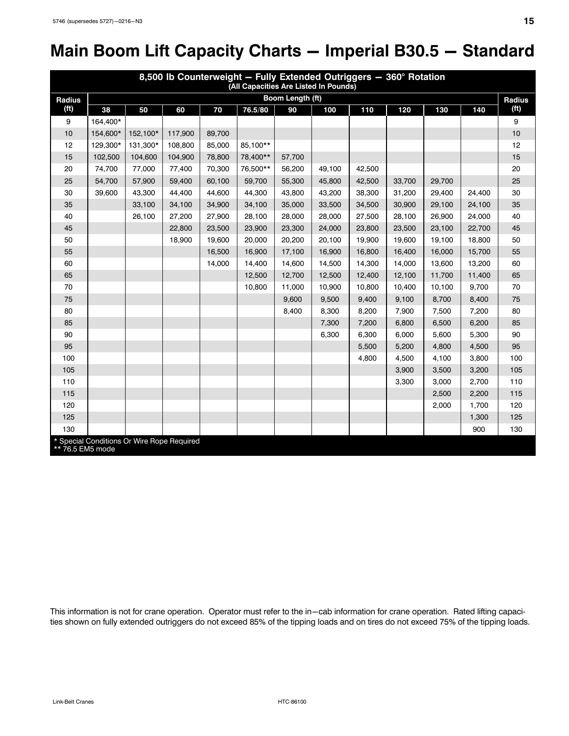# Main Boom Lift Capacity Charts — Imperial B30.5 — Standard

| 8,500 lb Counterweight — Fully Extended Outriggers — 360° Rotation (All Capacities Are Listed In Pounds) | | | | | | | | | | | | |
|---|---|---|---|---|---|---|---|---|---|---|---|---|
| Radius (ft) | Boom Length (ft) | | | | | | | | | | | Radius (ft) |
| | 38 | 50 | 60 | 70 | 76.5/80 | 90 | 100 | 110 | 120 | 130 | 140 | |
| 9 | 164,400* | | | | | | | | | | | 9 |
| 10 | 154,600* | 152,100* | 117,900 | 89,700 | | | | | | | | 10 |
| 12 | 129,300* | 131,300* | 108,800 | 85,000 | 85,100** | | | | | | | 12 |
| 15 | 102,500 | 104,600 | 104,900 | 78,800 | 78,400** | 57,700 | | | | | | 15 |
| 20 | 74,700 | 77,000 | 77,400 | 70,300 | 76,500** | 56,200 | 49,100 | 42,500 | | | | 20 |
| 25 | 54,700 | 57,900 | 59,400 | 60,100 | 59,700 | 55,300 | 45,800 | 42,500 | 33,700 | 29,700 | | 25 |
| 30 | 39,600 | 43,300 | 44,400 | 44,600 | 44,300 | 43,800 | 43,200 | 38,300 | 31,200 | 29,400 | 24,400 | 30 |
| 35 | | 33,100 | 34,100 | 34,900 | 34,100 | 35,000 | 33,500 | 34,500 | 30,900 | 29,100 | 24,100 | 35 |
| 40 | | 26,100 | 27,200 | 27,900 | 28,100 | 28,000 | 28,000 | 27,500 | 28,100 | 26,900 | 24,000 | 40 |
| 45 | | | 22,800 | 23,500 | 23,900 | 23,300 | 24,000 | 23,800 | 23,500 | 23,100 | 22,700 | 45 |
| 50 | | | 18,900 | 19,600 | 20,000 | 20,200 | 20,100 | 19,900 | 19,600 | 19,100 | 18,800 | 50 |
| 55 | | | | 16,500 | 16,900 | 17,100 | 16,900 | 16,800 | 16,400 | 16,000 | 15,700 | 55 |
| 60 | | | | 14,000 | 14,400 | 14,600 | 14,500 | 14,300 | 14,000 | 13,600 | 13,200 | 60 |
| 65 | | | | | 12,500 | 12,700 | 12,500 | 12,400 | 12,100 | 11,700 | 11,400 | 65 |
| 70 | | | | | 10,800 | 11,000 | 10,900 | 10,800 | 10,400 | 10,100 | 9,700 | 70 |
| 75 | | | | | | 9,600 | 9,500 | 9,400 | 9,100 | 8,700 | 8,400 | 75 |
| 80 | | | | | | 8,400 | 8,300 | 8,200 | 7,900 | 7,500 | 7,200 | 80 |
| 85 | | | | | | | 7,300 | 7,200 | 6,800 | 6,500 | 6,200 | 85 |
| 90 | | | | | | | 6,300 | 6,300 | 6,000 | 5,600 | 5,300 | 90 |
| 95 | | | | | | | | 5,500 | 5,200 | 4,800 | 4,500 | 95 |
| 100 | | | | | | | | 4,800 | 4,500 | 4,100 | 3,800 | 100 |
| 105 | | | | | | | | | 3,900 | 3,500 | 3,200 | 105 |
| 110 | | | | | | | | | 3,300 | 3,000 | 2,700 | 110 |
| 115 | | | | | | | | | | 2,500 | 2,200 | 115 |
| 120 | | | | | | | | | | 2,000 | 1,700 | 120 |
| 125 | | | | | | | | | | | 1,300 | 125 |
| 130 | | | | | | | | | | | 900 | 130 |

* Special Conditions Or Wire Rope Required
** 76.5 EM5 mode

This information is not for crane operation. Operator must refer to the in—cab information for crane operation. Rated lifting capacities shown on fully extended outriggers do not exceed 85% of the tipping loads and on tires do not exceed 75% of the tipping loads.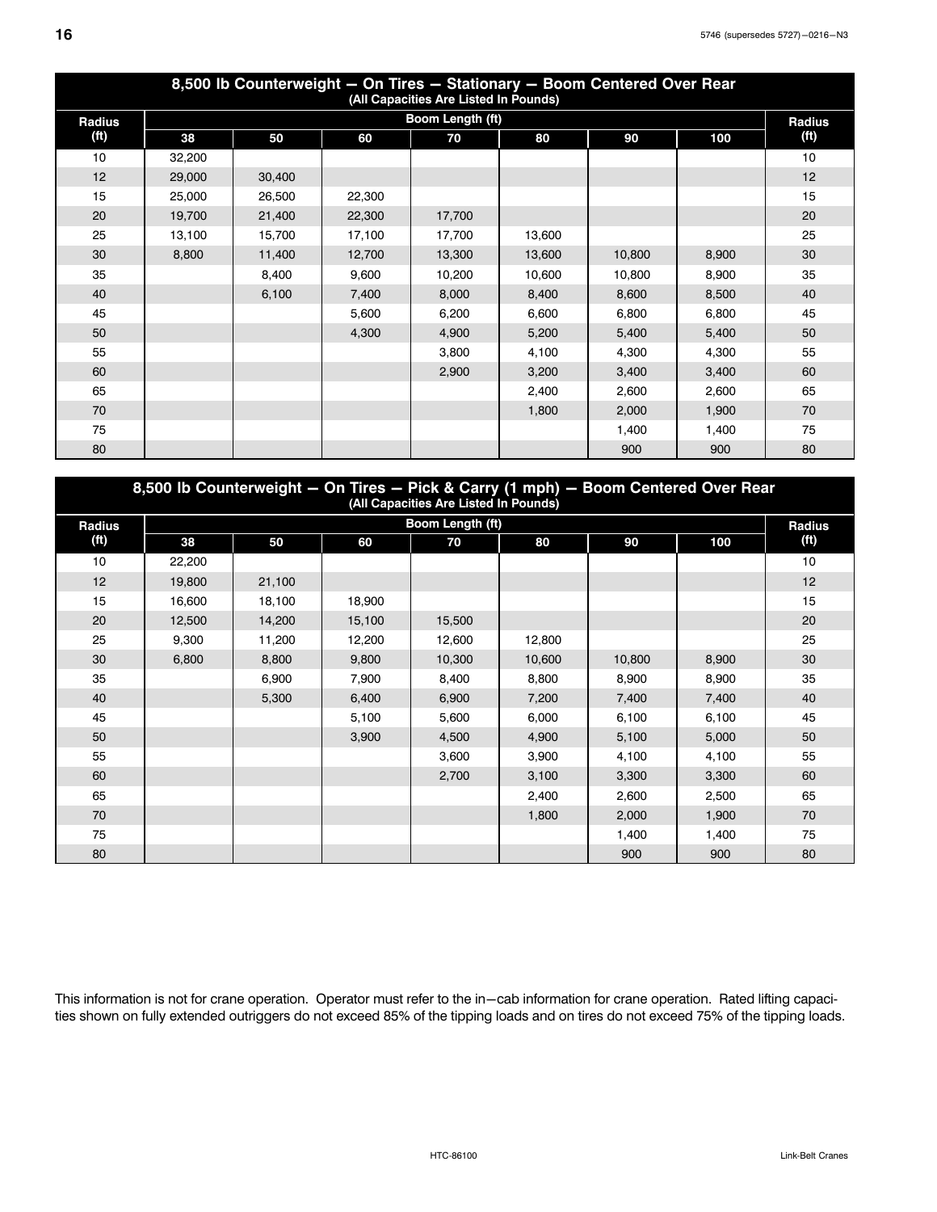## 8,500 lb Counterweight — On Tires — Stationary — Boom Centered Over Rear

(All Capacities Are Listed In Pounds)

| Radius (ft) | Boom Length (ft) | | | | | | | Radius (ft) |
|---|---|---|---|---|---|---|---|---|
| | 38 | 50 | 60 | 70 | 80 | 90 | 100 | |
| 10 | 32,200 | | | | | | | 10 |
| 12 | 29,000 | 30,400 | | | | | | 12 |
| 15 | 25,000 | 26,500 | 22,300 | | | | | 15 |
| 20 | 19,700 | 21,400 | 22,300 | 17,700 | | | | 20 |
| 25 | 13,100 | 15,700 | 17,100 | 17,700 | 13,600 | | | 25 |
| 30 | 8,800 | 11,400 | 12,700 | 13,300 | 13,600 | 10,800 | 8,900 | 30 |
| 35 | | 8,400 | 9,600 | 10,200 | 10,600 | 10,800 | 8,900 | 35 |
| 40 | | 6,100 | 7,400 | 8,000 | 8,400 | 8,600 | 8,500 | 40 |
| 45 | | | 5,600 | 6,200 | 6,600 | 6,800 | 6,800 | 45 |
| 50 | | | 4,300 | 4,900 | 5,200 | 5,400 | 5,400 | 50 |
| 55 | | | | 3,800 | 4,100 | 4,300 | 4,300 | 55 |
| 60 | | | | 2,900 | 3,200 | 3,400 | 3,400 | 60 |
| 65 | | | | | 2,400 | 2,600 | 2,600 | 65 |
| 70 | | | | | 1,800 | 2,000 | 1,900 | 70 |
| 75 | | | | | | 1,400 | 1,400 | 75 |
| 80 | | | | | | 900 | 900 | 80 |

## 8,500 lb Counterweight — On Tires — Pick & Carry (1 mph) — Boom Centered Over Rear

(All Capacities Are Listed In Pounds)

| Radius (ft) | Boom Length (ft) | | | | | | | Radius (ft) |
|---|---|---|---|---|---|---|---|---|
| | 38 | 50 | 60 | 70 | 80 | 90 | 100 | |
| 10 | 22,200 | | | | | | | 10 |
| 12 | 19,800 | 21,100 | | | | | | 12 |
| 15 | 16,600 | 18,100 | 18,900 | | | | | 15 |
| 20 | 12,500 | 14,200 | 15,100 | 15,500 | | | | 20 |
| 25 | 9,300 | 11,200 | 12,200 | 12,600 | 12,800 | | | 25 |
| 30 | 6,800 | 8,800 | 9,800 | 10,300 | 10,600 | 10,800 | 8,900 | 30 |
| 35 | | 6,900 | 7,900 | 8,400 | 8,800 | 8,900 | 8,900 | 35 |
| 40 | | 5,300 | 6,400 | 6,900 | 7,200 | 7,400 | 7,400 | 40 |
| 45 | | | 5,100 | 5,600 | 6,000 | 6,100 | 6,100 | 45 |
| 50 | | | 3,900 | 4,500 | 4,900 | 5,100 | 5,000 | 50 |
| 55 | | | | 3,600 | 3,900 | 4,100 | 4,100 | 55 |
| 60 | | | | 2,700 | 3,100 | 3,300 | 3,300 | 60 |
| 65 | | | | | 2,400 | 2,600 | 2,500 | 65 |
| 70 | | | | | 1,800 | 2,000 | 1,900 | 70 |
| 75 | | | | | | 1,400 | 1,400 | 75 |
| 80 | | | | | | 900 | 900 | 80 |

This information is not for crane operation. Operator must refer to the in–cab information for crane operation. Rated lifting capacities shown on fully extended outriggers do not exceed 85% of the tipping loads and on tires do not exceed 75% of the tipping loads.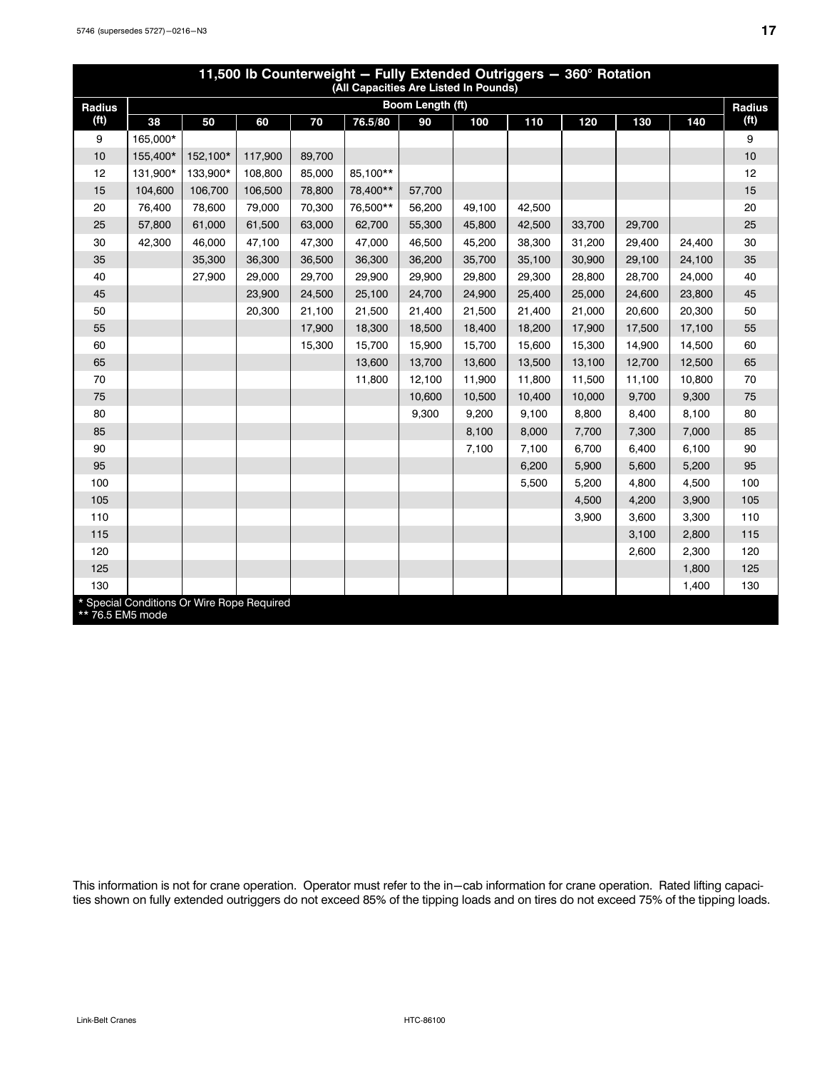## 11,500 lb Counterweight — Fully Extended Outriggers — 360° Rotation

(All Capacities Are Listed In Pounds)

| Radius (ft) | Boom Length (ft) 38 | 50 | 60 | 70 | 76.5/80 | 90 | 100 | 110 | 120 | 130 | 140 | Radius (ft) |
|---|---|---|---|---|---|---|---|---|---|---|---|---|
| 9 | 165,000* | | | | | | | | | | | 9 |
| 10 | 155,400* | 152,100* | 117,900 | 89,700 | | | | | | | | 10 |
| 12 | 131,900* | 133,900* | 108,800 | 85,000 | 85,100** | | | | | | | 12 |
| 15 | 104,600 | 106,700 | 106,500 | 78,800 | 78,400** | 57,700 | | | | | | 15 |
| 20 | 76,400 | 78,600 | 79,000 | 70,300 | 76,500** | 56,200 | 49,100 | 42,500 | | | | 20 |
| 25 | 57,800 | 61,000 | 61,500 | 63,000 | 62,700 | 55,300 | 45,800 | 42,500 | 33,700 | 29,700 | | 25 |
| 30 | 42,300 | 46,000 | 47,100 | 47,300 | 47,000 | 46,500 | 45,200 | 38,300 | 31,200 | 29,400 | 24,400 | 30 |
| 35 | | 35,300 | 36,300 | 36,500 | 36,300 | 36,200 | 35,700 | 35,100 | 30,900 | 29,100 | 24,100 | 35 |
| 40 | | 27,900 | 29,000 | 29,700 | 29,900 | 29,900 | 29,800 | 29,300 | 28,800 | 28,700 | 24,000 | 40 |
| 45 | | | 23,900 | 24,500 | 25,100 | 24,700 | 24,900 | 25,400 | 25,000 | 24,600 | 23,800 | 45 |
| 50 | | | 20,300 | 21,100 | 21,500 | 21,400 | 21,500 | 21,400 | 21,000 | 20,600 | 20,300 | 50 |
| 55 | | | | 17,900 | 18,300 | 18,500 | 18,400 | 18,200 | 17,900 | 17,500 | 17,100 | 55 |
| 60 | | | | 15,300 | 15,700 | 15,900 | 15,700 | 15,600 | 15,300 | 14,900 | 14,500 | 60 |
| 65 | | | | | 13,600 | 13,700 | 13,600 | 13,500 | 13,100 | 12,700 | 12,500 | 65 |
| 70 | | | | | 11,800 | 12,100 | 11,900 | 11,800 | 11,500 | 11,100 | 10,800 | 70 |
| 75 | | | | | | 10,600 | 10,500 | 10,400 | 10,000 | 9,700 | 9,300 | 75 |
| 80 | | | | | | 9,300 | 9,200 | 9,100 | 8,800 | 8,400 | 8,100 | 80 |
| 85 | | | | | | | 8,100 | 8,000 | 7,700 | 7,300 | 7,000 | 85 |
| 90 | | | | | | | 7,100 | 7,100 | 6,700 | 6,400 | 6,100 | 90 |
| 95 | | | | | | | | 6,200 | 5,900 | 5,600 | 5,200 | 95 |
| 100 | | | | | | | | 5,500 | 5,200 | 4,800 | 4,500 | 100 |
| 105 | | | | | | | | | 4,500 | 4,200 | 3,900 | 105 |
| 110 | | | | | | | | | 3,900 | 3,600 | 3,300 | 110 |
| 115 | | | | | | | | | | 3,100 | 2,800 | 115 |
| 120 | | | | | | | | | | 2,600 | 2,300 | 120 |
| 125 | | | | | | | | | | | 1,800 | 125 |
| 130 | | | | | | | | | | | 1,400 | 130 |

\* Special Conditions Or Wire Rope Required

\*\* 76.5 EM5 mode

This information is not for crane operation. Operator must refer to the in—cab information for crane operation. Rated lifting capacities shown on fully extended outriggers do not exceed 85% of the tipping loads and on tires do not exceed 75% of the tipping loads.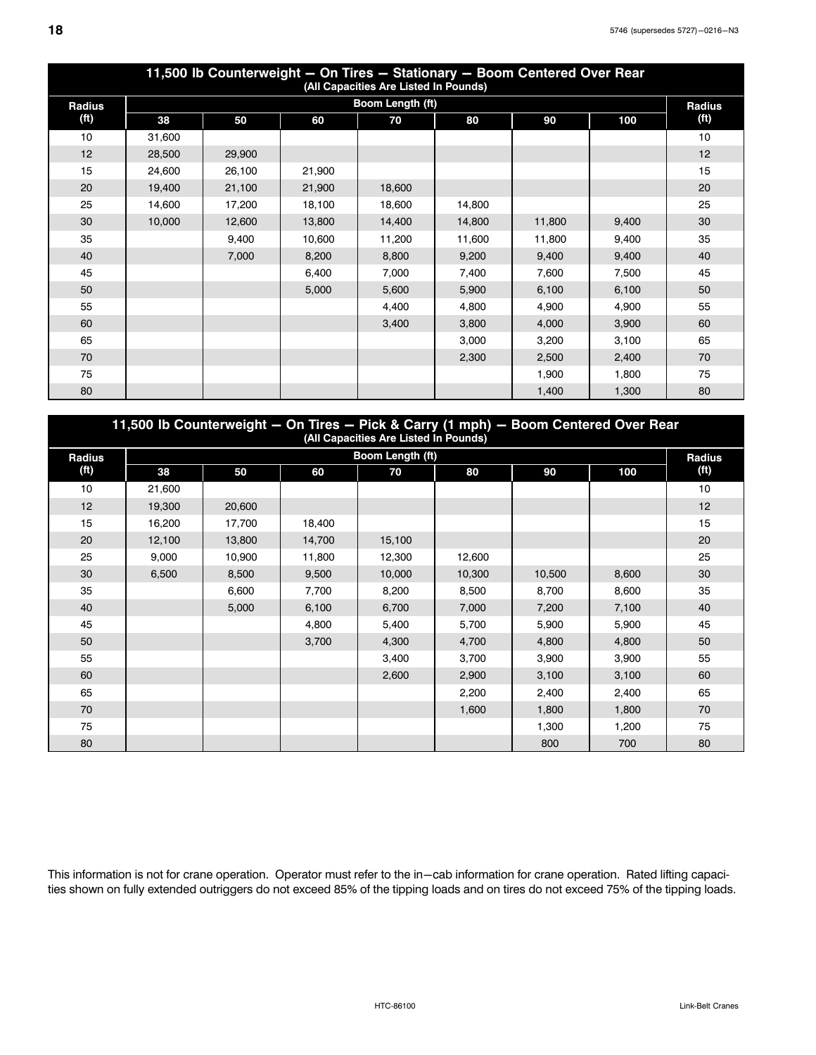## 11,500 lb Counterweight — On Tires — Stationary — Boom Centered Over Rear

(All Capacities Are Listed In Pounds)

| Radius (ft) | Boom Length (ft) 38 | 50 | 60 | 70 | 80 | 90 | 100 | Radius (ft) |
|---|---|---|---|---|---|---|---|---|
| 10 | 31,600 | | | | | | | 10 |
| 12 | 28,500 | 29,900 | | | | | | 12 |
| 15 | 24,600 | 26,100 | 21,900 | | | | | 15 |
| 20 | 19,400 | 21,100 | 21,900 | 18,600 | | | | 20 |
| 25 | 14,600 | 17,200 | 18,100 | 18,600 | 14,800 | | | 25 |
| 30 | 10,000 | 12,600 | 13,800 | 14,400 | 14,800 | 11,800 | 9,400 | 30 |
| 35 | | 9,400 | 10,600 | 11,200 | 11,600 | 11,800 | 9,400 | 35 |
| 40 | | 7,000 | 8,200 | 8,800 | 9,200 | 9,400 | 9,400 | 40 |
| 45 | | | 6,400 | 7,000 | 7,400 | 7,600 | 7,500 | 45 |
| 50 | | | 5,000 | 5,600 | 5,900 | 6,100 | 6,100 | 50 |
| 55 | | | | 4,400 | 4,800 | 4,900 | 4,900 | 55 |
| 60 | | | | 3,400 | 3,800 | 4,000 | 3,900 | 60 |
| 65 | | | | | 3,000 | 3,200 | 3,100 | 65 |
| 70 | | | | | 2,300 | 2,500 | 2,400 | 70 |
| 75 | | | | | | 1,900 | 1,800 | 75 |
| 80 | | | | | | 1,400 | 1,300 | 80 |

## 11,500 lb Counterweight — On Tires — Pick & Carry (1 mph) — Boom Centered Over Rear

(All Capacities Are Listed In Pounds)

| Radius (ft) | Boom Length (ft) 38 | 50 | 60 | 70 | 80 | 90 | 100 | Radius (ft) |
|---|---|---|---|---|---|---|---|---|
| 10 | 21,600 | | | | | | | 10 |
| 12 | 19,300 | 20,600 | | | | | | 12 |
| 15 | 16,200 | 17,700 | 18,400 | | | | | 15 |
| 20 | 12,100 | 13,800 | 14,700 | 15,100 | | | | 20 |
| 25 | 9,000 | 10,900 | 11,800 | 12,300 | 12,600 | | | 25 |
| 30 | 6,500 | 8,500 | 9,500 | 10,000 | 10,300 | 10,500 | 8,600 | 30 |
| 35 | | 6,600 | 7,700 | 8,200 | 8,500 | 8,700 | 8,600 | 35 |
| 40 | | 5,000 | 6,100 | 6,700 | 7,000 | 7,200 | 7,100 | 40 |
| 45 | | | 4,800 | 5,400 | 5,700 | 5,900 | 5,900 | 45 |
| 50 | | | 3,700 | 4,300 | 4,700 | 4,800 | 4,800 | 50 |
| 55 | | | | 3,400 | 3,700 | 3,900 | 3,900 | 55 |
| 60 | | | | 2,600 | 2,900 | 3,100 | 3,100 | 60 |
| 65 | | | | | 2,200 | 2,400 | 2,400 | 65 |
| 70 | | | | | 1,600 | 1,800 | 1,800 | 70 |
| 75 | | | | | | 1,300 | 1,200 | 75 |
| 80 | | | | | | 800 | 700 | 80 |

This information is not for crane operation. Operator must refer to the in−cab information for crane operation. Rated lifting capacities shown on fully extended outriggers do not exceed 85% of the tipping loads and on tires do not exceed 75% of the tipping loads.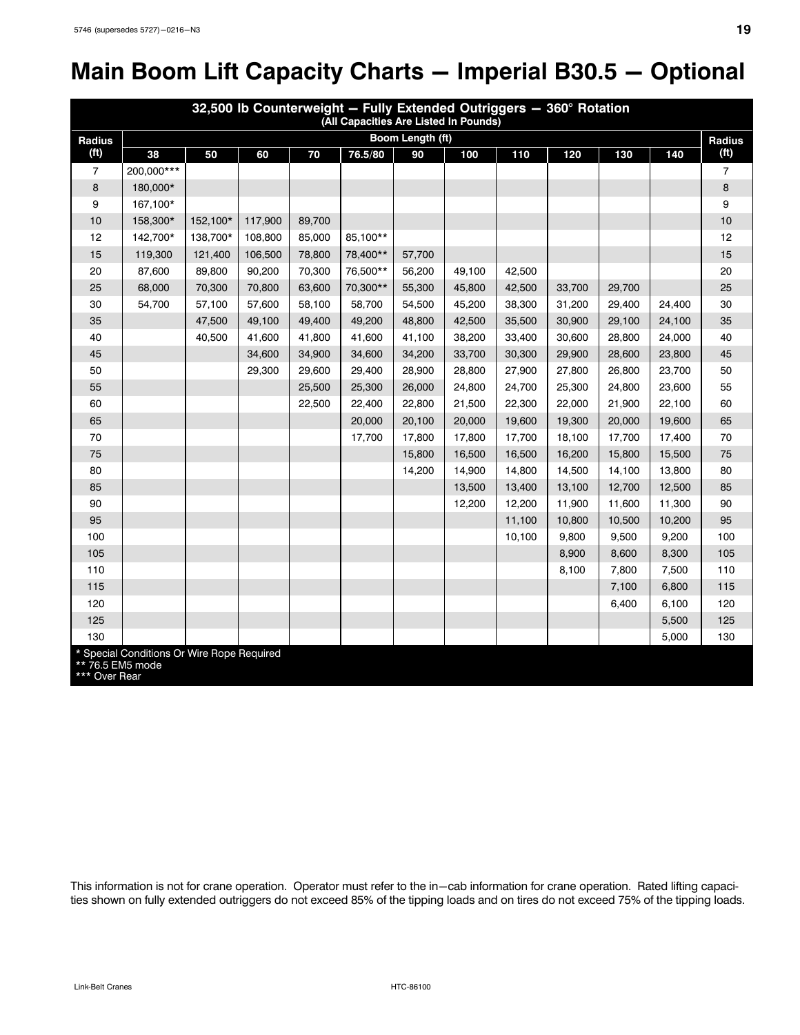# Main Boom Lift Capacity Charts — Imperial B30.5 — Optional

| 32,500 lb Counterweight — Fully Extended Outriggers — 360° Rotation (All Capacities Are Listed In Pounds) | | | | | | | | | | | | |
|---|---|---|---|---|---|---|---|---|---|---|---|---|
| Radius (ft) | Boom Length (ft) | | | | | | | | | | | Radius (ft) |
| | 38 | 50 | 60 | 70 | 76.5/80 | 90 | 100 | 110 | 120 | 130 | 140 | |
| 7 | 200,000*** | | | | | | | | | | | 7 |
| 8 | 180,000* | | | | | | | | | | | 8 |
| 9 | 167,100* | | | | | | | | | | | 9 |
| 10 | 158,300* | 152,100* | 117,900 | 89,700 | | | | | | | | 10 |
| 12 | 142,700* | 138,700* | 108,800 | 85,000 | 85,100** | | | | | | | 12 |
| 15 | 119,300 | 121,400 | 106,500 | 78,800 | 78,400** | 57,700 | | | | | | 15 |
| 20 | 87,600 | 89,800 | 90,200 | 70,300 | 76,500** | 56,200 | 49,100 | 42,500 | | | | 20 |
| 25 | 68,000 | 70,300 | 70,800 | 63,600 | 70,300** | 55,300 | 45,800 | 42,500 | 33,700 | 29,700 | | 25 |
| 30 | 54,700 | 57,100 | 57,600 | 58,100 | 58,700 | 54,500 | 45,200 | 38,300 | 31,200 | 29,400 | 24,400 | 30 |
| 35 | | 47,500 | 49,100 | 49,400 | 49,200 | 48,800 | 42,500 | 35,500 | 30,900 | 29,100 | 24,100 | 35 |
| 40 | | 40,500 | 41,600 | 41,800 | 41,600 | 41,100 | 38,200 | 33,400 | 30,600 | 28,800 | 24,000 | 40 |
| 45 | | | 34,600 | 34,900 | 34,600 | 34,200 | 33,700 | 30,300 | 29,900 | 28,600 | 23,800 | 45 |
| 50 | | | 29,300 | 29,600 | 29,400 | 28,900 | 28,800 | 27,900 | 27,800 | 26,800 | 23,700 | 50 |
| 55 | | | | 25,500 | 25,300 | 26,000 | 24,800 | 24,700 | 25,300 | 24,800 | 23,600 | 55 |
| 60 | | | | 22,500 | 22,400 | 22,800 | 21,500 | 22,300 | 22,000 | 21,900 | 22,100 | 60 |
| 65 | | | | | 20,000 | 20,100 | 20,000 | 19,600 | 19,300 | 20,000 | 19,600 | 65 |
| 70 | | | | | 17,700 | 17,800 | 17,800 | 17,700 | 18,100 | 17,700 | 17,400 | 70 |
| 75 | | | | | | 15,800 | 16,500 | 16,500 | 16,200 | 15,800 | 15,500 | 75 |
| 80 | | | | | | 14,200 | 14,900 | 14,800 | 14,500 | 14,100 | 13,800 | 80 |
| 85 | | | | | | | 13,500 | 13,400 | 13,100 | 12,700 | 12,500 | 85 |
| 90 | | | | | | | 12,200 | 12,200 | 11,900 | 11,600 | 11,300 | 90 |
| 95 | | | | | | | | 11,100 | 10,800 | 10,500 | 10,200 | 95 |
| 100 | | | | | | | | 10,100 | 9,800 | 9,500 | 9,200 | 100 |
| 105 | | | | | | | | | 8,900 | 8,600 | 8,300 | 105 |
| 110 | | | | | | | | | 8,100 | 7,800 | 7,500 | 110 |
| 115 | | | | | | | | | | 7,100 | 6,800 | 115 |
| 120 | | | | | | | | | | 6,400 | 6,100 | 120 |
| 125 | | | | | | | | | | | 5,500 | 125 |
| 130 | | | | | | | | | | | 5,000 | 130 |

\* Special Conditions Or Wire Rope Required
\*\* 76.5 EM5 mode
\*\*\* Over Rear

This information is not for crane operation. Operator must refer to the in—cab information for crane operation. Rated lifting capacities shown on fully extended outriggers do not exceed 85% of the tipping loads and on tires do not exceed 75% of the tipping loads.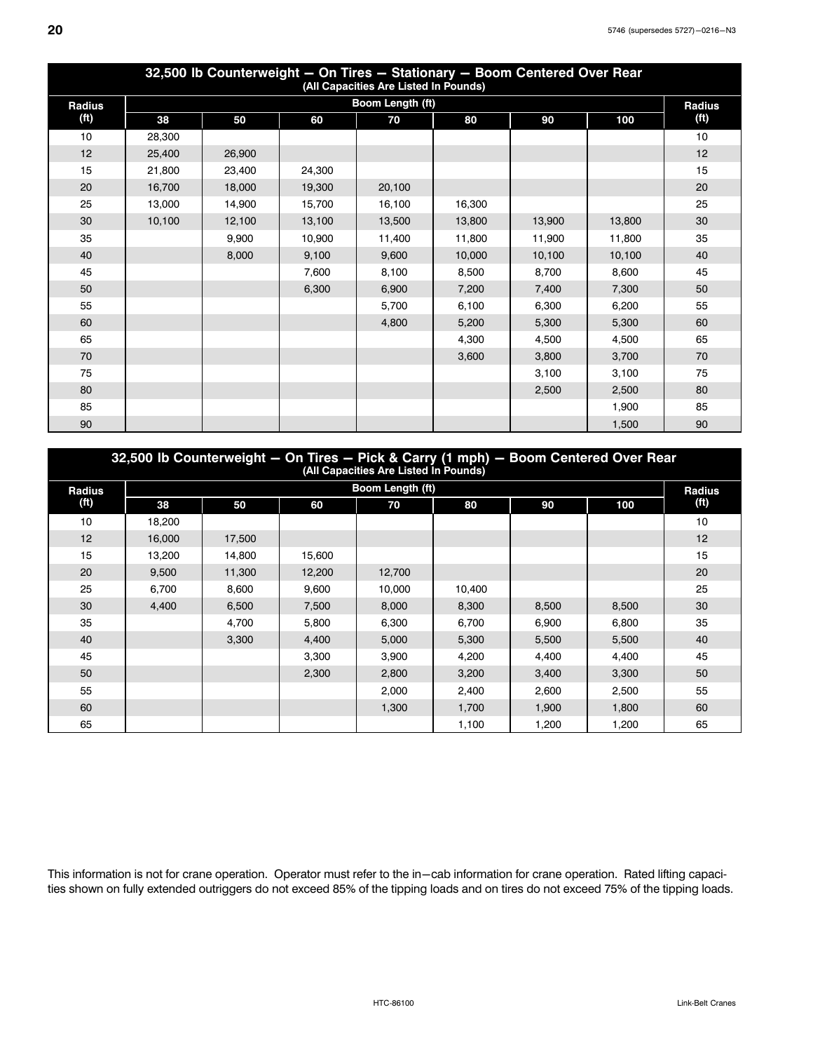| 32,500 lb Counterweight — On Tires — Stationary — Boom Centered Over Rear (All Capacities Are Listed In Pounds) | | | | | | | | |
|---|---|---|---|---|---|---|---|---|
| Radius (ft) | Boom Length (ft) | | | | | | | Radius (ft) |
| | 38 | 50 | 60 | 70 | 80 | 90 | 100 | |
| 10 | 28,300 | | | | | | | 10 |
| 12 | 25,400 | 26,900 | | | | | | 12 |
| 15 | 21,800 | 23,400 | 24,300 | | | | | 15 |
| 20 | 16,700 | 18,000 | 19,300 | 20,100 | | | | 20 |
| 25 | 13,000 | 14,900 | 15,700 | 16,100 | 16,300 | | | 25 |
| 30 | 10,100 | 12,100 | 13,100 | 13,500 | 13,800 | 13,900 | 13,800 | 30 |
| 35 | | 9,900 | 10,900 | 11,400 | 11,800 | 11,900 | 11,800 | 35 |
| 40 | | 8,000 | 9,100 | 9,600 | 10,000 | 10,100 | 10,100 | 40 |
| 45 | | | 7,600 | 8,100 | 8,500 | 8,700 | 8,600 | 45 |
| 50 | | | 6,300 | 6,900 | 7,200 | 7,400 | 7,300 | 50 |
| 55 | | | | 5,700 | 6,100 | 6,300 | 6,200 | 55 |
| 60 | | | | 4,800 | 5,200 | 5,300 | 5,300 | 60 |
| 65 | | | | | 4,300 | 4,500 | 4,500 | 65 |
| 70 | | | | | 3,600 | 3,800 | 3,700 | 70 |
| 75 | | | | | | 3,100 | 3,100 | 75 |
| 80 | | | | | | 2,500 | 2,500 | 80 |
| 85 | | | | | | | 1,900 | 85 |
| 90 | | | | | | | 1,500 | 90 |

| 32,500 lb Counterweight — On Tires — Pick & Carry (1 mph) — Boom Centered Over Rear (All Capacities Are Listed In Pounds) | | | | | | | | |
|---|---|---|---|---|---|---|---|---|
| Radius (ft) | Boom Length (ft) | | | | | | | Radius (ft) |
| | 38 | 50 | 60 | 70 | 80 | 90 | 100 | |
| 10 | 18,200 | | | | | | | 10 |
| 12 | 16,000 | 17,500 | | | | | | 12 |
| 15 | 13,200 | 14,800 | 15,600 | | | | | 15 |
| 20 | 9,500 | 11,300 | 12,200 | 12,700 | | | | 20 |
| 25 | 6,700 | 8,600 | 9,600 | 10,000 | 10,400 | | | 25 |
| 30 | 4,400 | 6,500 | 7,500 | 8,000 | 8,300 | 8,500 | 8,500 | 30 |
| 35 | | 4,700 | 5,800 | 6,300 | 6,700 | 6,900 | 6,800 | 35 |
| 40 | | 3,300 | 4,400 | 5,000 | 5,300 | 5,500 | 5,500 | 40 |
| 45 | | | 3,300 | 3,900 | 4,200 | 4,400 | 4,400 | 45 |
| 50 | | | 2,300 | 2,800 | 3,200 | 3,400 | 3,300 | 50 |
| 55 | | | | 2,000 | 2,400 | 2,600 | 2,500 | 55 |
| 60 | | | | 1,300 | 1,700 | 1,900 | 1,800 | 60 |
| 65 | | | | | 1,100 | 1,200 | 1,200 | 65 |

This information is not for crane operation. Operator must refer to the in−cab information for crane operation. Rated lifting capacities shown on fully extended outriggers do not exceed 85% of the tipping loads and on tires do not exceed 75% of the tipping loads.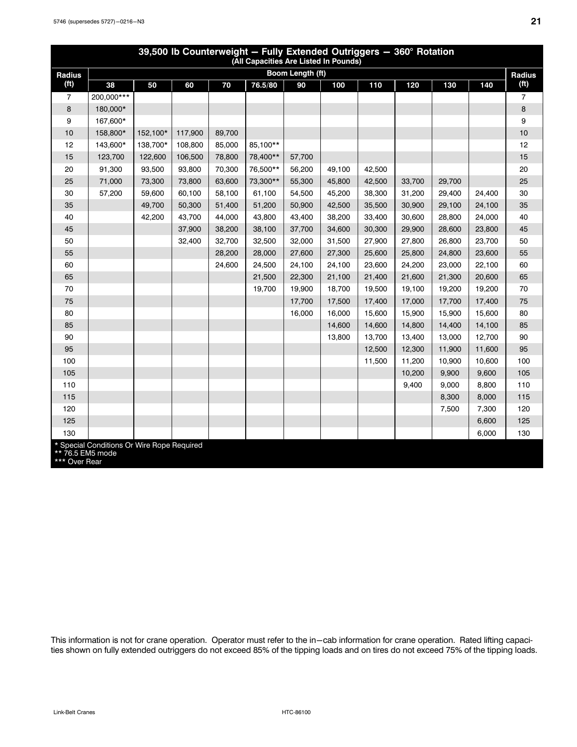## 39,500 lb Counterweight — Fully Extended Outriggers — 360° Rotation

(All Capacities Are Listed In Pounds)

| Radius (ft) | Boom Length (ft) 38 | 50 | 60 | 70 | 76.5/80 | 90 | 100 | 110 | 120 | 130 | 140 | Radius (ft) |
|---|---|---|---|---|---|---|---|---|---|---|---|---|
| 7 | 200,000*** | | | | | | | | | | | 7 |
| 8 | 180,000* | | | | | | | | | | | 8 |
| 9 | 167,600* | | | | | | | | | | | 9 |
| 10 | 158,800* | 152,100* | 117,900 | 89,700 | | | | | | | | 10 |
| 12 | 143,600* | 138,700* | 108,800 | 85,000 | 85,100** | | | | | | | 12 |
| 15 | 123,700 | 122,600 | 106,500 | 78,800 | 78,400** | 57,700 | | | | | | 15 |
| 20 | 91,300 | 93,500 | 93,800 | 70,300 | 76,500** | 56,200 | 49,100 | 42,500 | | | | 20 |
| 25 | 71,000 | 73,300 | 73,800 | 63,600 | 73,300** | 55,300 | 45,800 | 42,500 | 33,700 | 29,700 | | 25 |
| 30 | 57,200 | 59,600 | 60,100 | 58,100 | 61,100 | 54,500 | 45,200 | 38,300 | 31,200 | 29,400 | 24,400 | 30 |
| 35 | | 49,700 | 50,300 | 51,400 | 51,200 | 50,900 | 42,500 | 35,500 | 30,900 | 29,100 | 24,100 | 35 |
| 40 | | 42,200 | 43,700 | 44,000 | 43,800 | 43,400 | 38,200 | 33,400 | 30,600 | 28,800 | 24,000 | 40 |
| 45 | | | 37,900 | 38,200 | 38,100 | 37,700 | 34,600 | 30,300 | 29,900 | 28,600 | 23,800 | 45 |
| 50 | | | 32,400 | 32,700 | 32,500 | 32,000 | 31,500 | 27,900 | 27,800 | 26,800 | 23,700 | 50 |
| 55 | | | | 28,200 | 28,000 | 27,600 | 27,300 | 25,600 | 25,800 | 24,800 | 23,600 | 55 |
| 60 | | | | 24,600 | 24,500 | 24,100 | 24,100 | 23,600 | 24,200 | 23,000 | 22,100 | 60 |
| 65 | | | | | 21,500 | 22,300 | 21,100 | 21,400 | 21,600 | 21,300 | 20,600 | 65 |
| 70 | | | | | 19,700 | 19,900 | 18,700 | 19,500 | 19,100 | 19,200 | 19,200 | 70 |
| 75 | | | | | | 17,700 | 17,500 | 17,400 | 17,000 | 17,700 | 17,400 | 75 |
| 80 | | | | | | 16,000 | 16,000 | 15,600 | 15,900 | 15,900 | 15,600 | 80 |
| 85 | | | | | | | 14,600 | 14,600 | 14,800 | 14,400 | 14,100 | 85 |
| 90 | | | | | | | 13,800 | 13,700 | 13,400 | 13,000 | 12,700 | 90 |
| 95 | | | | | | | | 12,500 | 12,300 | 11,900 | 11,600 | 95 |
| 100 | | | | | | | | 11,500 | 11,200 | 10,900 | 10,600 | 100 |
| 105 | | | | | | | | | 10,200 | 9,900 | 9,600 | 105 |
| 110 | | | | | | | | | 9,400 | 9,000 | 8,800 | 110 |
| 115 | | | | | | | | | | 8,300 | 8,000 | 115 |
| 120 | | | | | | | | | | 7,500 | 7,300 | 120 |
| 125 | | | | | | | | | | | 6,600 | 125 |
| 130 | | | | | | | | | | | 6,000 | 130 |

* Special Conditions Or Wire Rope Required
** 76.5 EM5 mode
*** Over Rear

This information is not for crane operation. Operator must refer to the in–cab information for crane operation. Rated lifting capacities shown on fully extended outriggers do not exceed 85% of the tipping loads and on tires do not exceed 75% of the tipping loads.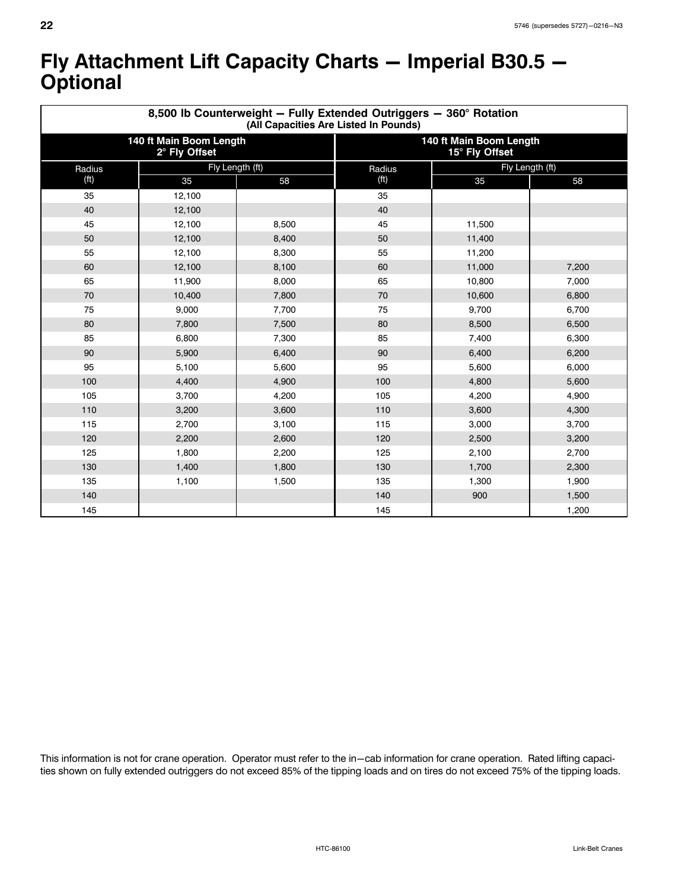# Fly Attachment Lift Capacity Charts — Imperial B30.5 — Optional

| 8,500 lb Counterweight — Fully Extended Outriggers — 360° Rotation (All Capacities Are Listed In Pounds) | | | | | |
|---|---|---|---|---|---|
| 140 ft Main Boom Length 2° Fly Offset | | | 140 ft Main Boom Length 15° Fly Offset | | |
| Radius (ft) | Fly Length (ft) | | Radius (ft) | Fly Length (ft) | |
| | 35 | 58 | | 35 | 58 |
| 35 | 12,100 | | 35 | | |
| 40 | 12,100 | | 40 | | |
| 45 | 12,100 | 8,500 | 45 | 11,500 | |
| 50 | 12,100 | 8,400 | 50 | 11,400 | |
| 55 | 12,100 | 8,300 | 55 | 11,200 | |
| 60 | 12,100 | 8,100 | 60 | 11,000 | 7,200 |
| 65 | 11,900 | 8,000 | 65 | 10,800 | 7,000 |
| 70 | 10,400 | 7,800 | 70 | 10,600 | 6,800 |
| 75 | 9,000 | 7,700 | 75 | 9,700 | 6,700 |
| 80 | 7,800 | 7,500 | 80 | 8,500 | 6,500 |
| 85 | 6,800 | 7,300 | 85 | 7,400 | 6,300 |
| 90 | 5,900 | 6,400 | 90 | 6,400 | 6,200 |
| 95 | 5,100 | 5,600 | 95 | 5,600 | 6,000 |
| 100 | 4,400 | 4,900 | 100 | 4,800 | 5,600 |
| 105 | 3,700 | 4,200 | 105 | 4,200 | 4,900 |
| 110 | 3,200 | 3,600 | 110 | 3,600 | 4,300 |
| 115 | 2,700 | 3,100 | 115 | 3,000 | 3,700 |
| 120 | 2,200 | 2,600 | 120 | 2,500 | 3,200 |
| 125 | 1,800 | 2,200 | 125 | 2,100 | 2,700 |
| 130 | 1,400 | 1,800 | 130 | 1,700 | 2,300 |
| 135 | 1,100 | 1,500 | 135 | 1,300 | 1,900 |
| 140 | | | 140 | 900 | 1,500 |
| 145 | | | 145 | | 1,200 |

This information is not for crane operation. Operator must refer to the in—cab information for crane operation. Rated lifting capacities shown on fully extended outriggers do not exceed 85% of the tipping loads and on tires do not exceed 75% of the tipping loads.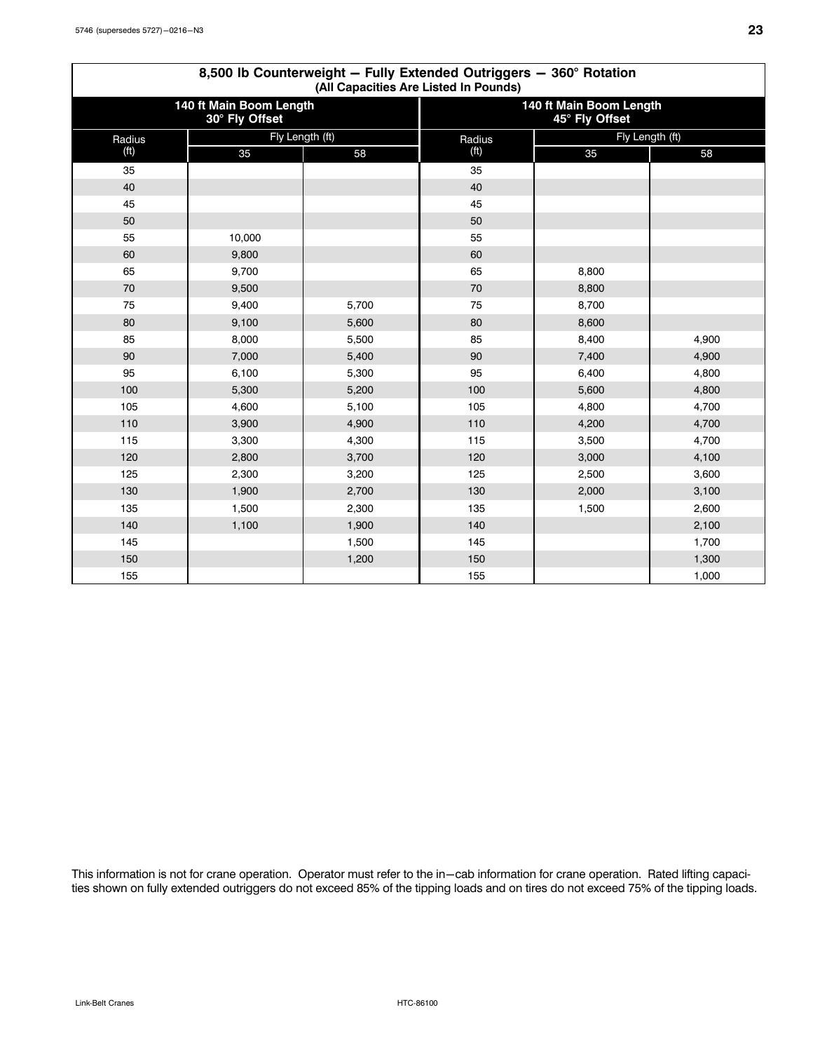## 8,500 lb Counterweight — Fully Extended Outriggers — 360° Rotation

**(All Capacities Are Listed In Pounds)**

| 140 ft Main Boom Length 30° Fly Offset | | | 140 ft Main Boom Length 45° Fly Offset | | |
|---|---|---|---|---|---|
| Radius (ft) | Fly Length (ft) | | Radius (ft) | Fly Length (ft) | |
| | 35 | 58 | | 35 | 58 |
| 35 | | | 35 | | |
| 40 | | | 40 | | |
| 45 | | | 45 | | |
| 50 | | | 50 | | |
| 55 | 10,000 | | 55 | | |
| 60 | 9,800 | | 60 | | |
| 65 | 9,700 | | 65 | 8,800 | |
| 70 | 9,500 | | 70 | 8,800 | |
| 75 | 9,400 | 5,700 | 75 | 8,700 | |
| 80 | 9,100 | 5,600 | 80 | 8,600 | |
| 85 | 8,000 | 5,500 | 85 | 8,400 | 4,900 |
| 90 | 7,000 | 5,400 | 90 | 7,400 | 4,900 |
| 95 | 6,100 | 5,300 | 95 | 6,400 | 4,800 |
| 100 | 5,300 | 5,200 | 100 | 5,600 | 4,800 |
| 105 | 4,600 | 5,100 | 105 | 4,800 | 4,700 |
| 110 | 3,900 | 4,900 | 110 | 4,200 | 4,700 |
| 115 | 3,300 | 4,300 | 115 | 3,500 | 4,700 |
| 120 | 2,800 | 3,700 | 120 | 3,000 | 4,100 |
| 125 | 2,300 | 3,200 | 125 | 2,500 | 3,600 |
| 130 | 1,900 | 2,700 | 130 | 2,000 | 3,100 |
| 135 | 1,500 | 2,300 | 135 | 1,500 | 2,600 |
| 140 | 1,100 | 1,900 | 140 | | 2,100 |
| 145 | | 1,500 | 145 | | 1,700 |
| 150 | | 1,200 | 150 | | 1,300 |
| 155 | | | 155 | | 1,000 |

This information is not for crane operation. Operator must refer to the in−cab information for crane operation. Rated lifting capacities shown on fully extended outriggers do not exceed 85% of the tipping loads and on tires do not exceed 75% of the tipping loads.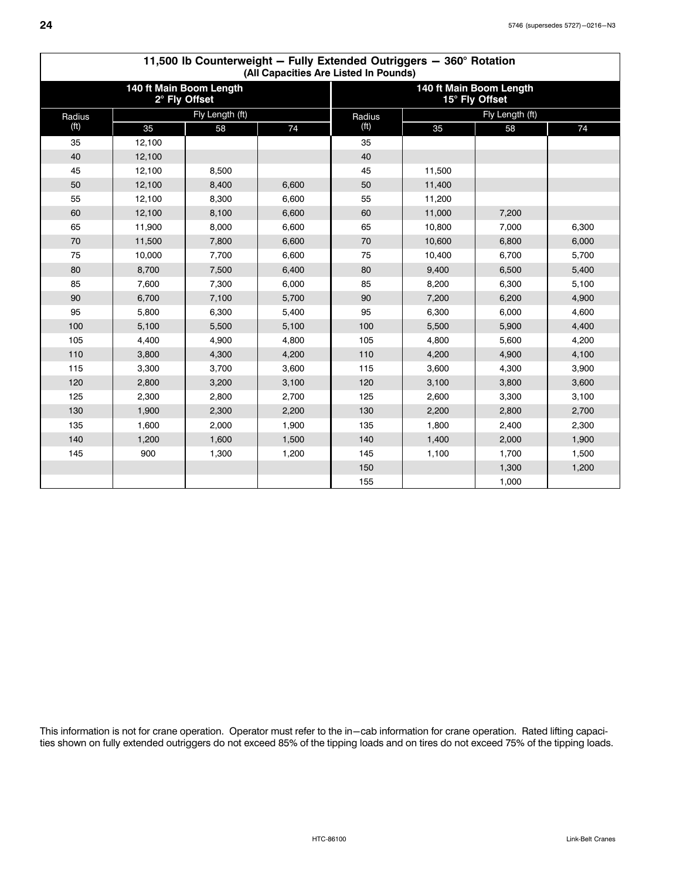## 11,500 lb Counterweight — Fully Extended Outriggers — 360° Rotation

(All Capacities Are Listed In Pounds)

| 140 ft Main Boom Length 2° Fly Offset | | | | 140 ft Main Boom Length 15° Fly Offset | | | |
|---|---|---|---|---|---|---|---|
| Radius (ft) | Fly Length (ft) | | | Radius (ft) | Fly Length (ft) | | |
| | 35 | 58 | 74 | | 35 | 58 | 74 |
| 35 | 12,100 | | | 35 | | | |
| 40 | 12,100 | | | 40 | | | |
| 45 | 12,100 | 8,500 | | 45 | 11,500 | | |
| 50 | 12,100 | 8,400 | 6,600 | 50 | 11,400 | | |
| 55 | 12,100 | 8,300 | 6,600 | 55 | 11,200 | | |
| 60 | 12,100 | 8,100 | 6,600 | 60 | 11,000 | 7,200 | |
| 65 | 11,900 | 8,000 | 6,600 | 65 | 10,800 | 7,000 | 6,300 |
| 70 | 11,500 | 7,800 | 6,600 | 70 | 10,600 | 6,800 | 6,000 |
| 75 | 10,000 | 7,700 | 6,600 | 75 | 10,400 | 6,700 | 5,700 |
| 80 | 8,700 | 7,500 | 6,400 | 80 | 9,400 | 6,500 | 5,400 |
| 85 | 7,600 | 7,300 | 6,000 | 85 | 8,200 | 6,300 | 5,100 |
| 90 | 6,700 | 7,100 | 5,700 | 90 | 7,200 | 6,200 | 4,900 |
| 95 | 5,800 | 6,300 | 5,400 | 95 | 6,300 | 6,000 | 4,600 |
| 100 | 5,100 | 5,500 | 5,100 | 100 | 5,500 | 5,900 | 4,400 |
| 105 | 4,400 | 4,900 | 4,800 | 105 | 4,800 | 5,600 | 4,200 |
| 110 | 3,800 | 4,300 | 4,200 | 110 | 4,200 | 4,900 | 4,100 |
| 115 | 3,300 | 3,700 | 3,600 | 115 | 3,600 | 4,300 | 3,900 |
| 120 | 2,800 | 3,200 | 3,100 | 120 | 3,100 | 3,800 | 3,600 |
| 125 | 2,300 | 2,800 | 2,700 | 125 | 2,600 | 3,300 | 3,100 |
| 130 | 1,900 | 2,300 | 2,200 | 130 | 2,200 | 2,800 | 2,700 |
| 135 | 1,600 | 2,000 | 1,900 | 135 | 1,800 | 2,400 | 2,300 |
| 140 | 1,200 | 1,600 | 1,500 | 140 | 1,400 | 2,000 | 1,900 |
| 145 | 900 | 1,300 | 1,200 | 145 | 1,100 | 1,700 | 1,500 |
| | | | | 150 | | 1,300 | 1,200 |
| | | | | 155 | | 1,000 | |

This information is not for crane operation. Operator must refer to the in−cab information for crane operation. Rated lifting capacities shown on fully extended outriggers do not exceed 85% of the tipping loads and on tires do not exceed 75% of the tipping loads.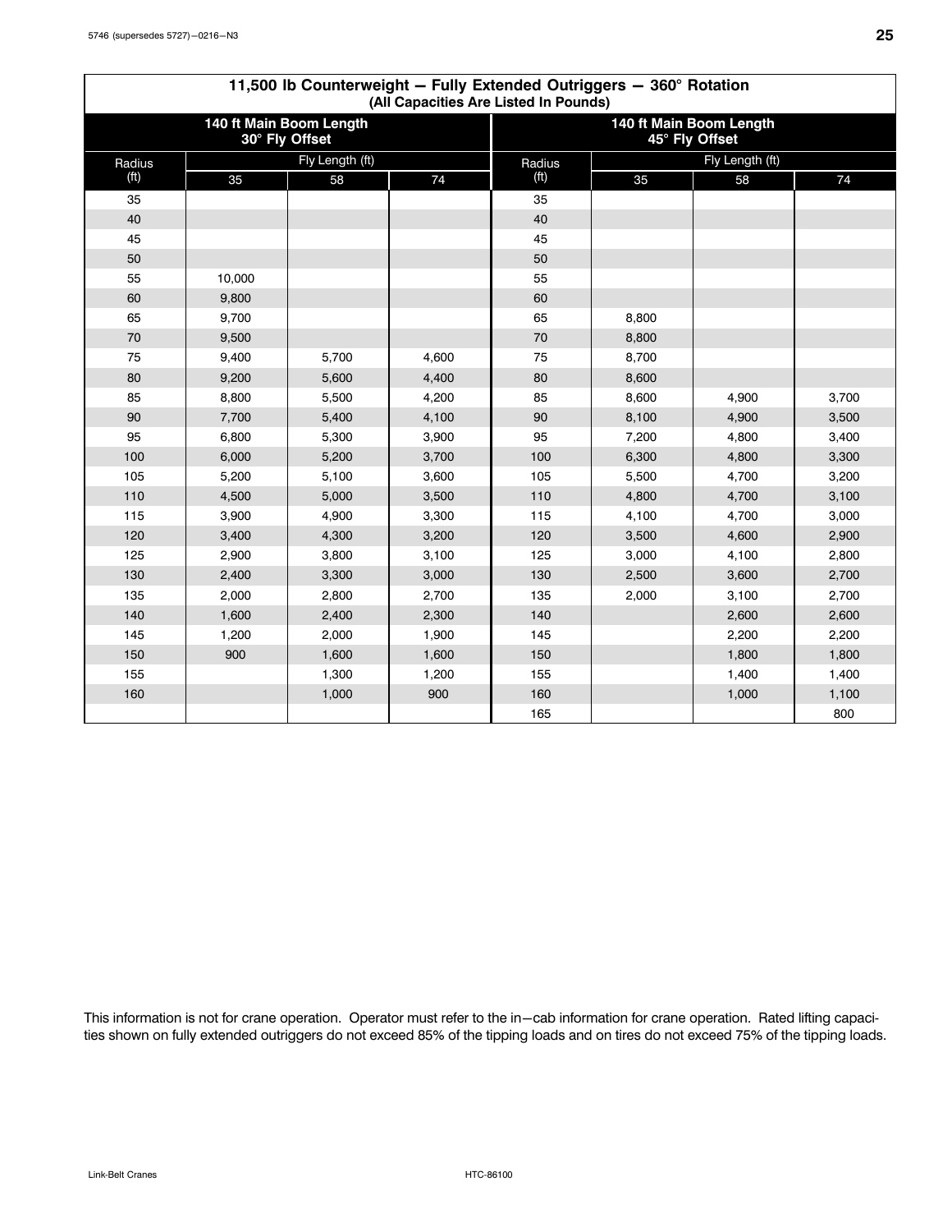## 11,500 lb Counterweight — Fully Extended Outriggers — 360° Rotation
(All Capacities Are Listed In Pounds)

| 140 ft Main Boom Length 30° Fly Offset | | | | 140 ft Main Boom Length 45° Fly Offset | | | |
|---|---|---|---|---|---|---|---|
| Radius (ft) | Fly Length (ft) | | | Radius (ft) | Fly Length (ft) | | |
| | 35 | 58 | 74 | | 35 | 58 | 74 |
| 35 | | | | 35 | | | |
| 40 | | | | 40 | | | |
| 45 | | | | 45 | | | |
| 50 | | | | 50 | | | |
| 55 | 10,000 | | | 55 | | | |
| 60 | 9,800 | | | 60 | | | |
| 65 | 9,700 | | | 65 | 8,800 | | |
| 70 | 9,500 | | | 70 | 8,800 | | |
| 75 | 9,400 | 5,700 | 4,600 | 75 | 8,700 | | |
| 80 | 9,200 | 5,600 | 4,400 | 80 | 8,600 | | |
| 85 | 8,800 | 5,500 | 4,200 | 85 | 8,600 | 4,900 | 3,700 |
| 90 | 7,700 | 5,400 | 4,100 | 90 | 8,100 | 4,900 | 3,500 |
| 95 | 6,800 | 5,300 | 3,900 | 95 | 7,200 | 4,800 | 3,400 |
| 100 | 6,000 | 5,200 | 3,700 | 100 | 6,300 | 4,800 | 3,300 |
| 105 | 5,200 | 5,100 | 3,600 | 105 | 5,500 | 4,700 | 3,200 |
| 110 | 4,500 | 5,000 | 3,500 | 110 | 4,800 | 4,700 | 3,100 |
| 115 | 3,900 | 4,900 | 3,300 | 115 | 4,100 | 4,700 | 3,000 |
| 120 | 3,400 | 4,300 | 3,200 | 120 | 3,500 | 4,600 | 2,900 |
| 125 | 2,900 | 3,800 | 3,100 | 125 | 3,000 | 4,100 | 2,800 |
| 130 | 2,400 | 3,300 | 3,000 | 130 | 2,500 | 3,600 | 2,700 |
| 135 | 2,000 | 2,800 | 2,700 | 135 | 2,000 | 3,100 | 2,700 |
| 140 | 1,600 | 2,400 | 2,300 | 140 | | 2,600 | 2,600 |
| 145 | 1,200 | 2,000 | 1,900 | 145 | | 2,200 | 2,200 |
| 150 | 900 | 1,600 | 1,600 | 150 | | 1,800 | 1,800 |
| 155 | | 1,300 | 1,200 | 155 | | 1,400 | 1,400 |
| 160 | | 1,000 | 900 | 160 | | 1,000 | 1,100 |
| | | | | 165 | | | 800 |

This information is not for crane operation. Operator must refer to the in—cab information for crane operation. Rated lifting capacities shown on fully extended outriggers do not exceed 85% of the tipping loads and on tires do not exceed 75% of the tipping loads.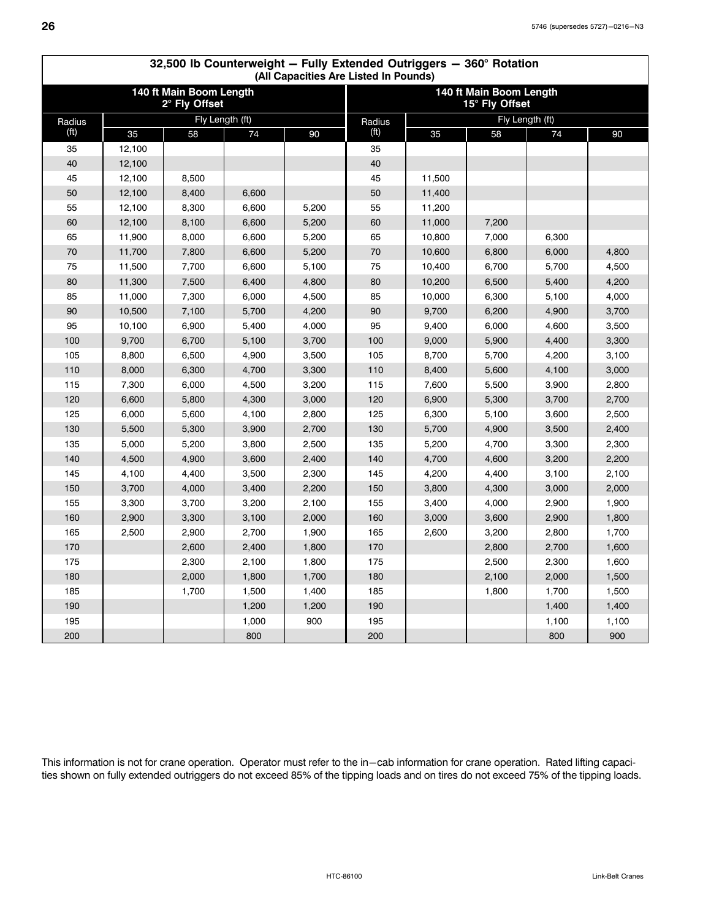## 32,500 lb Counterweight — Fully Extended Outriggers — 360° Rotation

(All Capacities Are Listed In Pounds)

| 140 ft Main Boom Length 2° Fly Offset | | | | | 140 ft Main Boom Length 15° Fly Offset | | | | |
|---|---|---|---|---|---|---|---|---|---|
| Radius (ft) | Fly Length (ft) | | | | Radius (ft) | Fly Length (ft) | | | |
| | 35 | 58 | 74 | 90 | | 35 | 58 | 74 | 90 |
| 35 | 12,100 | | | | 35 | | | | |
| 40 | 12,100 | | | | 40 | | | | |
| 45 | 12,100 | 8,500 | | | 45 | 11,500 | | | |
| 50 | 12,100 | 8,400 | 6,600 | | 50 | 11,400 | | | |
| 55 | 12,100 | 8,300 | 6,600 | 5,200 | 55 | 11,200 | | | |
| 60 | 12,100 | 8,100 | 6,600 | 5,200 | 60 | 11,000 | 7,200 | | |
| 65 | 11,900 | 8,000 | 6,600 | 5,200 | 65 | 10,800 | 7,000 | 6,300 | |
| 70 | 11,700 | 7,800 | 6,600 | 5,200 | 70 | 10,600 | 6,800 | 6,000 | 4,800 |
| 75 | 11,500 | 7,700 | 6,600 | 5,100 | 75 | 10,400 | 6,700 | 5,700 | 4,500 |
| 80 | 11,300 | 7,500 | 6,400 | 4,800 | 80 | 10,200 | 6,500 | 5,400 | 4,200 |
| 85 | 11,000 | 7,300 | 6,000 | 4,500 | 85 | 10,000 | 6,300 | 5,100 | 4,000 |
| 90 | 10,500 | 7,100 | 5,700 | 4,200 | 90 | 9,700 | 6,200 | 4,900 | 3,700 |
| 95 | 10,100 | 6,900 | 5,400 | 4,000 | 95 | 9,400 | 6,000 | 4,600 | 3,500 |
| 100 | 9,700 | 6,700 | 5,100 | 3,700 | 100 | 9,000 | 5,900 | 4,400 | 3,300 |
| 105 | 8,800 | 6,500 | 4,900 | 3,500 | 105 | 8,700 | 5,700 | 4,200 | 3,100 |
| 110 | 8,000 | 6,300 | 4,700 | 3,300 | 110 | 8,400 | 5,600 | 4,100 | 3,000 |
| 115 | 7,300 | 6,000 | 4,500 | 3,200 | 115 | 7,600 | 5,500 | 3,900 | 2,800 |
| 120 | 6,600 | 5,800 | 4,300 | 3,000 | 120 | 6,900 | 5,300 | 3,700 | 2,700 |
| 125 | 6,000 | 5,600 | 4,100 | 2,800 | 125 | 6,300 | 5,100 | 3,600 | 2,500 |
| 130 | 5,500 | 5,300 | 3,900 | 2,700 | 130 | 5,700 | 4,900 | 3,500 | 2,400 |
| 135 | 5,000 | 5,200 | 3,800 | 2,500 | 135 | 5,200 | 4,700 | 3,300 | 2,300 |
| 140 | 4,500 | 4,900 | 3,600 | 2,400 | 140 | 4,700 | 4,600 | 3,200 | 2,200 |
| 145 | 4,100 | 4,400 | 3,500 | 2,300 | 145 | 4,200 | 4,400 | 3,100 | 2,100 |
| 150 | 3,700 | 4,000 | 3,400 | 2,200 | 150 | 3,800 | 4,300 | 3,000 | 2,000 |
| 155 | 3,300 | 3,700 | 3,200 | 2,100 | 155 | 3,400 | 4,000 | 2,900 | 1,900 |
| 160 | 2,900 | 3,300 | 3,100 | 2,000 | 160 | 3,000 | 3,600 | 2,900 | 1,800 |
| 165 | 2,500 | 2,900 | 2,700 | 1,900 | 165 | 2,600 | 3,200 | 2,800 | 1,700 |
| 170 | | 2,600 | 2,400 | 1,800 | 170 | | 2,800 | 2,700 | 1,600 |
| 175 | | 2,300 | 2,100 | 1,800 | 175 | | 2,500 | 2,300 | 1,600 |
| 180 | | 2,000 | 1,800 | 1,700 | 180 | | 2,100 | 2,000 | 1,500 |
| 185 | | 1,700 | 1,500 | 1,400 | 185 | | 1,800 | 1,700 | 1,500 |
| 190 | | | 1,200 | 1,200 | 190 | | | 1,400 | 1,400 |
| 195 | | | 1,000 | 900 | 195 | | | 1,100 | 1,100 |
| 200 | | | 800 | | 200 | | | 800 | 900 |

This information is not for crane operation. Operator must refer to the in–cab information for crane operation. Rated lifting capacities shown on fully extended outriggers do not exceed 85% of the tipping loads and on tires do not exceed 75% of the tipping loads.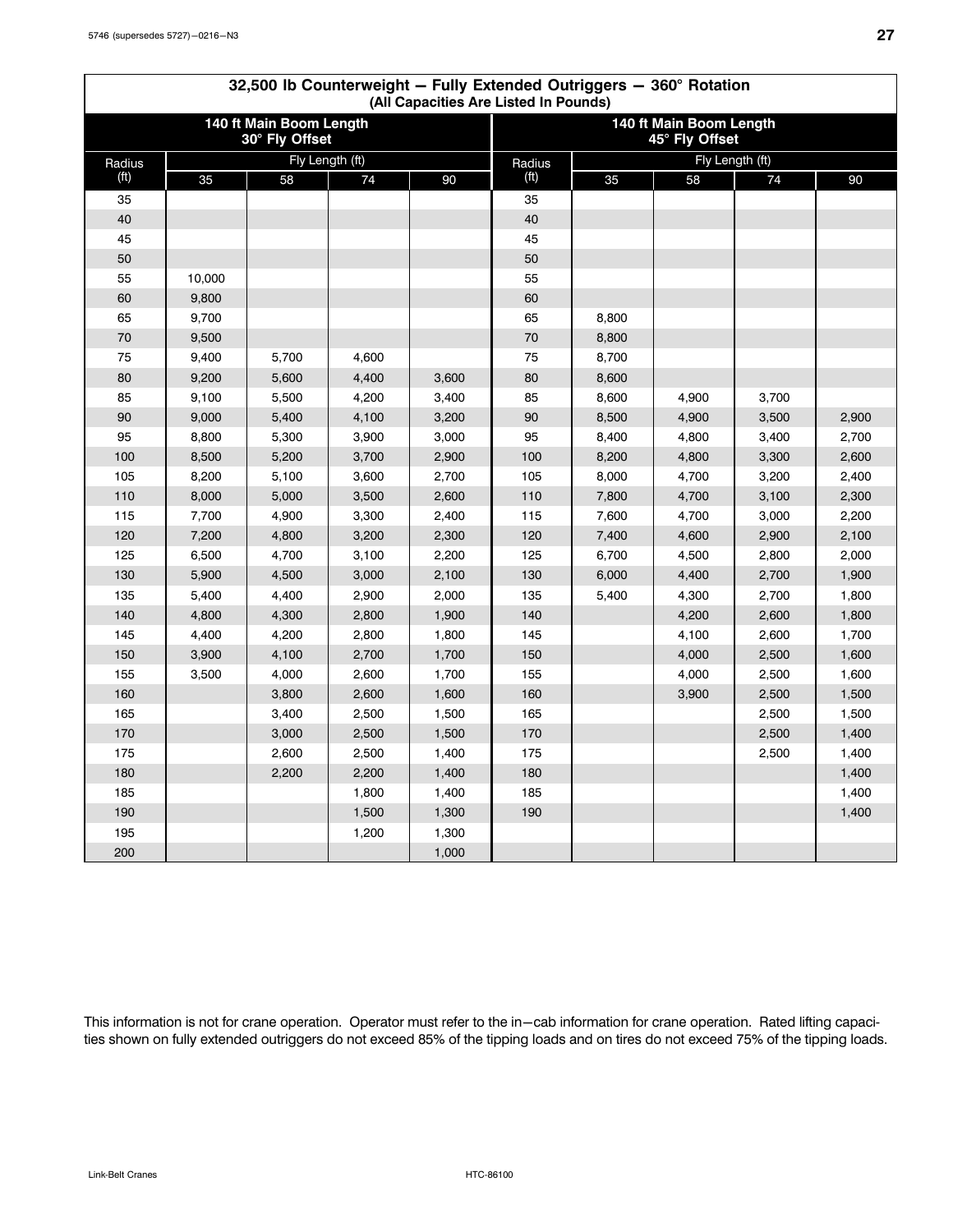## 32,500 lb Counterweight — Fully Extended Outriggers — 360° Rotation

(All Capacities Are Listed In Pounds)

| 140 ft Main Boom Length 30° Fly Offset | | | | | 140 ft Main Boom Length 45° Fly Offset | | | | |
|---|---|---|---|---|---|---|---|---|---|
| Radius (ft) | Fly Length (ft) | | | | Radius (ft) | Fly Length (ft) | | | |
| | 35 | 58 | 74 | 90 | | 35 | 58 | 74 | 90 |
| 35 | | | | | 35 | | | | |
| 40 | | | | | 40 | | | | |
| 45 | | | | | 45 | | | | |
| 50 | | | | | 50 | | | | |
| 55 | 10,000 | | | | 55 | | | | |
| 60 | 9,800 | | | | 60 | | | | |
| 65 | 9,700 | | | | 65 | 8,800 | | | |
| 70 | 9,500 | | | | 70 | 8,800 | | | |
| 75 | 9,400 | 5,700 | 4,600 | | 75 | 8,700 | | | |
| 80 | 9,200 | 5,600 | 4,400 | 3,600 | 80 | 8,600 | | | |
| 85 | 9,100 | 5,500 | 4,200 | 3,400 | 85 | 8,600 | 4,900 | 3,700 | |
| 90 | 9,000 | 5,400 | 4,100 | 3,200 | 90 | 8,500 | 4,900 | 3,500 | 2,900 |
| 95 | 8,800 | 5,300 | 3,900 | 3,000 | 95 | 8,400 | 4,800 | 3,400 | 2,700 |
| 100 | 8,500 | 5,200 | 3,700 | 2,900 | 100 | 8,200 | 4,800 | 3,300 | 2,600 |
| 105 | 8,200 | 5,100 | 3,600 | 2,700 | 105 | 8,000 | 4,700 | 3,200 | 2,400 |
| 110 | 8,000 | 5,000 | 3,500 | 2,600 | 110 | 7,800 | 4,700 | 3,100 | 2,300 |
| 115 | 7,700 | 4,900 | 3,300 | 2,400 | 115 | 7,600 | 4,700 | 3,000 | 2,200 |
| 120 | 7,200 | 4,800 | 3,200 | 2,300 | 120 | 7,400 | 4,600 | 2,900 | 2,100 |
| 125 | 6,500 | 4,700 | 3,100 | 2,200 | 125 | 6,700 | 4,500 | 2,800 | 2,000 |
| 130 | 5,900 | 4,500 | 3,000 | 2,100 | 130 | 6,000 | 4,400 | 2,700 | 1,900 |
| 135 | 5,400 | 4,400 | 2,900 | 2,000 | 135 | 5,400 | 4,300 | 2,700 | 1,800 |
| 140 | 4,800 | 4,300 | 2,800 | 1,900 | 140 | | 4,200 | 2,600 | 1,800 |
| 145 | 4,400 | 4,200 | 2,800 | 1,800 | 145 | | 4,100 | 2,600 | 1,700 |
| 150 | 3,900 | 4,100 | 2,700 | 1,700 | 150 | | 4,000 | 2,500 | 1,600 |
| 155 | 3,500 | 4,000 | 2,600 | 1,700 | 155 | | 4,000 | 2,500 | 1,600 |
| 160 | | 3,800 | 2,600 | 1,600 | 160 | | 3,900 | 2,500 | 1,500 |
| 165 | | 3,400 | 2,500 | 1,500 | 165 | | | 2,500 | 1,500 |
| 170 | | 3,000 | 2,500 | 1,500 | 170 | | | 2,500 | 1,400 |
| 175 | | 2,600 | 2,500 | 1,400 | 175 | | | 2,500 | 1,400 |
| 180 | | 2,200 | 2,200 | 1,400 | 180 | | | | 1,400 |
| 185 | | | 1,800 | 1,400 | 185 | | | | 1,400 |
| 190 | | | 1,500 | 1,300 | 190 | | | | 1,400 |
| 195 | | | 1,200 | 1,300 | | | | | |
| 200 | | | | 1,000 | | | | | |

This information is not for crane operation. Operator must refer to the in−cab information for crane operation. Rated lifting capacities shown on fully extended outriggers do not exceed 85% of the tipping loads and on tires do not exceed 75% of the tipping loads.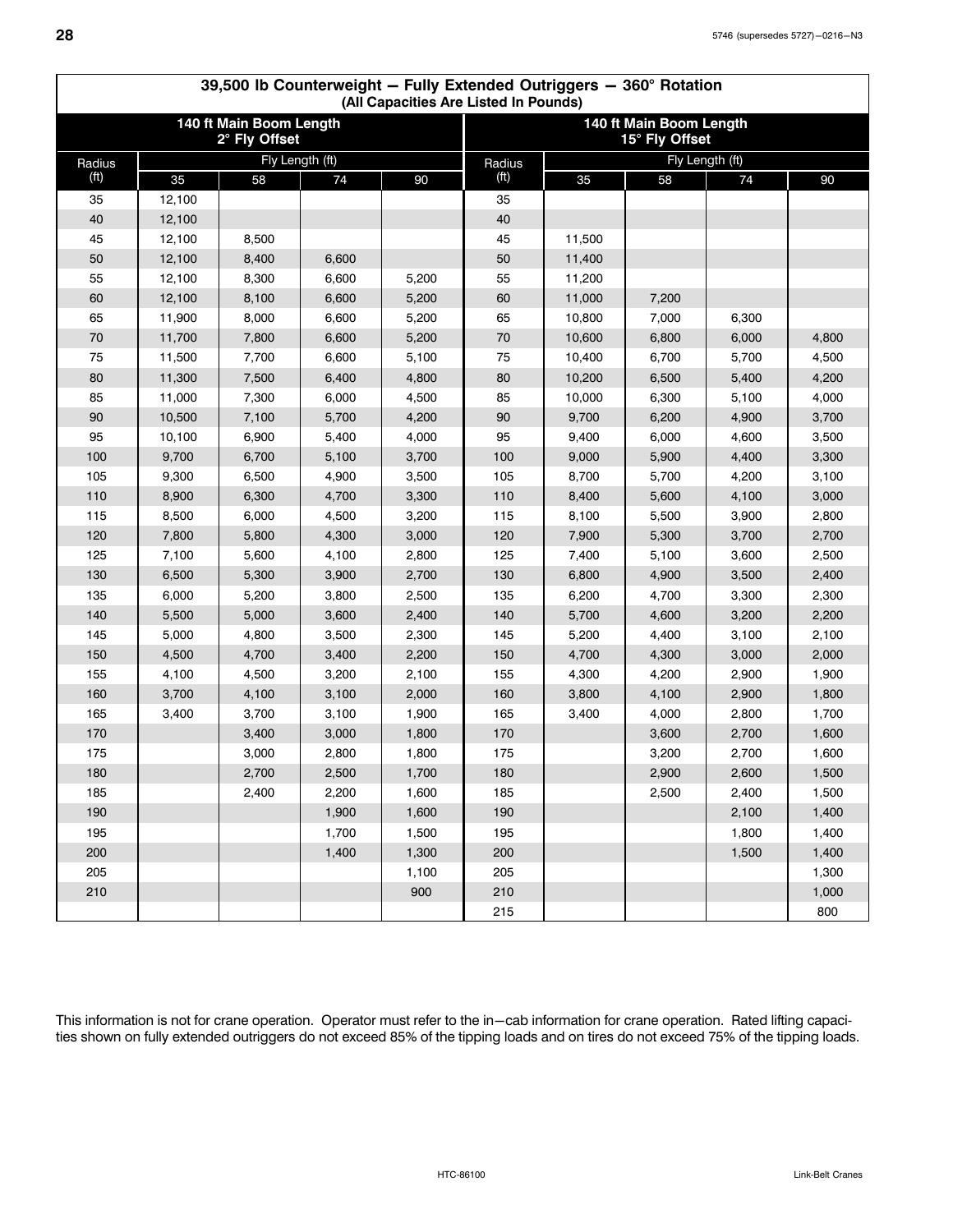## 39,500 lb Counterweight — Fully Extended Outriggers — 360° Rotation

(All Capacities Are Listed In Pounds)

| 140 ft Main Boom Length 2° Fly Offset | | | | | 140 ft Main Boom Length 15° Fly Offset | | | | |
|---|---|---|---|---|---|---|---|---|---|
| Radius (ft) | Fly Length (ft) | | | | Radius (ft) | Fly Length (ft) | | | |
| | 35 | 58 | 74 | 90 | | 35 | 58 | 74 | 90 |
| 35 | 12,100 | | | | 35 | | | | |
| 40 | 12,100 | | | | 40 | | | | |
| 45 | 12,100 | 8,500 | | | 45 | 11,500 | | | |
| 50 | 12,100 | 8,400 | 6,600 | | 50 | 11,400 | | | |
| 55 | 12,100 | 8,300 | 6,600 | 5,200 | 55 | 11,200 | | | |
| 60 | 12,100 | 8,100 | 6,600 | 5,200 | 60 | 11,000 | 7,200 | | |
| 65 | 11,900 | 8,000 | 6,600 | 5,200 | 65 | 10,800 | 7,000 | 6,300 | |
| 70 | 11,700 | 7,800 | 6,600 | 5,200 | 70 | 10,600 | 6,800 | 6,000 | 4,800 |
| 75 | 11,500 | 7,700 | 6,600 | 5,100 | 75 | 10,400 | 6,700 | 5,700 | 4,500 |
| 80 | 11,300 | 7,500 | 6,400 | 4,800 | 80 | 10,200 | 6,500 | 5,400 | 4,200 |
| 85 | 11,000 | 7,300 | 6,000 | 4,500 | 85 | 10,000 | 6,300 | 5,100 | 4,000 |
| 90 | 10,500 | 7,100 | 5,700 | 4,200 | 90 | 9,700 | 6,200 | 4,900 | 3,700 |
| 95 | 10,100 | 6,900 | 5,400 | 4,000 | 95 | 9,400 | 6,000 | 4,600 | 3,500 |
| 100 | 9,700 | 6,700 | 5,100 | 3,700 | 100 | 9,000 | 5,900 | 4,400 | 3,300 |
| 105 | 9,300 | 6,500 | 4,900 | 3,500 | 105 | 8,700 | 5,700 | 4,200 | 3,100 |
| 110 | 8,900 | 6,300 | 4,700 | 3,300 | 110 | 8,400 | 5,600 | 4,100 | 3,000 |
| 115 | 8,500 | 6,000 | 4,500 | 3,200 | 115 | 8,100 | 5,500 | 3,900 | 2,800 |
| 120 | 7,800 | 5,800 | 4,300 | 3,000 | 120 | 7,900 | 5,300 | 3,700 | 2,700 |
| 125 | 7,100 | 5,600 | 4,100 | 2,800 | 125 | 7,400 | 5,100 | 3,600 | 2,500 |
| 130 | 6,500 | 5,300 | 3,900 | 2,700 | 130 | 6,800 | 4,900 | 3,500 | 2,400 |
| 135 | 6,000 | 5,200 | 3,800 | 2,500 | 135 | 6,200 | 4,700 | 3,300 | 2,300 |
| 140 | 5,500 | 5,000 | 3,600 | 2,400 | 140 | 5,700 | 4,600 | 3,200 | 2,200 |
| 145 | 5,000 | 4,800 | 3,500 | 2,300 | 145 | 5,200 | 4,400 | 3,100 | 2,100 |
| 150 | 4,500 | 4,700 | 3,400 | 2,200 | 150 | 4,700 | 4,300 | 3,000 | 2,000 |
| 155 | 4,100 | 4,500 | 3,200 | 2,100 | 155 | 4,300 | 4,200 | 2,900 | 1,900 |
| 160 | 3,700 | 4,100 | 3,100 | 2,000 | 160 | 3,800 | 4,100 | 2,900 | 1,800 |
| 165 | 3,400 | 3,700 | 3,100 | 1,900 | 165 | 3,400 | 4,000 | 2,800 | 1,700 |
| 170 | | 3,400 | 3,000 | 1,800 | 170 | | 3,600 | 2,700 | 1,600 |
| 175 | | 3,000 | 2,800 | 1,800 | 175 | | 3,200 | 2,700 | 1,600 |
| 180 | | 2,700 | 2,500 | 1,700 | 180 | | 2,900 | 2,600 | 1,500 |
| 185 | | 2,400 | 2,200 | 1,600 | 185 | | 2,500 | 2,400 | 1,500 |
| 190 | | | 1,900 | 1,600 | 190 | | | 2,100 | 1,400 |
| 195 | | | 1,700 | 1,500 | 195 | | | 1,800 | 1,400 |
| 200 | | | 1,400 | 1,300 | 200 | | | 1,500 | 1,400 |
| 205 | | | | 1,100 | 205 | | | | 1,300 |
| 210 | | | | 900 | 210 | | | | 1,000 |
| | | | | | 215 | | | | 800 |

This information is not for crane operation. Operator must refer to the in—cab information for crane operation. Rated lifting capacities shown on fully extended outriggers do not exceed 85% of the tipping loads and on tires do not exceed 75% of the tipping loads.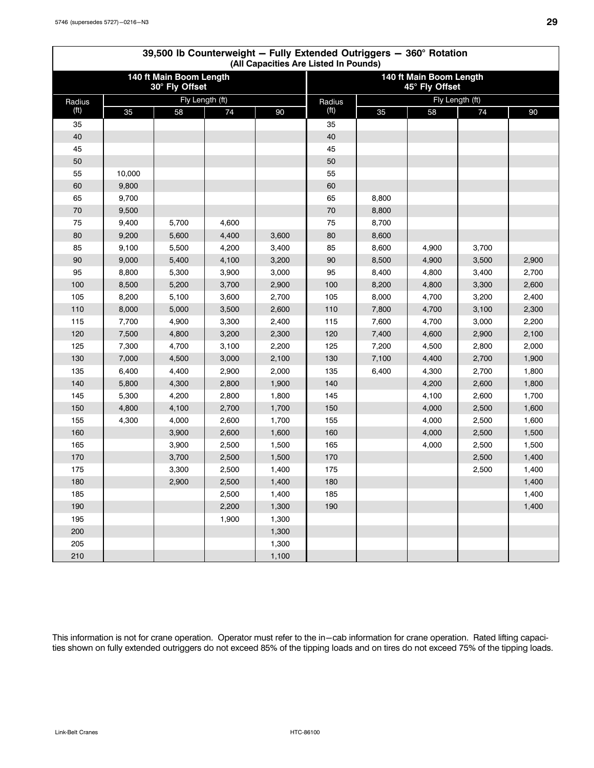## 39,500 lb Counterweight — Fully Extended Outriggers — 360° Rotation

(All Capacities Are Listed In Pounds)

| 140 ft Main Boom Length 30° Fly Offset | | | | | 140 ft Main Boom Length 45° Fly Offset | | | | |
|---|---|---|---|---|---|---|---|---|---|
| Radius (ft) | Fly Length (ft) | | | | Radius (ft) | Fly Length (ft) | | | |
| | 35 | 58 | 74 | 90 | | 35 | 58 | 74 | 90 |
| 35 | | | | | 35 | | | | |
| 40 | | | | | 40 | | | | |
| 45 | | | | | 45 | | | | |
| 50 | | | | | 50 | | | | |
| 55 | 10,000 | | | | 55 | | | | |
| 60 | 9,800 | | | | 60 | | | | |
| 65 | 9,700 | | | | 65 | 8,800 | | | |
| 70 | 9,500 | | | | 70 | 8,800 | | | |
| 75 | 9,400 | 5,700 | 4,600 | | 75 | 8,700 | | | |
| 80 | 9,200 | 5,600 | 4,400 | 3,600 | 80 | 8,600 | | | |
| 85 | 9,100 | 5,500 | 4,200 | 3,400 | 85 | 8,600 | 4,900 | 3,700 | |
| 90 | 9,000 | 5,400 | 4,100 | 3,200 | 90 | 8,500 | 4,900 | 3,500 | 2,900 |
| 95 | 8,800 | 5,300 | 3,900 | 3,000 | 95 | 8,400 | 4,800 | 3,400 | 2,700 |
| 100 | 8,500 | 5,200 | 3,700 | 2,900 | 100 | 8,200 | 4,800 | 3,300 | 2,600 |
| 105 | 8,200 | 5,100 | 3,600 | 2,700 | 105 | 8,000 | 4,700 | 3,200 | 2,400 |
| 110 | 8,000 | 5,000 | 3,500 | 2,600 | 110 | 7,800 | 4,700 | 3,100 | 2,300 |
| 115 | 7,700 | 4,900 | 3,300 | 2,400 | 115 | 7,600 | 4,700 | 3,000 | 2,200 |
| 120 | 7,500 | 4,800 | 3,200 | 2,300 | 120 | 7,400 | 4,600 | 2,900 | 2,100 |
| 125 | 7,300 | 4,700 | 3,100 | 2,200 | 125 | 7,200 | 4,500 | 2,800 | 2,000 |
| 130 | 7,000 | 4,500 | 3,000 | 2,100 | 130 | 7,100 | 4,400 | 2,700 | 1,900 |
| 135 | 6,400 | 4,400 | 2,900 | 2,000 | 135 | 6,400 | 4,300 | 2,700 | 1,800 |
| 140 | 5,800 | 4,300 | 2,800 | 1,900 | 140 | | 4,200 | 2,600 | 1,800 |
| 145 | 5,300 | 4,200 | 2,800 | 1,800 | 145 | | 4,100 | 2,600 | 1,700 |
| 150 | 4,800 | 4,100 | 2,700 | 1,700 | 150 | | 4,000 | 2,500 | 1,600 |
| 155 | 4,300 | 4,000 | 2,600 | 1,700 | 155 | | 4,000 | 2,500 | 1,600 |
| 160 | | 3,900 | 2,600 | 1,600 | 160 | | 4,000 | 2,500 | 1,500 |
| 165 | | 3,900 | 2,500 | 1,500 | 165 | | 4,000 | 2,500 | 1,500 |
| 170 | | 3,700 | 2,500 | 1,500 | 170 | | | 2,500 | 1,400 |
| 175 | | 3,300 | 2,500 | 1,400 | 175 | | | 2,500 | 1,400 |
| 180 | | 2,900 | 2,500 | 1,400 | 180 | | | | 1,400 |
| 185 | | | 2,500 | 1,400 | 185 | | | | 1,400 |
| 190 | | | 2,200 | 1,300 | 190 | | | | 1,400 |
| 195 | | | 1,900 | 1,300 | | | | | |
| 200 | | | | 1,300 | | | | | |
| 205 | | | | 1,300 | | | | | |
| 210 | | | | 1,100 | | | | | |

This information is not for crane operation. Operator must refer to the in−cab information for crane operation. Rated lifting capacities shown on fully extended outriggers do not exceed 85% of the tipping loads and on tires do not exceed 75% of the tipping loads.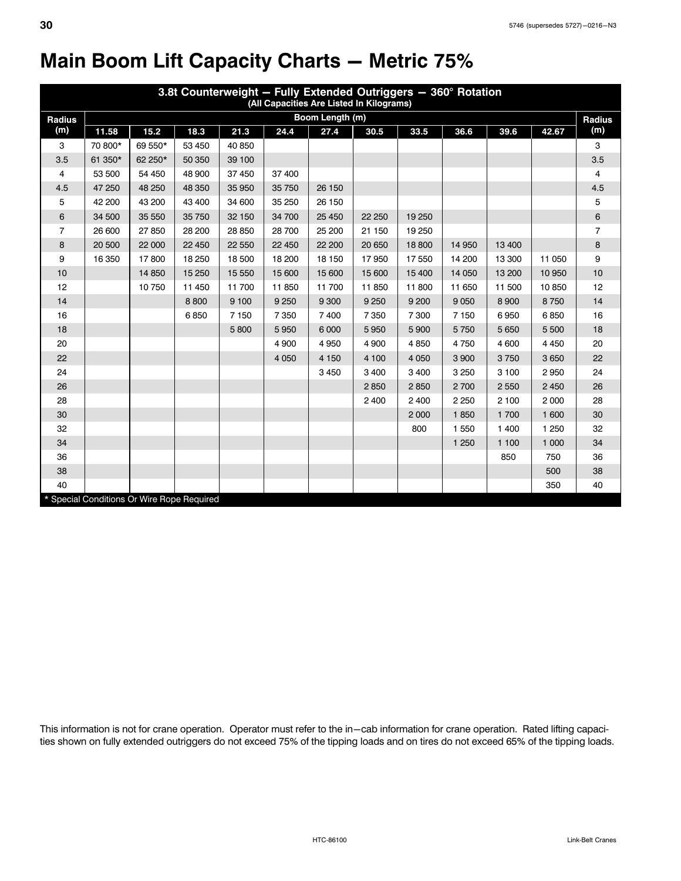# Main Boom Lift Capacity Charts — Metric 75%

| 3.8t Counterweight — Fully Extended Outriggers — 360° Rotation (All Capacities Are Listed In Kilograms) | | | | | | | | | | | | |
|---|---|---|---|---|---|---|---|---|---|---|---|---|
| Radius (m) | Boom Length (m) | | | | | | | | | | | Radius (m) |
| | 11.58 | 15.2 | 18.3 | 21.3 | 24.4 | 27.4 | 30.5 | 33.5 | 36.6 | 39.6 | 42.67 | |
| 3 | 70 800* | 69 550* | 53 450 | 40 850 | | | | | | | | 3 |
| 3.5 | 61 350* | 62 250* | 50 350 | 39 100 | | | | | | | | 3.5 |
| 4 | 53 500 | 54 450 | 48 900 | 37 450 | 37 400 | | | | | | | 4 |
| 4.5 | 47 250 | 48 250 | 48 350 | 35 950 | 35 750 | 26 150 | | | | | | 4.5 |
| 5 | 42 200 | 43 200 | 43 400 | 34 600 | 35 250 | 26 150 | | | | | | 5 |
| 6 | 34 500 | 35 550 | 35 750 | 32 150 | 34 700 | 25 450 | 22 250 | 19 250 | | | | 6 |
| 7 | 26 600 | 27 850 | 28 200 | 28 850 | 28 700 | 25 200 | 21 150 | 19 250 | | | | 7 |
| 8 | 20 500 | 22 000 | 22 450 | 22 550 | 22 450 | 22 200 | 20 650 | 18 800 | 14 950 | 13 400 | | 8 |
| 9 | 16 350 | 17 800 | 18 250 | 18 500 | 18 200 | 18 150 | 17 950 | 17 550 | 14 200 | 13 300 | 11 050 | 9 |
| 10 | | 14 850 | 15 250 | 15 550 | 15 600 | 15 600 | 15 600 | 15 400 | 14 050 | 13 200 | 10 950 | 10 |
| 12 | | 10 750 | 11 450 | 11 700 | 11 850 | 11 700 | 11 850 | 11 800 | 11 650 | 11 500 | 10 850 | 12 |
| 14 | | | 8 800 | 9 100 | 9 250 | 9 300 | 9 250 | 9 200 | 9 050 | 8 900 | 8 750 | 14 |
| 16 | | | 6 850 | 7 150 | 7 350 | 7 400 | 7 350 | 7 300 | 7 150 | 6 950 | 6 850 | 16 |
| 18 | | | | 5 800 | 5 950 | 6 000 | 5 950 | 5 900 | 5 750 | 5 650 | 5 500 | 18 |
| 20 | | | | | 4 900 | 4 950 | 4 900 | 4 850 | 4 750 | 4 600 | 4 450 | 20 |
| 22 | | | | | 4 050 | 4 150 | 4 100 | 4 050 | 3 900 | 3 750 | 3 650 | 22 |
| 24 | | | | | | 3 450 | 3 400 | 3 400 | 3 250 | 3 100 | 2 950 | 24 |
| 26 | | | | | | | 2 850 | 2 850 | 2 700 | 2 550 | 2 450 | 26 |
| 28 | | | | | | | 2 400 | 2 400 | 2 250 | 2 100 | 2 000 | 28 |
| 30 | | | | | | | | 2 000 | 1 850 | 1 700 | 1 600 | 30 |
| 32 | | | | | | | | 800 | 1 550 | 1 400 | 1 250 | 32 |
| 34 | | | | | | | | | 1 250 | 1 100 | 1 000 | 34 |
| 36 | | | | | | | | | | 850 | 750 | 36 |
| 38 | | | | | | | | | | | 500 | 38 |
| 40 | | | | | | | | | | | 350 | 40 |

\* Special Conditions Or Wire Rope Required

This information is not for crane operation. Operator must refer to the in—cab information for crane operation. Rated lifting capacities shown on fully extended outriggers do not exceed 75% of the tipping loads and on tires do not exceed 65% of the tipping loads.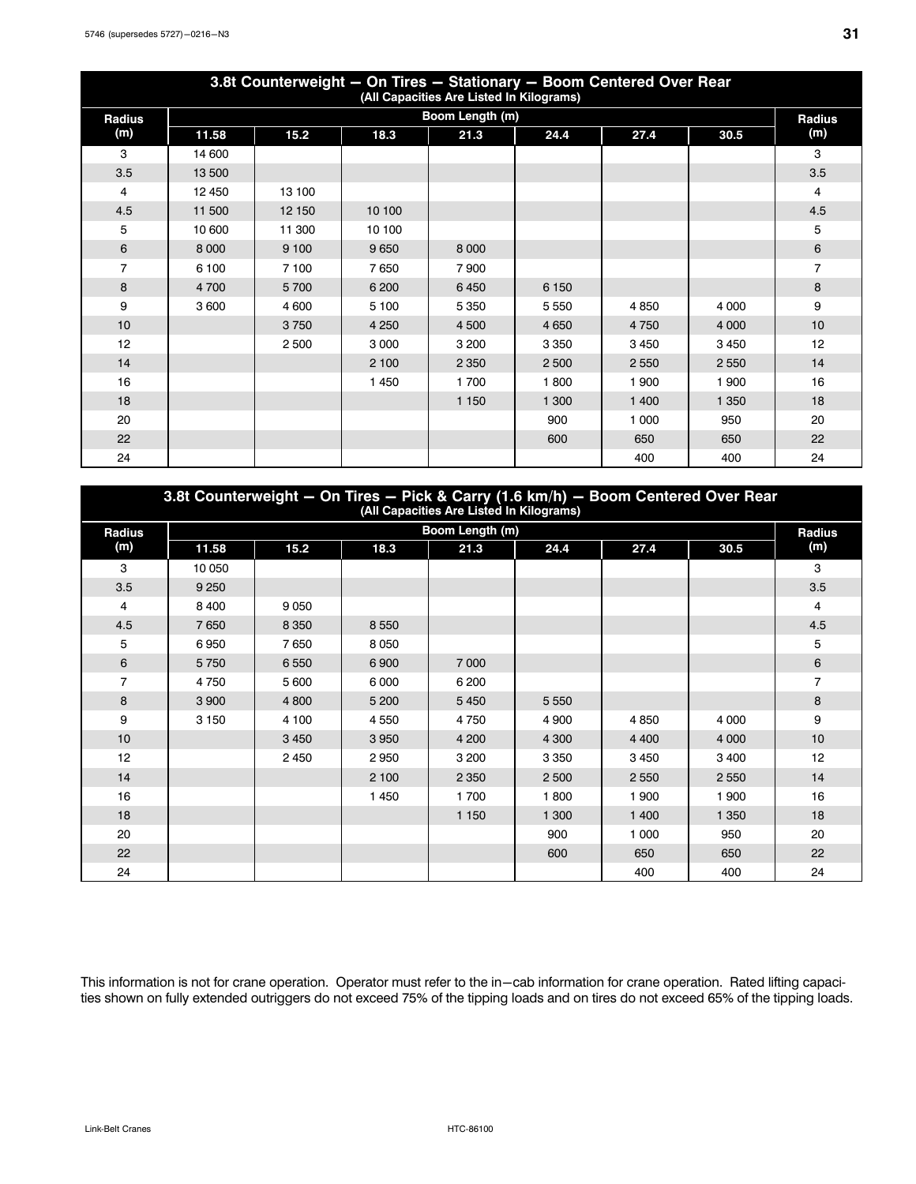## 3.8t Counterweight — On Tires — Stationary — Boom Centered Over Rear

(All Capacities Are Listed In Kilograms)

| Radius (m) | Boom Length (m) 11.58 | 15.2 | 18.3 | 21.3 | 24.4 | 27.4 | 30.5 | Radius (m) |
|---|---|---|---|---|---|---|---|---|
| 3 | 14 600 | | | | | | | 3 |
| 3.5 | 13 500 | | | | | | | 3.5 |
| 4 | 12 450 | 13 100 | | | | | | 4 |
| 4.5 | 11 500 | 12 150 | 10 100 | | | | | 4.5 |
| 5 | 10 600 | 11 300 | 10 100 | | | | | 5 |
| 6 | 8 000 | 9 100 | 9 650 | 8 000 | | | | 6 |
| 7 | 6 100 | 7 100 | 7 650 | 7 900 | | | | 7 |
| 8 | 4 700 | 5 700 | 6 200 | 6 450 | 6 150 | | | 8 |
| 9 | 3 600 | 4 600 | 5 100 | 5 350 | 5 550 | 4 850 | 4 000 | 9 |
| 10 | | 3 750 | 4 250 | 4 500 | 4 650 | 4 750 | 4 000 | 10 |
| 12 | | 2 500 | 3 000 | 3 200 | 3 350 | 3 450 | 3 450 | 12 |
| 14 | | | 2 100 | 2 350 | 2 500 | 2 550 | 2 550 | 14 |
| 16 | | | 1 450 | 1 700 | 1 800 | 1 900 | 1 900 | 16 |
| 18 | | | | 1 150 | 1 300 | 1 400 | 1 350 | 18 |
| 20 | | | | | 900 | 1 000 | 950 | 20 |
| 22 | | | | | 600 | 650 | 650 | 22 |
| 24 | | | | | | 400 | 400 | 24 |

## 3.8t Counterweight — On Tires — Pick & Carry (1.6 km/h) — Boom Centered Over Rear

(All Capacities Are Listed In Kilograms)

| Radius (m) | Boom Length (m) 11.58 | 15.2 | 18.3 | 21.3 | 24.4 | 27.4 | 30.5 | Radius (m) |
|---|---|---|---|---|---|---|---|---|
| 3 | 10 050 | | | | | | | 3 |
| 3.5 | 9 250 | | | | | | | 3.5 |
| 4 | 8 400 | 9 050 | | | | | | 4 |
| 4.5 | 7 650 | 8 350 | 8 550 | | | | | 4.5 |
| 5 | 6 950 | 7 650 | 8 050 | | | | | 5 |
| 6 | 5 750 | 6 550 | 6 900 | 7 000 | | | | 6 |
| 7 | 4 750 | 5 600 | 6 000 | 6 200 | | | | 7 |
| 8 | 3 900 | 4 800 | 5 200 | 5 450 | 5 550 | | | 8 |
| 9 | 3 150 | 4 100 | 4 550 | 4 750 | 4 900 | 4 850 | 4 000 | 9 |
| 10 | | 3 450 | 3 950 | 4 200 | 4 300 | 4 400 | 4 000 | 10 |
| 12 | | 2 450 | 2 950 | 3 200 | 3 350 | 3 450 | 3 400 | 12 |
| 14 | | | 2 100 | 2 350 | 2 500 | 2 550 | 2 550 | 14 |
| 16 | | | 1 450 | 1 700 | 1 800 | 1 900 | 1 900 | 16 |
| 18 | | | | 1 150 | 1 300 | 1 400 | 1 350 | 18 |
| 20 | | | | | 900 | 1 000 | 950 | 20 |
| 22 | | | | | 600 | 650 | 650 | 22 |
| 24 | | | | | | 400 | 400 | 24 |

This information is not for crane operation. Operator must refer to the in—cab information for crane operation. Rated lifting capacities shown on fully extended outriggers do not exceed 75% of the tipping loads and on tires do not exceed 65% of the tipping loads.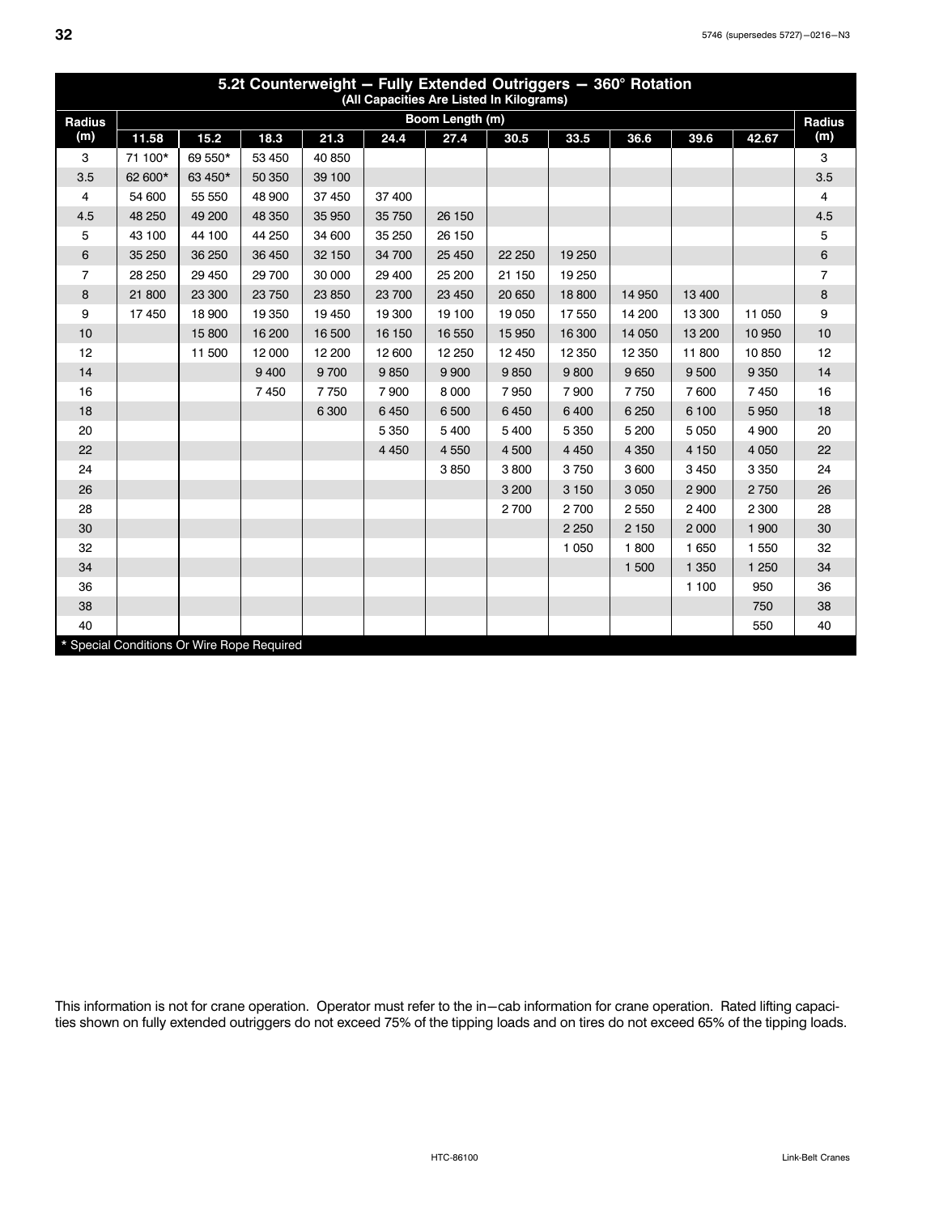| 5.2t Counterweight — Fully Extended Outriggers — 360° Rotation (All Capacities Are Listed In Kilograms) | | | | | | | | | | | | |
|---|---|---|---|---|---|---|---|---|---|---|---|---|
| Radius (m) | Boom Length (m) | | | | | | | | | | | Radius (m) |
| | 11.58 | 15.2 | 18.3 | 21.3 | 24.4 | 27.4 | 30.5 | 33.5 | 36.6 | 39.6 | 42.67 | |
| 3 | 71 100* | 69 550* | 53 450 | 40 850 | | | | | | | | 3 |
| 3.5 | 62 600* | 63 450* | 50 350 | 39 100 | | | | | | | | 3.5 |
| 4 | 54 600 | 55 550 | 48 900 | 37 450 | 37 400 | | | | | | | 4 |
| 4.5 | 48 250 | 49 200 | 48 350 | 35 950 | 35 750 | 26 150 | | | | | | 4.5 |
| 5 | 43 100 | 44 100 | 44 250 | 34 600 | 35 250 | 26 150 | | | | | | 5 |
| 6 | 35 250 | 36 250 | 36 450 | 32 150 | 34 700 | 25 450 | 22 250 | 19 250 | | | | 6 |
| 7 | 28 250 | 29 450 | 29 700 | 30 000 | 29 400 | 25 200 | 21 150 | 19 250 | | | | 7 |
| 8 | 21 800 | 23 300 | 23 750 | 23 850 | 23 700 | 23 450 | 20 650 | 18 800 | 14 950 | 13 400 | | 8 |
| 9 | 17 450 | 18 900 | 19 350 | 19 450 | 19 300 | 19 100 | 19 050 | 17 550 | 14 200 | 13 300 | 11 050 | 9 |
| 10 | | 15 800 | 16 200 | 16 500 | 16 150 | 16 550 | 15 950 | 16 300 | 14 050 | 13 200 | 10 950 | 10 |
| 12 | | 11 500 | 12 000 | 12 200 | 12 600 | 12 250 | 12 450 | 12 350 | 12 350 | 11 800 | 10 850 | 12 |
| 14 | | | 9 400 | 9 700 | 9 850 | 9 900 | 9 850 | 9 800 | 9 650 | 9 500 | 9 350 | 14 |
| 16 | | | 7 450 | 7 750 | 7 900 | 8 000 | 7 950 | 7 900 | 7 750 | 7 600 | 7 450 | 16 |
| 18 | | | | 6 300 | 6 450 | 6 500 | 6 450 | 6 400 | 6 250 | 6 100 | 5 950 | 18 |
| 20 | | | | | 5 350 | 5 400 | 5 400 | 5 350 | 5 200 | 5 050 | 4 900 | 20 |
| 22 | | | | | 4 450 | 4 550 | 4 500 | 4 450 | 4 350 | 4 150 | 4 050 | 22 |
| 24 | | | | | | 3 850 | 3 800 | 3 750 | 3 600 | 3 450 | 3 350 | 24 |
| 26 | | | | | | | 3 200 | 3 150 | 3 050 | 2 900 | 2 750 | 26 |
| 28 | | | | | | | 2 700 | 2 700 | 2 550 | 2 400 | 2 300 | 28 |
| 30 | | | | | | | | 2 250 | 2 150 | 2 000 | 1 900 | 30 |
| 32 | | | | | | | | 1 050 | 1 800 | 1 650 | 1 550 | 32 |
| 34 | | | | | | | | | 1 500 | 1 350 | 1 250 | 34 |
| 36 | | | | | | | | | | 1 100 | 950 | 36 |
| 38 | | | | | | | | | | | 750 | 38 |
| 40 | | | | | | | | | | | 550 | 40 |

* Special Conditions Or Wire Rope Required

This information is not for crane operation. Operator must refer to the in—cab information for crane operation. Rated lifting capacities shown on fully extended outriggers do not exceed 75% of the tipping loads and on tires do not exceed 65% of the tipping loads.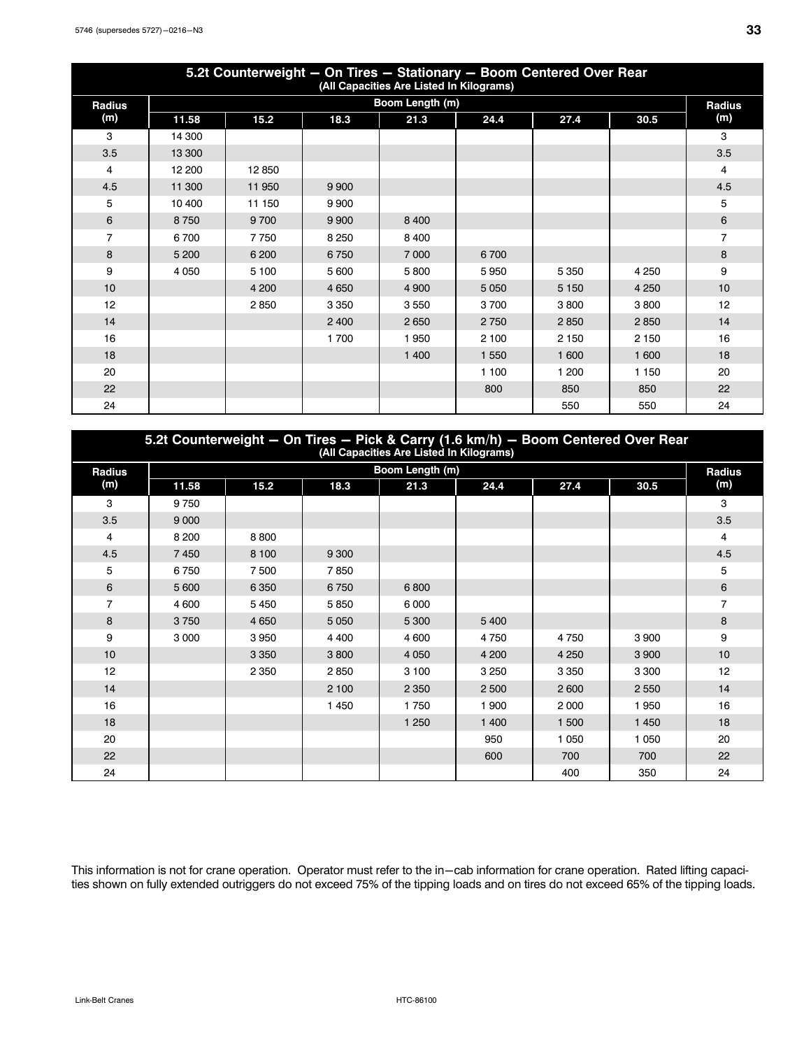## 5.2t Counterweight — On Tires — Stationary — Boom Centered Over Rear

(All Capacities Are Listed In Kilograms)

| Radius (m) | Boom Length (m) 11.58 | 15.2 | 18.3 | 21.3 | 24.4 | 27.4 | 30.5 | Radius (m) |
|---|---|---|---|---|---|---|---|---|
| 3 | 14 300 | | | | | | | 3 |
| 3.5 | 13 300 | | | | | | | 3.5 |
| 4 | 12 200 | 12 850 | | | | | | 4 |
| 4.5 | 11 300 | 11 950 | 9 900 | | | | | 4.5 |
| 5 | 10 400 | 11 150 | 9 900 | | | | | 5 |
| 6 | 8 750 | 9 700 | 9 900 | 8 400 | | | | 6 |
| 7 | 6 700 | 7 750 | 8 250 | 8 400 | | | | 7 |
| 8 | 5 200 | 6 200 | 6 750 | 7 000 | 6 700 | | | 8 |
| 9 | 4 050 | 5 100 | 5 600 | 5 800 | 5 950 | 5 350 | 4 250 | 9 |
| 10 | | 4 200 | 4 650 | 4 900 | 5 050 | 5 150 | 4 250 | 10 |
| 12 | | 2 850 | 3 350 | 3 550 | 3 700 | 3 800 | 3 800 | 12 |
| 14 | | | 2 400 | 2 650 | 2 750 | 2 850 | 2 850 | 14 |
| 16 | | | 1 700 | 1 950 | 2 100 | 2 150 | 2 150 | 16 |
| 18 | | | | 1 400 | 1 550 | 1 600 | 1 600 | 18 |
| 20 | | | | | 1 100 | 1 200 | 1 150 | 20 |
| 22 | | | | | 800 | 850 | 850 | 22 |
| 24 | | | | | | 550 | 550 | 24 |

## 5.2t Counterweight — On Tires — Pick & Carry (1.6 km/h) — Boom Centered Over Rear

(All Capacities Are Listed In Kilograms)

| Radius (m) | Boom Length (m) 11.58 | 15.2 | 18.3 | 21.3 | 24.4 | 27.4 | 30.5 | Radius (m) |
|---|---|---|---|---|---|---|---|---|
| 3 | 9 750 | | | | | | | 3 |
| 3.5 | 9 000 | | | | | | | 3.5 |
| 4 | 8 200 | 8 800 | | | | | | 4 |
| 4.5 | 7 450 | 8 100 | 9 300 | | | | | 4.5 |
| 5 | 6 750 | 7 500 | 7 850 | | | | | 5 |
| 6 | 5 600 | 6 350 | 6 750 | 6 800 | | | | 6 |
| 7 | 4 600 | 5 450 | 5 850 | 6 000 | | | | 7 |
| 8 | 3 750 | 4 650 | 5 050 | 5 300 | 5 400 | | | 8 |
| 9 | 3 000 | 3 950 | 4 400 | 4 600 | 4 750 | 4 750 | 3 900 | 9 |
| 10 | | 3 350 | 3 800 | 4 050 | 4 200 | 4 250 | 3 900 | 10 |
| 12 | | 2 350 | 2 850 | 3 100 | 3 250 | 3 350 | 3 300 | 12 |
| 14 | | | 2 100 | 2 350 | 2 500 | 2 600 | 2 550 | 14 |
| 16 | | | 1 450 | 1 750 | 1 900 | 2 000 | 1 950 | 16 |
| 18 | | | | 1 250 | 1 400 | 1 500 | 1 450 | 18 |
| 20 | | | | | 950 | 1 050 | 1 050 | 20 |
| 22 | | | | | 600 | 700 | 700 | 22 |
| 24 | | | | | | 400 | 350 | 24 |

This information is not for crane operation. Operator must refer to the in−cab information for crane operation. Rated lifting capacities shown on fully extended outriggers do not exceed 75% of the tipping loads and on tires do not exceed 65% of the tipping loads.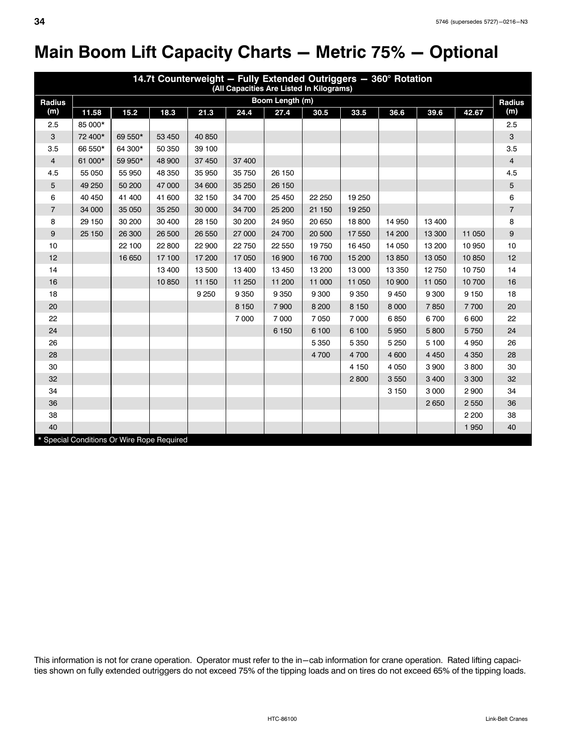# Main Boom Lift Capacity Charts — Metric 75% — Optional

| 14.7t Counterweight — Fully Extended Outriggers — 360° Rotation (All Capacities Are Listed In Kilograms) | | | | | | | | | | | | |
|---|---|---|---|---|---|---|---|---|---|---|---|---|
| Radius (m) | Boom Length (m) | | | | | | | | | | | Radius (m) |
| | 11.58 | 15.2 | 18.3 | 21.3 | 24.4 | 27.4 | 30.5 | 33.5 | 36.6 | 39.6 | 42.67 | |
| 2.5 | 85 000* | | | | | | | | | | | 2.5 |
| 3 | 72 400* | 69 550* | 53 450 | 40 850 | | | | | | | | 3 |
| 3.5 | 66 550* | 64 300* | 50 350 | 39 100 | | | | | | | | 3.5 |
| 4 | 61 000* | 59 950* | 48 900 | 37 450 | 37 400 | | | | | | | 4 |
| 4.5 | 55 050 | 55 950 | 48 350 | 35 950 | 35 750 | 26 150 | | | | | | 4.5 |
| 5 | 49 250 | 50 200 | 47 000 | 34 600 | 35 250 | 26 150 | | | | | | 5 |
| 6 | 40 450 | 41 400 | 41 600 | 32 150 | 34 700 | 25 450 | 22 250 | 19 250 | | | | 6 |
| 7 | 34 000 | 35 050 | 35 250 | 30 000 | 34 700 | 25 200 | 21 150 | 19 250 | | | | 7 |
| 8 | 29 150 | 30 200 | 30 400 | 28 150 | 30 200 | 24 950 | 20 650 | 18 800 | 14 950 | 13 400 | | 8 |
| 9 | 25 150 | 26 300 | 26 500 | 26 550 | 27 000 | 24 700 | 20 500 | 17 550 | 14 200 | 13 300 | 11 050 | 9 |
| 10 | | 22 100 | 22 800 | 22 900 | 22 750 | 22 550 | 19 750 | 16 450 | 14 050 | 13 200 | 10 950 | 10 |
| 12 | | 16 650 | 17 100 | 17 200 | 17 050 | 16 900 | 16 700 | 15 200 | 13 850 | 13 050 | 10 850 | 12 |
| 14 | | | 13 400 | 13 500 | 13 400 | 13 450 | 13 200 | 13 000 | 13 350 | 12 750 | 10 750 | 14 |
| 16 | | | 10 850 | 11 150 | 11 250 | 11 200 | 11 000 | 11 050 | 10 900 | 11 050 | 10 700 | 16 |
| 18 | | | | 9 250 | 9 350 | 9 350 | 9 300 | 9 350 | 9 450 | 9 300 | 9 150 | 18 |
| 20 | | | | | 8 150 | 7 900 | 8 200 | 8 150 | 8 000 | 7 850 | 7 700 | 20 |
| 22 | | | | | 7 000 | 7 000 | 7 050 | 7 000 | 6 850 | 6 700 | 6 600 | 22 |
| 24 | | | | | | 6 150 | 6 100 | 6 100 | 5 950 | 5 800 | 5 750 | 24 |
| 26 | | | | | | | 5 350 | 5 350 | 5 250 | 5 100 | 4 950 | 26 |
| 28 | | | | | | | 4 700 | 4 700 | 4 600 | 4 450 | 4 350 | 28 |
| 30 | | | | | | | | 4 150 | 4 050 | 3 900 | 3 800 | 30 |
| 32 | | | | | | | | 2 800 | 3 550 | 3 400 | 3 300 | 32 |
| 34 | | | | | | | | | 3 150 | 3 000 | 2 900 | 34 |
| 36 | | | | | | | | | | 2 650 | 2 550 | 36 |
| 38 | | | | | | | | | | | 2 200 | 38 |
| 40 | | | | | | | | | | | 1 950 | 40 |

* Special Conditions Or Wire Rope Required

This information is not for crane operation. Operator must refer to the in—cab information for crane operation. Rated lifting capacities shown on fully extended outriggers do not exceed 75% of the tipping loads and on tires do not exceed 65% of the tipping loads.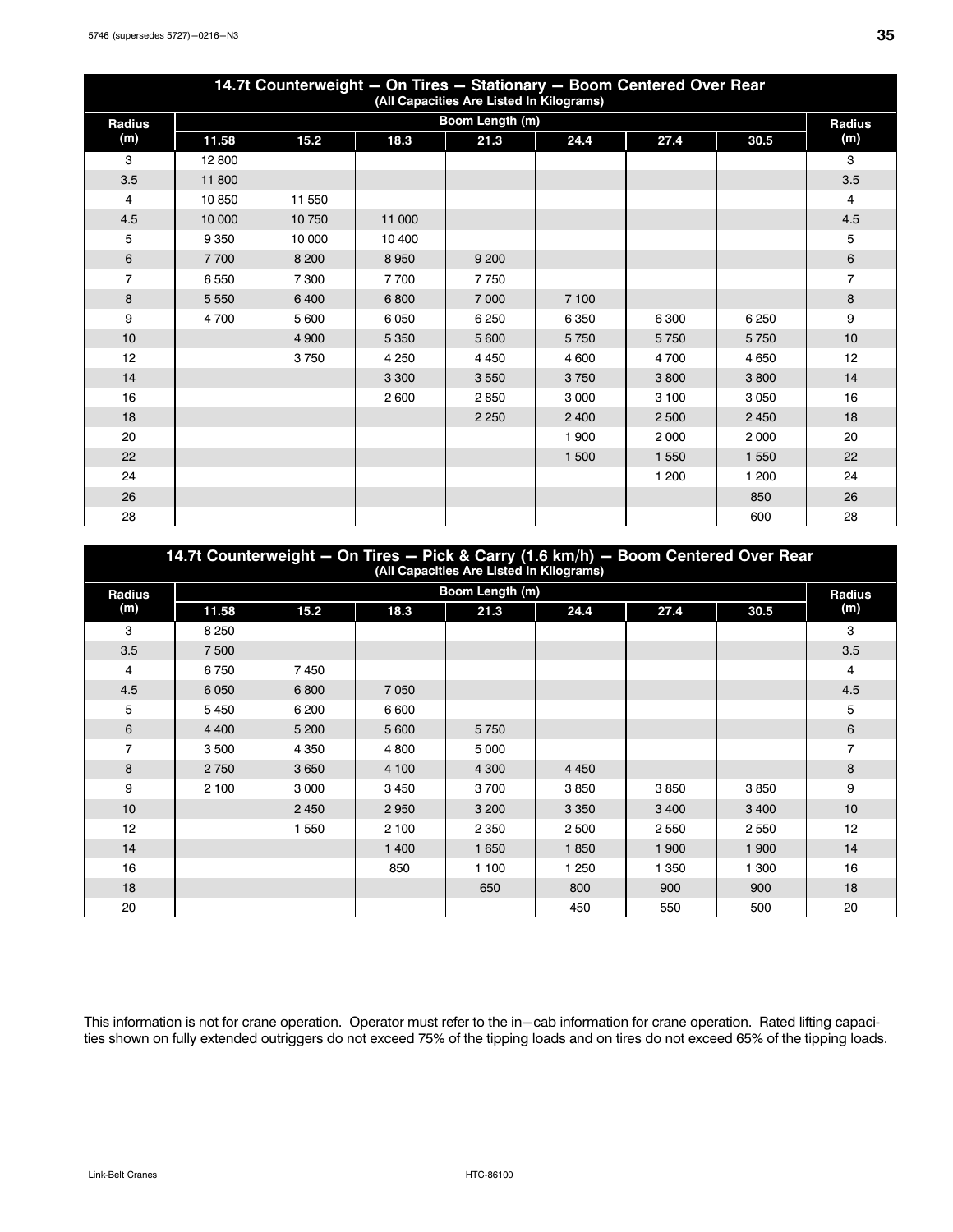| 14.7t Counterweight — On Tires — Stationary — Boom Centered Over Rear (All Capacities Are Listed In Kilograms) | | | | | | | | |
|---|---|---|---|---|---|---|---|---|
| Radius (m) | Boom Length (m) | | | | | | | Radius (m) |
| | 11.58 | 15.2 | 18.3 | 21.3 | 24.4 | 27.4 | 30.5 | |
| 3 | 12 800 | | | | | | | 3 |
| 3.5 | 11 800 | | | | | | | 3.5 |
| 4 | 10 850 | 11 550 | | | | | | 4 |
| 4.5 | 10 000 | 10 750 | 11 000 | | | | | 4.5 |
| 5 | 9 350 | 10 000 | 10 400 | | | | | 5 |
| 6 | 7 700 | 8 200 | 8 950 | 9 200 | | | | 6 |
| 7 | 6 550 | 7 300 | 7 700 | 7 750 | | | | 7 |
| 8 | 5 550 | 6 400 | 6 800 | 7 000 | 7 100 | | | 8 |
| 9 | 4 700 | 5 600 | 6 050 | 6 250 | 6 350 | 6 300 | 6 250 | 9 |
| 10 | | 4 900 | 5 350 | 5 600 | 5 750 | 5 750 | 5 750 | 10 |
| 12 | | 3 750 | 4 250 | 4 450 | 4 600 | 4 700 | 4 650 | 12 |
| 14 | | | 3 300 | 3 550 | 3 750 | 3 800 | 3 800 | 14 |
| 16 | | | 2 600 | 2 850 | 3 000 | 3 100 | 3 050 | 16 |
| 18 | | | | 2 250 | 2 400 | 2 500 | 2 450 | 18 |
| 20 | | | | | 1 900 | 2 000 | 2 000 | 20 |
| 22 | | | | | 1 500 | 1 550 | 1 550 | 22 |
| 24 | | | | | | 1 200 | 1 200 | 24 |
| 26 | | | | | | | 850 | 26 |
| 28 | | | | | | | 600 | 28 |

| 14.7t Counterweight — On Tires — Pick & Carry (1.6 km/h) — Boom Centered Over Rear (All Capacities Are Listed In Kilograms) | | | | | | | | |
|---|---|---|---|---|---|---|---|---|
| Radius (m) | Boom Length (m) | | | | | | | Radius (m) |
| | 11.58 | 15.2 | 18.3 | 21.3 | 24.4 | 27.4 | 30.5 | |
| 3 | 8 250 | | | | | | | 3 |
| 3.5 | 7 500 | | | | | | | 3.5 |
| 4 | 6 750 | 7 450 | | | | | | 4 |
| 4.5 | 6 050 | 6 800 | 7 050 | | | | | 4.5 |
| 5 | 5 450 | 6 200 | 6 600 | | | | | 5 |
| 6 | 4 400 | 5 200 | 5 600 | 5 750 | | | | 6 |
| 7 | 3 500 | 4 350 | 4 800 | 5 000 | | | | 7 |
| 8 | 2 750 | 3 650 | 4 100 | 4 300 | 4 450 | | | 8 |
| 9 | 2 100 | 3 000 | 3 450 | 3 700 | 3 850 | 3 850 | 3 850 | 9 |
| 10 | | 2 450 | 2 950 | 3 200 | 3 350 | 3 400 | 3 400 | 10 |
| 12 | | 1 550 | 2 100 | 2 350 | 2 500 | 2 550 | 2 550 | 12 |
| 14 | | | 1 400 | 1 650 | 1 850 | 1 900 | 1 900 | 14 |
| 16 | | | 850 | 1 100 | 1 250 | 1 350 | 1 300 | 16 |
| 18 | | | | 650 | 800 | 900 | 900 | 18 |
| 20 | | | | | 450 | 550 | 500 | 20 |

This information is not for crane operation. Operator must refer to the in−cab information for crane operation. Rated lifting capacities shown on fully extended outriggers do not exceed 75% of the tipping loads and on tires do not exceed 65% of the tipping loads.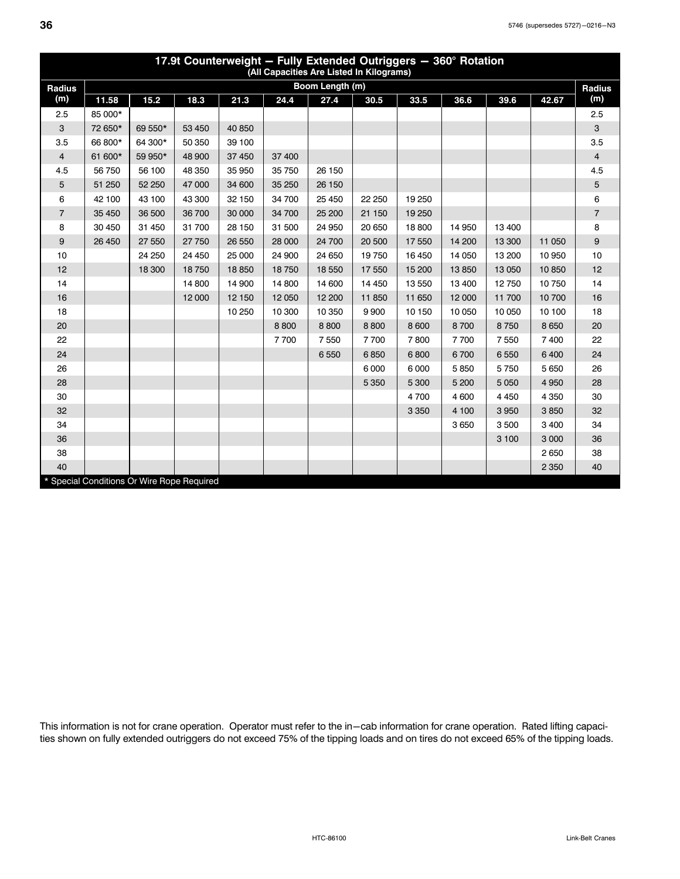## 17.9t Counterweight — Fully Extended Outriggers — 360° Rotation

(All Capacities Are Listed In Kilograms)

| Radius (m) | Boom Length (m) | | | | | | | | | | | Radius (m) |
|---|---|---|---|---|---|---|---|---|---|---|---|---|
| | 11.58 | 15.2 | 18.3 | 21.3 | 24.4 | 27.4 | 30.5 | 33.5 | 36.6 | 39.6 | 42.67 | |
| 2.5 | 85 000* | | | | | | | | | | | 2.5 |
| 3 | 72 650* | 69 550* | 53 450 | 40 850 | | | | | | | | 3 |
| 3.5 | 66 800* | 64 300* | 50 350 | 39 100 | | | | | | | | 3.5 |
| 4 | 61 600* | 59 950* | 48 900 | 37 450 | 37 400 | | | | | | | 4 |
| 4.5 | 56 750 | 56 100 | 48 350 | 35 950 | 35 750 | 26 150 | | | | | | 4.5 |
| 5 | 51 250 | 52 250 | 47 000 | 34 600 | 35 250 | 26 150 | | | | | | 5 |
| 6 | 42 100 | 43 100 | 43 300 | 32 150 | 34 700 | 25 450 | 22 250 | 19 250 | | | | 6 |
| 7 | 35 450 | 36 500 | 36 700 | 30 000 | 34 700 | 25 200 | 21 150 | 19 250 | | | | 7 |
| 8 | 30 450 | 31 450 | 31 700 | 28 150 | 31 500 | 24 950 | 20 650 | 18 800 | 14 950 | 13 400 | | 8 |
| 9 | 26 450 | 27 550 | 27 750 | 26 550 | 28 000 | 24 700 | 20 500 | 17 550 | 14 200 | 13 300 | 11 050 | 9 |
| 10 | | 24 250 | 24 450 | 25 000 | 24 900 | 24 650 | 19 750 | 16 450 | 14 050 | 13 200 | 10 950 | 10 |
| 12 | | 18 300 | 18 750 | 18 850 | 18 750 | 18 550 | 17 550 | 15 200 | 13 850 | 13 050 | 10 850 | 12 |
| 14 | | | 14 800 | 14 900 | 14 800 | 14 600 | 14 450 | 13 550 | 13 400 | 12 750 | 10 750 | 14 |
| 16 | | | 12 000 | 12 150 | 12 050 | 12 200 | 11 850 | 11 650 | 12 000 | 11 700 | 10 700 | 16 |
| 18 | | | | 10 250 | 10 300 | 10 350 | 9 900 | 10 150 | 10 050 | 10 050 | 10 100 | 18 |
| 20 | | | | | 8 800 | 8 800 | 8 800 | 8 600 | 8 700 | 8 750 | 8 650 | 20 |
| 22 | | | | | 7 700 | 7 550 | 7 700 | 7 800 | 7 700 | 7 550 | 7 400 | 22 |
| 24 | | | | | | 6 550 | 6 850 | 6 800 | 6 700 | 6 550 | 6 400 | 24 |
| 26 | | | | | | | 6 000 | 6 000 | 5 850 | 5 750 | 5 650 | 26 |
| 28 | | | | | | | 5 350 | 5 300 | 5 200 | 5 050 | 4 950 | 28 |
| 30 | | | | | | | | 4 700 | 4 600 | 4 450 | 4 350 | 30 |
| 32 | | | | | | | | 3 350 | 4 100 | 3 950 | 3 850 | 32 |
| 34 | | | | | | | | | 3 650 | 3 500 | 3 400 | 34 |
| 36 | | | | | | | | | | 3 100 | 3 000 | 36 |
| 38 | | | | | | | | | | | 2 650 | 38 |
| 40 | | | | | | | | | | | 2 350 | 40 |

\* Special Conditions Or Wire Rope Required

This information is not for crane operation. Operator must refer to the in−cab information for crane operation. Rated lifting capacities shown on fully extended outriggers do not exceed 75% of the tipping loads and on tires do not exceed 65% of the tipping loads.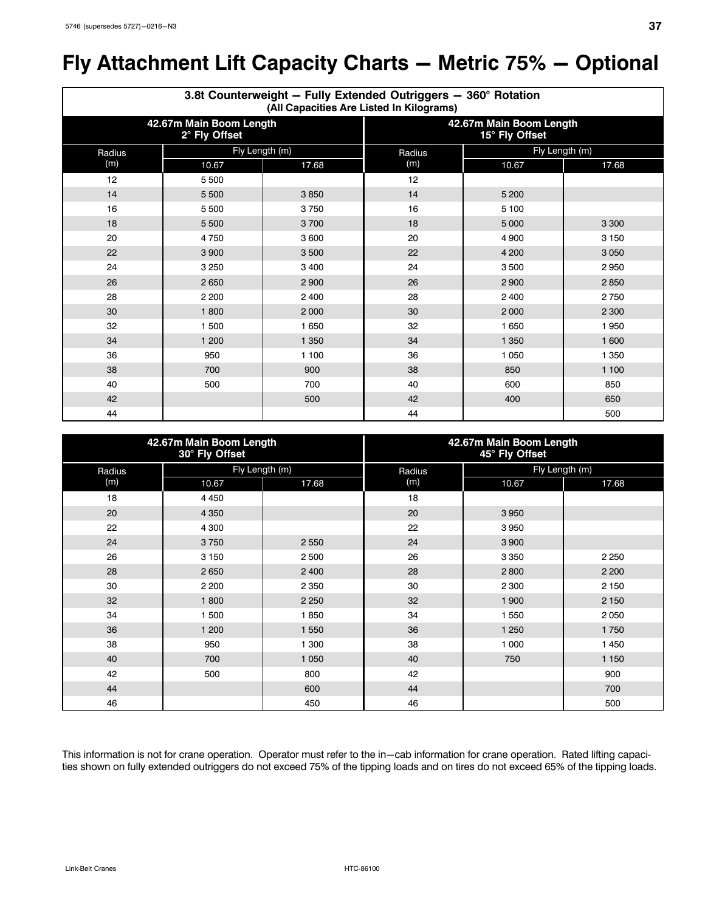# Fly Attachment Lift Capacity Charts — Metric 75% — Optional

**3.8t Counterweight — Fully Extended Outriggers — 360° Rotation**
**(All Capacities Are Listed In Kilograms)**

| 42.67m Main Boom Length 2° Fly Offset | | | 42.67m Main Boom Length 15° Fly Offset | | |
|---|---|---|---|---|---|
| Radius (m) | Fly Length (m) | | Radius (m) | Fly Length (m) | |
| | 10.67 | 17.68 | | 10.67 | 17.68 |
| 12 | 5 500 | | 12 | | |
| 14 | 5 500 | 3 850 | 14 | 5 200 | |
| 16 | 5 500 | 3 750 | 16 | 5 100 | |
| 18 | 5 500 | 3 700 | 18 | 5 000 | 3 300 |
| 20 | 4 750 | 3 600 | 20 | 4 900 | 3 150 |
| 22 | 3 900 | 3 500 | 22 | 4 200 | 3 050 |
| 24 | 3 250 | 3 400 | 24 | 3 500 | 2 950 |
| 26 | 2 650 | 2 900 | 26 | 2 900 | 2 850 |
| 28 | 2 200 | 2 400 | 28 | 2 400 | 2 750 |
| 30 | 1 800 | 2 000 | 30 | 2 000 | 2 300 |
| 32 | 1 500 | 1 650 | 32 | 1 650 | 1 950 |
| 34 | 1 200 | 1 350 | 34 | 1 350 | 1 600 |
| 36 | 950 | 1 100 | 36 | 1 050 | 1 350 |
| 38 | 700 | 900 | 38 | 850 | 1 100 |
| 40 | 500 | 700 | 40 | 600 | 850 |
| 42 | | 500 | 42 | 400 | 650 |
| 44 | | | 44 | | 500 |

| 42.67m Main Boom Length 30° Fly Offset | | | 42.67m Main Boom Length 45° Fly Offset | | |
|---|---|---|---|---|---|
| Radius (m) | Fly Length (m) | | Radius (m) | Fly Length (m) | |
| | 10.67 | 17.68 | | 10.67 | 17.68 |
| 18 | 4 450 | | 18 | | |
| 20 | 4 350 | | 20 | 3 950 | |
| 22 | 4 300 | | 22 | 3 950 | |
| 24 | 3 750 | 2 550 | 24 | 3 900 | |
| 26 | 3 150 | 2 500 | 26 | 3 350 | 2 250 |
| 28 | 2 650 | 2 400 | 28 | 2 800 | 2 200 |
| 30 | 2 200 | 2 350 | 30 | 2 300 | 2 150 |
| 32 | 1 800 | 2 250 | 32 | 1 900 | 2 150 |
| 34 | 1 500 | 1 850 | 34 | 1 550 | 2 050 |
| 36 | 1 200 | 1 550 | 36 | 1 250 | 1 750 |
| 38 | 950 | 1 300 | 38 | 1 000 | 1 450 |
| 40 | 700 | 1 050 | 40 | 750 | 1 150 |
| 42 | 500 | 800 | 42 | | 900 |
| 44 | | 600 | 44 | | 700 |
| 46 | | 450 | 46 | | 500 |

This information is not for crane operation. Operator must refer to the in−cab information for crane operation. Rated lifting capacities shown on fully extended outriggers do not exceed 75% of the tipping loads and on tires do not exceed 65% of the tipping loads.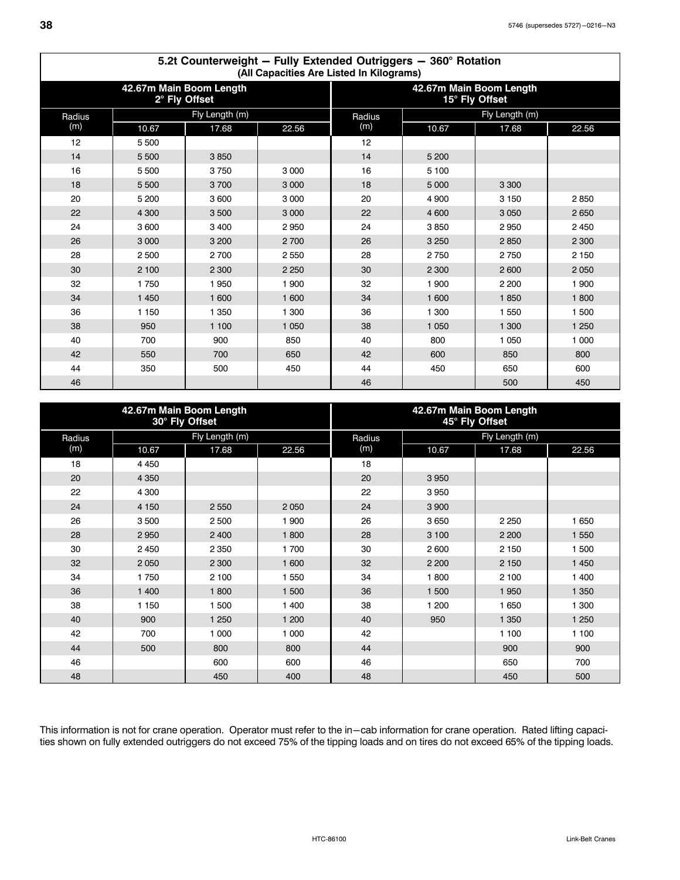## 5.2t Counterweight — Fully Extended Outriggers — 360° Rotation

**(All Capacities Are Listed In Kilograms)**

| 42.67m Main Boom Length 2° Fly Offset | | | | 42.67m Main Boom Length 15° Fly Offset | | | |
|---|---|---|---|---|---|---|---|
| Radius (m) | Fly Length (m) | | | Radius (m) | Fly Length (m) | | |
| | 10.67 | 17.68 | 22.56 | | 10.67 | 17.68 | 22.56 |
| 12 | 5 500 | | | 12 | | | |
| 14 | 5 500 | 3 850 | | 14 | 5 200 | | |
| 16 | 5 500 | 3 750 | 3 000 | 16 | 5 100 | | |
| 18 | 5 500 | 3 700 | 3 000 | 18 | 5 000 | 3 300 | |
| 20 | 5 200 | 3 600 | 3 000 | 20 | 4 900 | 3 150 | 2 850 |
| 22 | 4 300 | 3 500 | 3 000 | 22 | 4 600 | 3 050 | 2 650 |
| 24 | 3 600 | 3 400 | 2 950 | 24 | 3 850 | 2 950 | 2 450 |
| 26 | 3 000 | 3 200 | 2 700 | 26 | 3 250 | 2 850 | 2 300 |
| 28 | 2 500 | 2 700 | 2 550 | 28 | 2 750 | 2 750 | 2 150 |
| 30 | 2 100 | 2 300 | 2 250 | 30 | 2 300 | 2 600 | 2 050 |
| 32 | 1 750 | 1 950 | 1 900 | 32 | 1 900 | 2 200 | 1 900 |
| 34 | 1 450 | 1 600 | 1 600 | 34 | 1 600 | 1 850 | 1 800 |
| 36 | 1 150 | 1 350 | 1 300 | 36 | 1 300 | 1 550 | 1 500 |
| 38 | 950 | 1 100 | 1 050 | 38 | 1 050 | 1 300 | 1 250 |
| 40 | 700 | 900 | 850 | 40 | 800 | 1 050 | 1 000 |
| 42 | 550 | 700 | 650 | 42 | 600 | 850 | 800 |
| 44 | 350 | 500 | 450 | 44 | 450 | 650 | 600 |
| 46 | | | | 46 | | 500 | 450 |

| 42.67m Main Boom Length 30° Fly Offset | | | | 42.67m Main Boom Length 45° Fly Offset | | | |
|---|---|---|---|---|---|---|---|
| Radius (m) | Fly Length (m) | | | Radius (m) | Fly Length (m) | | |
| | 10.67 | 17.68 | 22.56 | | 10.67 | 17.68 | 22.56 |
| 18 | 4 450 | | | 18 | | | |
| 20 | 4 350 | | | 20 | 3 950 | | |
| 22 | 4 300 | | | 22 | 3 950 | | |
| 24 | 4 150 | 2 550 | 2 050 | 24 | 3 900 | | |
| 26 | 3 500 | 2 500 | 1 900 | 26 | 3 650 | 2 250 | 1 650 |
| 28 | 2 950 | 2 400 | 1 800 | 28 | 3 100 | 2 200 | 1 550 |
| 30 | 2 450 | 2 350 | 1 700 | 30 | 2 600 | 2 150 | 1 500 |
| 32 | 2 050 | 2 300 | 1 600 | 32 | 2 200 | 2 150 | 1 450 |
| 34 | 1 750 | 2 100 | 1 550 | 34 | 1 800 | 2 100 | 1 400 |
| 36 | 1 400 | 1 800 | 1 500 | 36 | 1 500 | 1 950 | 1 350 |
| 38 | 1 150 | 1 500 | 1 400 | 38 | 1 200 | 1 650 | 1 300 |
| 40 | 900 | 1 250 | 1 200 | 40 | 950 | 1 350 | 1 250 |
| 42 | 700 | 1 000 | 1 000 | 42 | | 1 100 | 1 100 |
| 44 | 500 | 800 | 800 | 44 | | 900 | 900 |
| 46 | | 600 | 600 | 46 | | 650 | 700 |
| 48 | | 450 | 400 | 48 | | 450 | 500 |

This information is not for crane operation. Operator must refer to the in−cab information for crane operation. Rated lifting capacities shown on fully extended outriggers do not exceed 75% of the tipping loads and on tires do not exceed 65% of the tipping loads.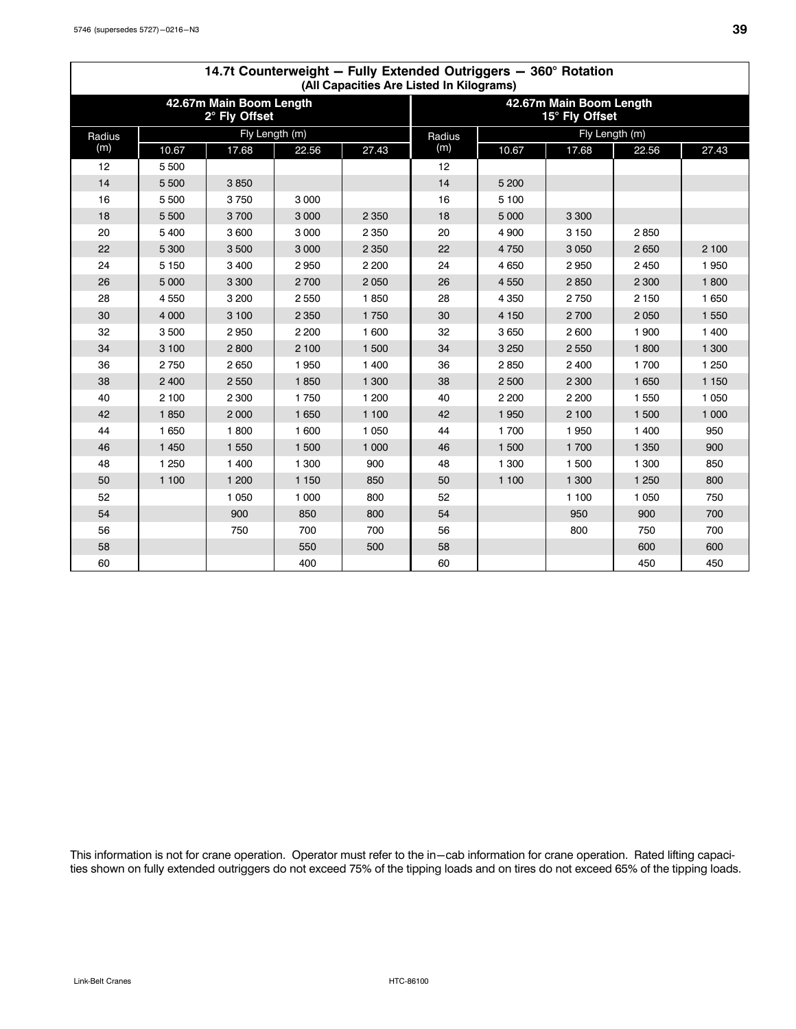## 14.7t Counterweight — Fully Extended Outriggers — 360° Rotation

(All Capacities Are Listed In Kilograms)

| 42.67m Main Boom Length 2° Fly Offset | | | | | 42.67m Main Boom Length 15° Fly Offset | | | | |
|---|---|---|---|---|---|---|---|---|---|
| Radius (m) | Fly Length (m) | | | | Radius (m) | Fly Length (m) | | | |
| | 10.67 | 17.68 | 22.56 | 27.43 | | 10.67 | 17.68 | 22.56 | 27.43 |
| 12 | 5 500 | | | | 12 | | | | |
| 14 | 5 500 | 3 850 | | | 14 | 5 200 | | | |
| 16 | 5 500 | 3 750 | 3 000 | | 16 | 5 100 | | | |
| 18 | 5 500 | 3 700 | 3 000 | 2 350 | 18 | 5 000 | 3 300 | | |
| 20 | 5 400 | 3 600 | 3 000 | 2 350 | 20 | 4 900 | 3 150 | 2 850 | |
| 22 | 5 300 | 3 500 | 3 000 | 2 350 | 22 | 4 750 | 3 050 | 2 650 | 2 100 |
| 24 | 5 150 | 3 400 | 2 950 | 2 200 | 24 | 4 650 | 2 950 | 2 450 | 1 950 |
| 26 | 5 000 | 3 300 | 2 700 | 2 050 | 26 | 4 550 | 2 850 | 2 300 | 1 800 |
| 28 | 4 550 | 3 200 | 2 550 | 1 850 | 28 | 4 350 | 2 750 | 2 150 | 1 650 |
| 30 | 4 000 | 3 100 | 2 350 | 1 750 | 30 | 4 150 | 2 700 | 2 050 | 1 550 |
| 32 | 3 500 | 2 950 | 2 200 | 1 600 | 32 | 3 650 | 2 600 | 1 900 | 1 400 |
| 34 | 3 100 | 2 800 | 2 100 | 1 500 | 34 | 3 250 | 2 550 | 1 800 | 1 300 |
| 36 | 2 750 | 2 650 | 1 950 | 1 400 | 36 | 2 850 | 2 400 | 1 700 | 1 250 |
| 38 | 2 400 | 2 550 | 1 850 | 1 300 | 38 | 2 500 | 2 300 | 1 650 | 1 150 |
| 40 | 2 100 | 2 300 | 1 750 | 1 200 | 40 | 2 200 | 2 200 | 1 550 | 1 050 |
| 42 | 1 850 | 2 000 | 1 650 | 1 100 | 42 | 1 950 | 2 100 | 1 500 | 1 000 |
| 44 | 1 650 | 1 800 | 1 600 | 1 050 | 44 | 1 700 | 1 950 | 1 400 | 950 |
| 46 | 1 450 | 1 550 | 1 500 | 1 000 | 46 | 1 500 | 1 700 | 1 350 | 900 |
| 48 | 1 250 | 1 400 | 1 300 | 900 | 48 | 1 300 | 1 500 | 1 300 | 850 |
| 50 | 1 100 | 1 200 | 1 150 | 850 | 50 | 1 100 | 1 300 | 1 250 | 800 |
| 52 | | 1 050 | 1 000 | 800 | 52 | | 1 100 | 1 050 | 750 |
| 54 | | 900 | 850 | 800 | 54 | | 950 | 900 | 700 |
| 56 | | 750 | 700 | 700 | 56 | | 800 | 750 | 700 |
| 58 | | | 550 | 500 | 58 | | | 600 | 600 |
| 60 | | | 400 | | 60 | | | 450 | 450 |

This information is not for crane operation. Operator must refer to the in−cab information for crane operation. Rated lifting capacities shown on fully extended outriggers do not exceed 75% of the tipping loads and on tires do not exceed 65% of the tipping loads.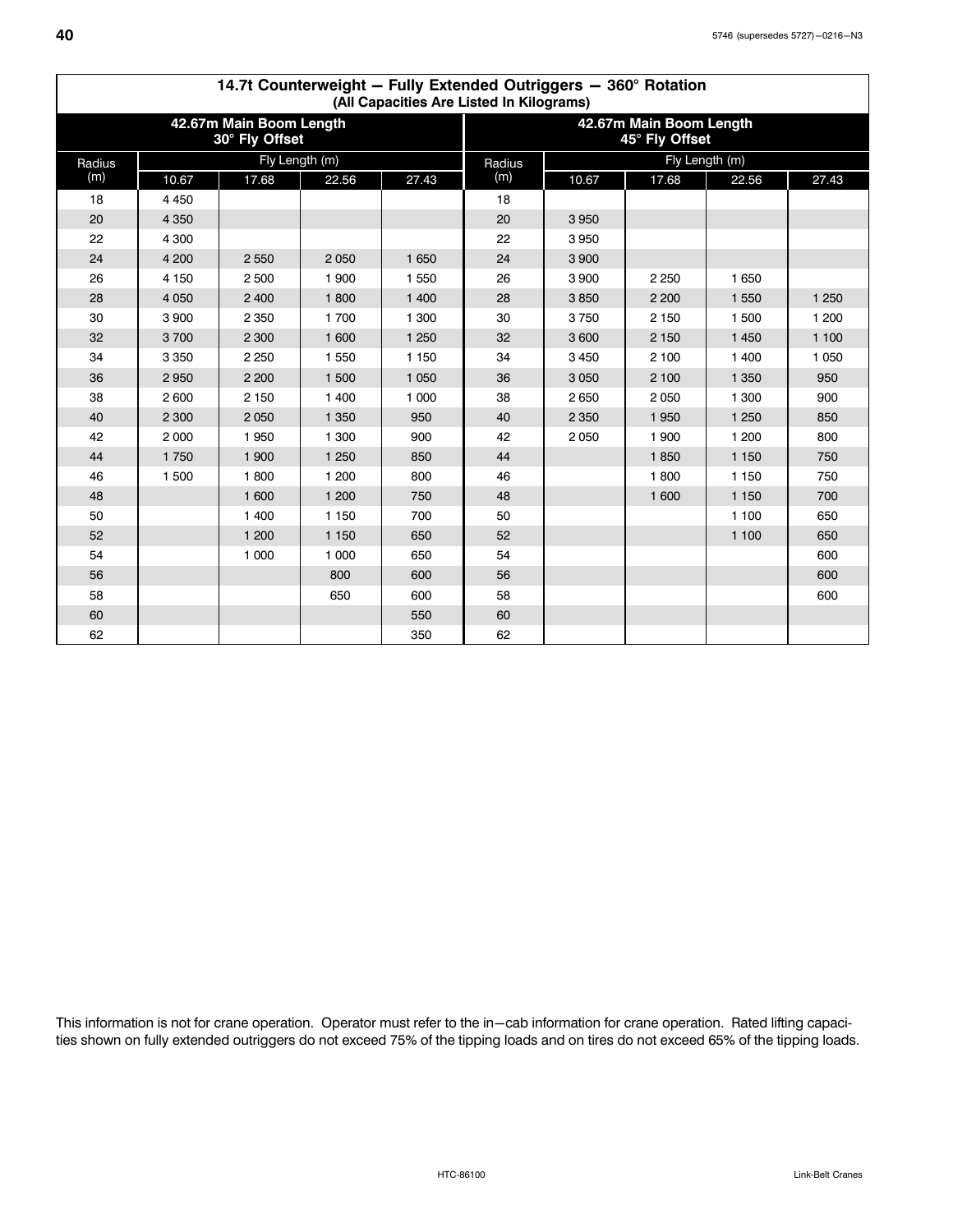## 14.7t Counterweight — Fully Extended Outriggers — 360° Rotation
### (All Capacities Are Listed In Kilograms)

| 42.67m Main Boom Length 30° Fly Offset | | | | | 42.67m Main Boom Length 45° Fly Offset | | | | |
|---|---|---|---|---|---|---|---|---|---|
| Radius (m) | Fly Length (m) | | | | Radius (m) | Fly Length (m) | | | |
| | 10.67 | 17.68 | 22.56 | 27.43 | | 10.67 | 17.68 | 22.56 | 27.43 |
| 18 | 4 450 | | | | 18 | | | | |
| 20 | 4 350 | | | | 20 | 3 950 | | | |
| 22 | 4 300 | | | | 22 | 3 950 | | | |
| 24 | 4 200 | 2 550 | 2 050 | 1 650 | 24 | 3 900 | | | |
| 26 | 4 150 | 2 500 | 1 900 | 1 550 | 26 | 3 900 | 2 250 | 1 650 | |
| 28 | 4 050 | 2 400 | 1 800 | 1 400 | 28 | 3 850 | 2 200 | 1 550 | 1 250 |
| 30 | 3 900 | 2 350 | 1 700 | 1 300 | 30 | 3 750 | 2 150 | 1 500 | 1 200 |
| 32 | 3 700 | 2 300 | 1 600 | 1 250 | 32 | 3 600 | 2 150 | 1 450 | 1 100 |
| 34 | 3 350 | 2 250 | 1 550 | 1 150 | 34 | 3 450 | 2 100 | 1 400 | 1 050 |
| 36 | 2 950 | 2 200 | 1 500 | 1 050 | 36 | 3 050 | 2 100 | 1 350 | 950 |
| 38 | 2 600 | 2 150 | 1 400 | 1 000 | 38 | 2 650 | 2 050 | 1 300 | 900 |
| 40 | 2 300 | 2 050 | 1 350 | 950 | 40 | 2 350 | 1 950 | 1 250 | 850 |
| 42 | 2 000 | 1 950 | 1 300 | 900 | 42 | 2 050 | 1 900 | 1 200 | 800 |
| 44 | 1 750 | 1 900 | 1 250 | 850 | 44 | | 1 850 | 1 150 | 750 |
| 46 | 1 500 | 1 800 | 1 200 | 800 | 46 | | 1 800 | 1 150 | 750 |
| 48 | | 1 600 | 1 200 | 750 | 48 | | 1 600 | 1 150 | 700 |
| 50 | | 1 400 | 1 150 | 700 | 50 | | | 1 100 | 650 |
| 52 | | 1 200 | 1 150 | 650 | 52 | | | 1 100 | 650 |
| 54 | | 1 000 | 1 000 | 650 | 54 | | | | 600 |
| 56 | | | 800 | 600 | 56 | | | | 600 |
| 58 | | | 650 | 600 | 58 | | | | 600 |
| 60 | | | | 550 | 60 | | | | |
| 62 | | | | 350 | 62 | | | | |

This information is not for crane operation. Operator must refer to the in−cab information for crane operation. Rated lifting capacities shown on fully extended outriggers do not exceed 75% of the tipping loads and on tires do not exceed 65% of the tipping loads.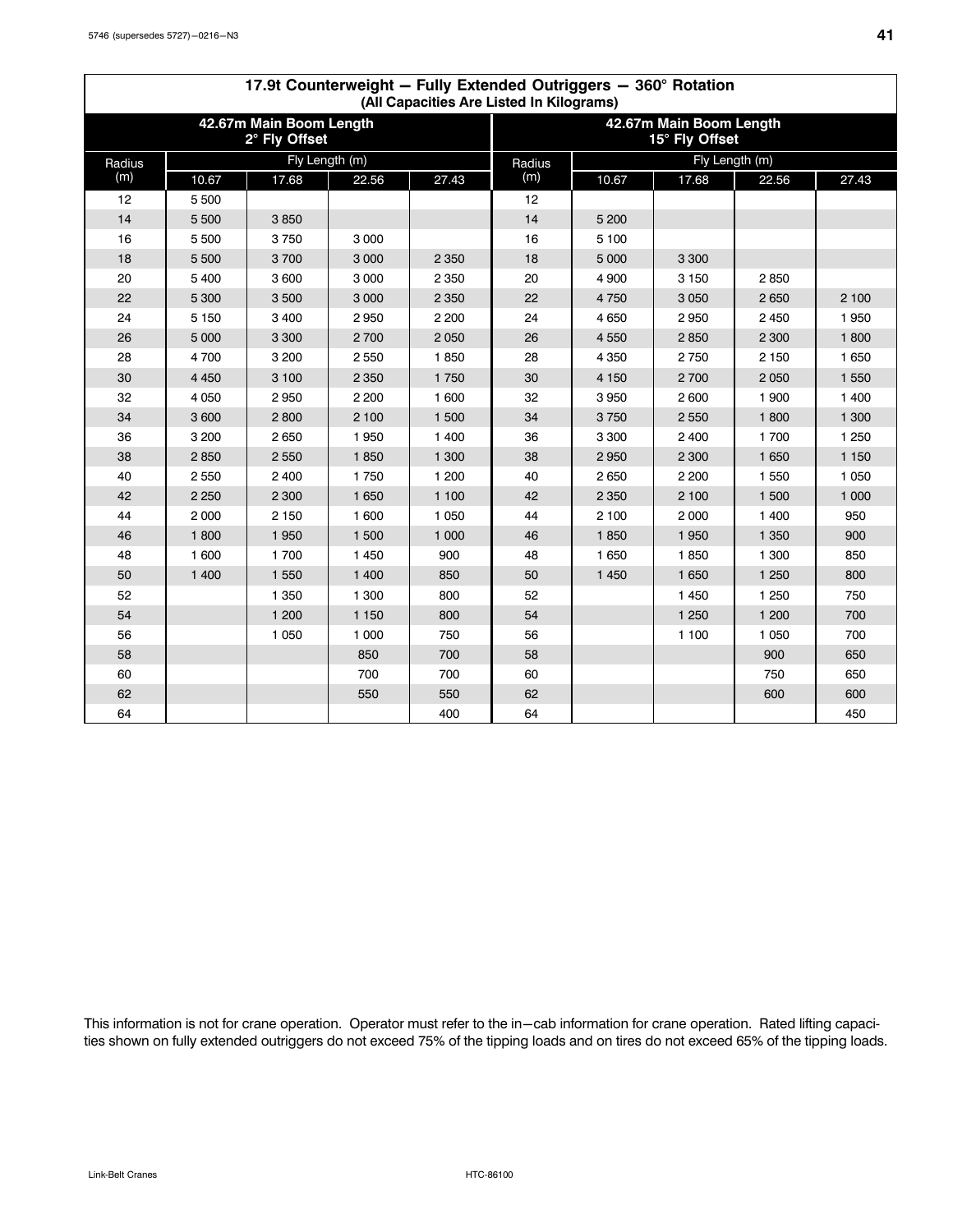## 17.9t Counterweight — Fully Extended Outriggers — 360° Rotation

(All Capacities Are Listed In Kilograms)

| 42.67m Main Boom Length 2° Fly Offset | | | | | 42.67m Main Boom Length 15° Fly Offset | | | | |
|---|---|---|---|---|---|---|---|---|---|
| Radius (m) | Fly Length (m) | | | | Radius (m) | Fly Length (m) | | | |
| | 10.67 | 17.68 | 22.56 | 27.43 | | 10.67 | 17.68 | 22.56 | 27.43 |
| 12 | 5 500 | | | | 12 | | | | |
| 14 | 5 500 | 3 850 | | | 14 | 5 200 | | | |
| 16 | 5 500 | 3 750 | 3 000 | | 16 | 5 100 | | | |
| 18 | 5 500 | 3 700 | 3 000 | 2 350 | 18 | 5 000 | 3 300 | | |
| 20 | 5 400 | 3 600 | 3 000 | 2 350 | 20 | 4 900 | 3 150 | 2 850 | |
| 22 | 5 300 | 3 500 | 3 000 | 2 350 | 22 | 4 750 | 3 050 | 2 650 | 2 100 |
| 24 | 5 150 | 3 400 | 2 950 | 2 200 | 24 | 4 650 | 2 950 | 2 450 | 1 950 |
| 26 | 5 000 | 3 300 | 2 700 | 2 050 | 26 | 4 550 | 2 850 | 2 300 | 1 800 |
| 28 | 4 700 | 3 200 | 2 550 | 1 850 | 28 | 4 350 | 2 750 | 2 150 | 1 650 |
| 30 | 4 450 | 3 100 | 2 350 | 1 750 | 30 | 4 150 | 2 700 | 2 050 | 1 550 |
| 32 | 4 050 | 2 950 | 2 200 | 1 600 | 32 | 3 950 | 2 600 | 1 900 | 1 400 |
| 34 | 3 600 | 2 800 | 2 100 | 1 500 | 34 | 3 750 | 2 550 | 1 800 | 1 300 |
| 36 | 3 200 | 2 650 | 1 950 | 1 400 | 36 | 3 300 | 2 400 | 1 700 | 1 250 |
| 38 | 2 850 | 2 550 | 1 850 | 1 300 | 38 | 2 950 | 2 300 | 1 650 | 1 150 |
| 40 | 2 550 | 2 400 | 1 750 | 1 200 | 40 | 2 650 | 2 200 | 1 550 | 1 050 |
| 42 | 2 250 | 2 300 | 1 650 | 1 100 | 42 | 2 350 | 2 100 | 1 500 | 1 000 |
| 44 | 2 000 | 2 150 | 1 600 | 1 050 | 44 | 2 100 | 2 000 | 1 400 | 950 |
| 46 | 1 800 | 1 950 | 1 500 | 1 000 | 46 | 1 850 | 1 950 | 1 350 | 900 |
| 48 | 1 600 | 1 700 | 1 450 | 900 | 48 | 1 650 | 1 850 | 1 300 | 850 |
| 50 | 1 400 | 1 550 | 1 400 | 850 | 50 | 1 450 | 1 650 | 1 250 | 800 |
| 52 | | 1 350 | 1 300 | 800 | 52 | | 1 450 | 1 250 | 750 |
| 54 | | 1 200 | 1 150 | 800 | 54 | | 1 250 | 1 200 | 700 |
| 56 | | 1 050 | 1 000 | 750 | 56 | | 1 100 | 1 050 | 700 |
| 58 | | | 850 | 700 | 58 | | | 900 | 650 |
| 60 | | | 700 | 700 | 60 | | | 750 | 650 |
| 62 | | | 550 | 550 | 62 | | | 600 | 600 |
| 64 | | | | 400 | 64 | | | | 450 |

This information is not for crane operation. Operator must refer to the in−cab information for crane operation. Rated lifting capacities shown on fully extended outriggers do not exceed 75% of the tipping loads and on tires do not exceed 65% of the tipping loads.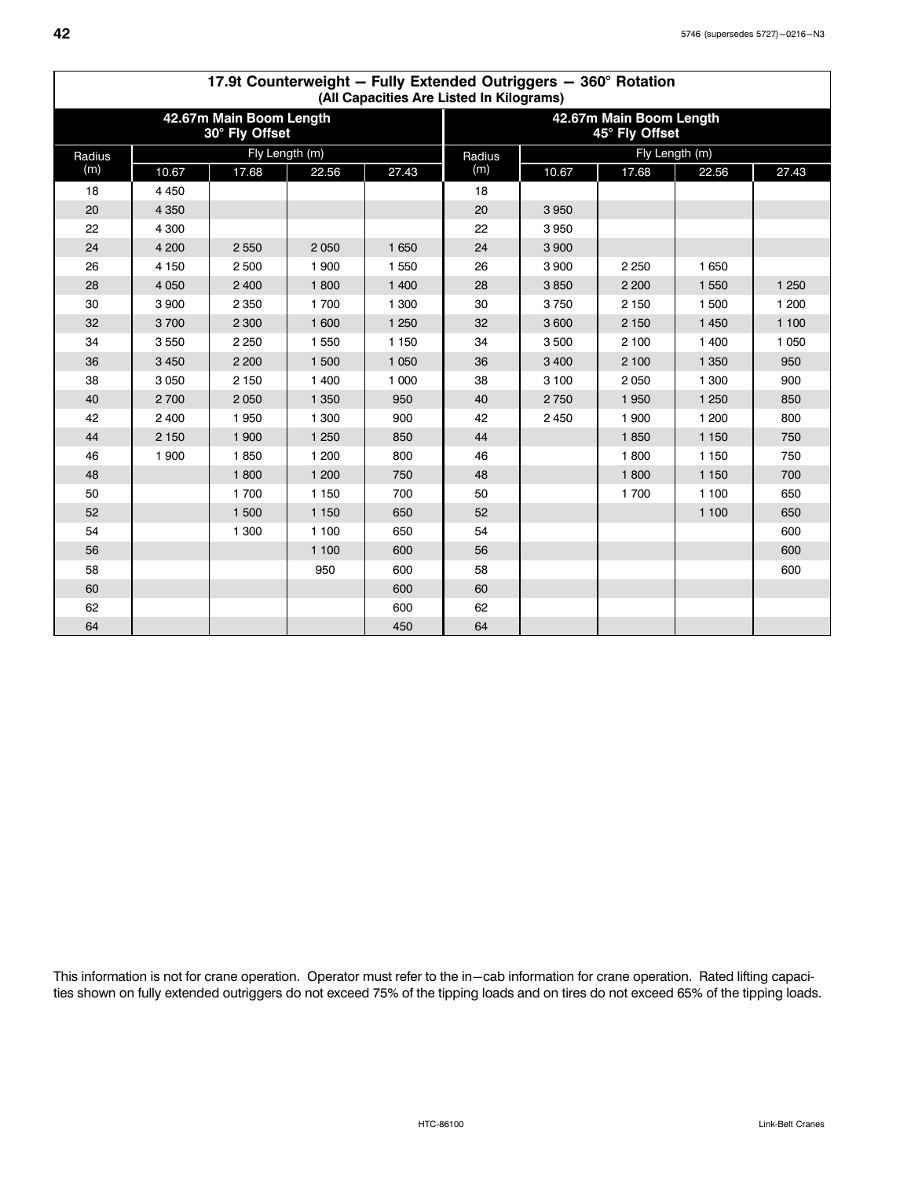## 17.9t Counterweight — Fully Extended Outriggers — 360° Rotation

**(All Capacities Are Listed In Kilograms)**

| 42.67m Main Boom Length 30° Fly Offset | | | | | 42.67m Main Boom Length 45° Fly Offset | | | | |
|---|---|---|---|---|---|---|---|---|---|
| Radius (m) | Fly Length (m) | | | | Radius (m) | Fly Length (m) | | | |
| | 10.67 | 17.68 | 22.56 | 27.43 | | 10.67 | 17.68 | 22.56 | 27.43 |
| 18 | 4 450 | | | | 18 | | | | |
| 20 | 4 350 | | | | 20 | 3 950 | | | |
| 22 | 4 300 | | | | 22 | 3 950 | | | |
| 24 | 4 200 | 2 550 | 2 050 | 1 650 | 24 | 3 900 | | | |
| 26 | 4 150 | 2 500 | 1 900 | 1 550 | 26 | 3 900 | 2 250 | 1 650 | |
| 28 | 4 050 | 2 400 | 1 800 | 1 400 | 28 | 3 850 | 2 200 | 1 550 | 1 250 |
| 30 | 3 900 | 2 350 | 1 700 | 1 300 | 30 | 3 750 | 2 150 | 1 500 | 1 200 |
| 32 | 3 700 | 2 300 | 1 600 | 1 250 | 32 | 3 600 | 2 150 | 1 450 | 1 100 |
| 34 | 3 550 | 2 250 | 1 550 | 1 150 | 34 | 3 500 | 2 100 | 1 400 | 1 050 |
| 36 | 3 450 | 2 200 | 1 500 | 1 050 | 36 | 3 400 | 2 100 | 1 350 | 950 |
| 38 | 3 050 | 2 150 | 1 400 | 1 000 | 38 | 3 100 | 2 050 | 1 300 | 900 |
| 40 | 2 700 | 2 050 | 1 350 | 950 | 40 | 2 750 | 1 950 | 1 250 | 850 |
| 42 | 2 400 | 1 950 | 1 300 | 900 | 42 | 2 450 | 1 900 | 1 200 | 800 |
| 44 | 2 150 | 1 900 | 1 250 | 850 | 44 | | 1 850 | 1 150 | 750 |
| 46 | 1 900 | 1 850 | 1 200 | 800 | 46 | | 1 800 | 1 150 | 750 |
| 48 | | 1 800 | 1 200 | 750 | 48 | | 1 800 | 1 150 | 700 |
| 50 | | 1 700 | 1 150 | 700 | 50 | | 1 700 | 1 100 | 650 |
| 52 | | 1 500 | 1 150 | 650 | 52 | | | 1 100 | 650 |
| 54 | | 1 300 | 1 100 | 650 | 54 | | | | 600 |
| 56 | | | 1 100 | 600 | 56 | | | | 600 |
| 58 | | | 950 | 600 | 58 | | | | 600 |
| 60 | | | | 600 | 60 | | | | |
| 62 | | | | 600 | 62 | | | | |
| 64 | | | | 450 | 64 | | | | |

This information is not for crane operation. Operator must refer to the in−cab information for crane operation. Rated lifting capacities shown on fully extended outriggers do not exceed 75% of the tipping loads and on tires do not exceed 65% of the tipping loads.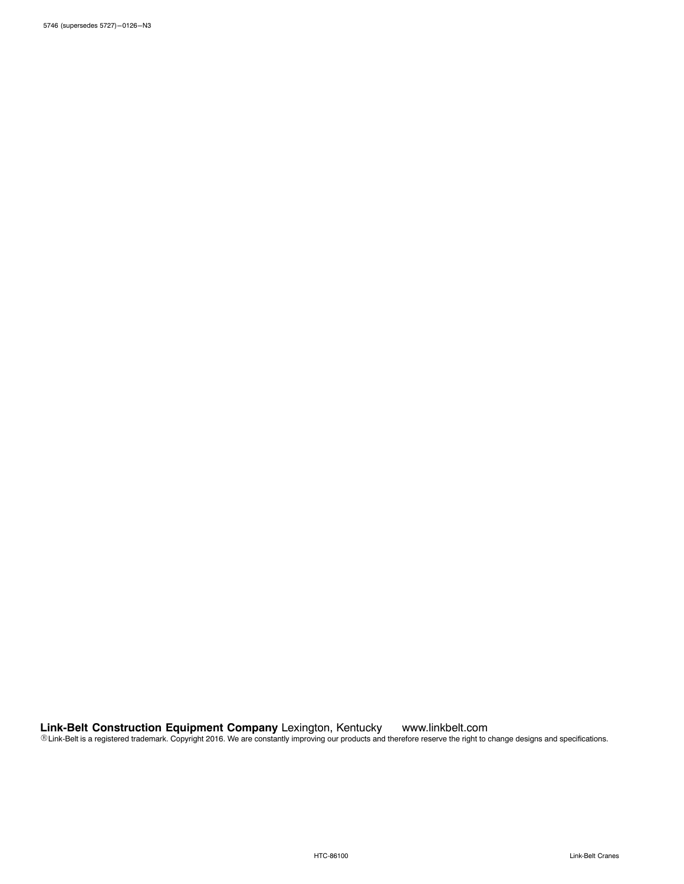5746 (supersedes 5727)—0126—N3

**Link-Belt Construction Equipment Company** Lexington, Kentucky www.linkbelt.com

®Link-Belt is a registered trademark. Copyright 2016. We are constantly improving our products and therefore reserve the right to change designs and specifications.